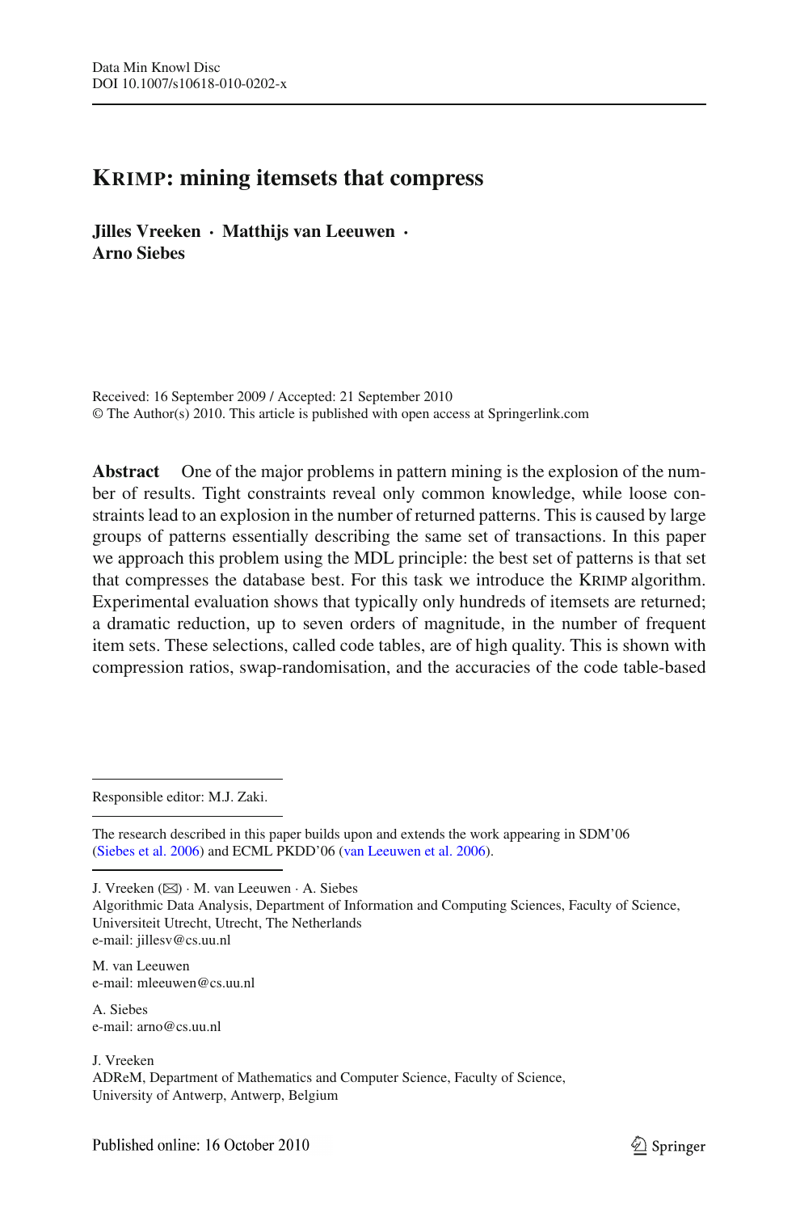# KRIMP: mining itemsets that compress

**Jilles Vreeken · Matthijs van Leeuwen · Arno Siebes**

Received: 16 September 2009 / Accepted: 21 September 2010
© The Author(s) 2010. This article is published with open access at Springerlink.com

**Abstract** One of the major problems in pattern mining is the explosion of the number of results. Tight constraints reveal only common knowledge, while loose constraints lead to an explosion in the number of returned patterns. This is caused by large groups of patterns essentially describing the same set of transactions. In this paper we approach this problem using the MDL principle: the best set of patterns is that set that compresses the database best. For this task we introduce the KRIMP algorithm. Experimental evaluation shows that typically only hundreds of itemsets are returned; a dramatic reduction, up to seven orders of magnitude, in the number of frequent item sets. These selections, called code tables, are of high quality. This is shown with compression ratios, swap-randomisation, and the accuracies of the code table-based

---

Responsible editor: M.J. Zaki.

The research described in this paper builds upon and extends the work appearing in SDM'06 (Siebes et al. 2006) and ECML PKDD'06 (van Leeuwen et al. 2006).

J. Vreeken (✉) · M. van Leeuwen · A. Siebes
Algorithmic Data Analysis, Department of Information and Computing Sciences, Faculty of Science, Universiteit Utrecht, Utrecht, The Netherlands
e-mail: jillesv@cs.uu.nl

M. van Leeuwen
e-mail: mleeuwen@cs.uu.nl

A. Siebes
e-mail: arno@cs.uu.nl

J. Vreeken
ADReM, Department of Mathematics and Computer Science, Faculty of Science, University of Antwerp, Antwerp, Belgium

Published online: 16 October 2010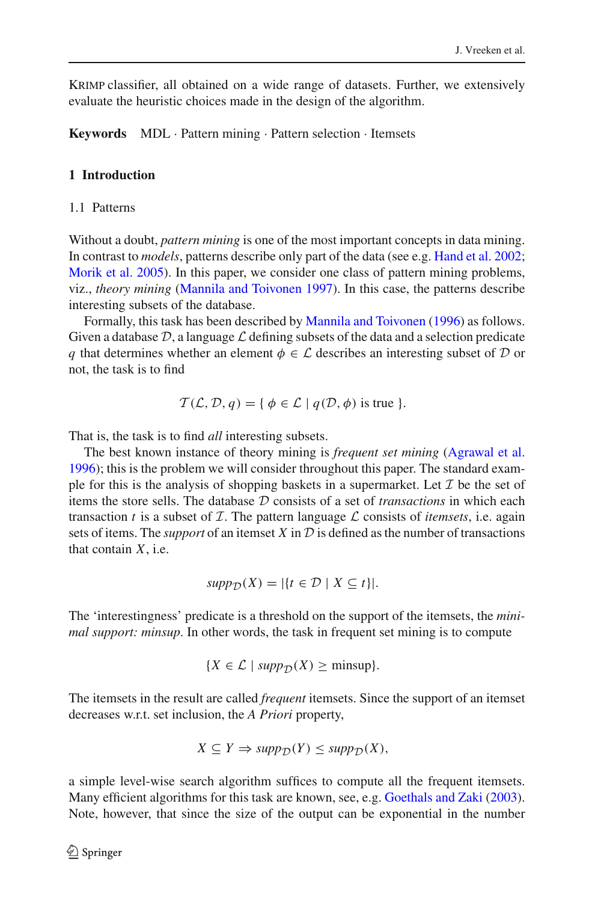KRIMP classifier, all obtained on a wide range of datasets. Further, we extensively evaluate the heuristic choices made in the design of the algorithm.

**Keywords** MDL · Pattern mining · Pattern selection · Itemsets

## 1 Introduction

### 1.1 Patterns

Without a doubt, *pattern mining* is one of the most important concepts in data mining. In contrast to *models*, patterns describe only part of the data (see e.g. Hand et al. 2002; Morik et al. 2005). In this paper, we consider one class of pattern mining problems, viz., *theory mining* (Mannila and Toivonen 1997). In this case, the patterns describe interesting subsets of the database.

Formally, this task has been described by Mannila and Toivonen (1996) as follows. Given a database $\mathcal{D}$, a language $\mathcal{L}$ defining subsets of the data and a selection predicate $q$ that determines whether an element $\phi \in \mathcal{L}$ describes an interesting subset of $\mathcal{D}$ or not, the task is to find

$$\mathcal{T}(\mathcal{L}, \mathcal{D}, q) = \{\ \phi \in \mathcal{L} \mid q(\mathcal{D}, \phi) \text{ is true }\}.$$

That is, the task is to find *all* interesting subsets.

The best known instance of theory mining is *frequent set mining* (Agrawal et al. 1996); this is the problem we will consider throughout this paper. The standard example for this is the analysis of shopping baskets in a supermarket. Let $\mathcal{I}$ be the set of items the store sells. The database $\mathcal{D}$ consists of a set of *transactions* in which each transaction $t$ is a subset of $\mathcal{I}$. The pattern language $\mathcal{L}$ consists of *itemsets*, i.e. again sets of items. The *support* of an itemset $X$ in $\mathcal{D}$ is defined as the number of transactions that contain $X$, i.e.

$$supp_{\mathcal{D}}(X) = |\{t \in \mathcal{D} \mid X \subseteq t\}|.$$

The 'interestingness' predicate is a threshold on the support of the itemsets, the *minimal support: minsup*. In other words, the task in frequent set mining is to compute

$$\{X \in \mathcal{L} \mid supp_{\mathcal{D}}(X) \geq \text{minsup}\}.$$

The itemsets in the result are called *frequent* itemsets. Since the support of an itemset decreases w.r.t. set inclusion, the *A Priori* property,

$$X \subseteq Y \Rightarrow supp_{\mathcal{D}}(Y) \leq supp_{\mathcal{D}}(X),$$

a simple level-wise search algorithm suffices to compute all the frequent itemsets. Many efficient algorithms for this task are known, see, e.g. Goethals and Zaki (2003). Note, however, that since the size of the output can be exponential in the number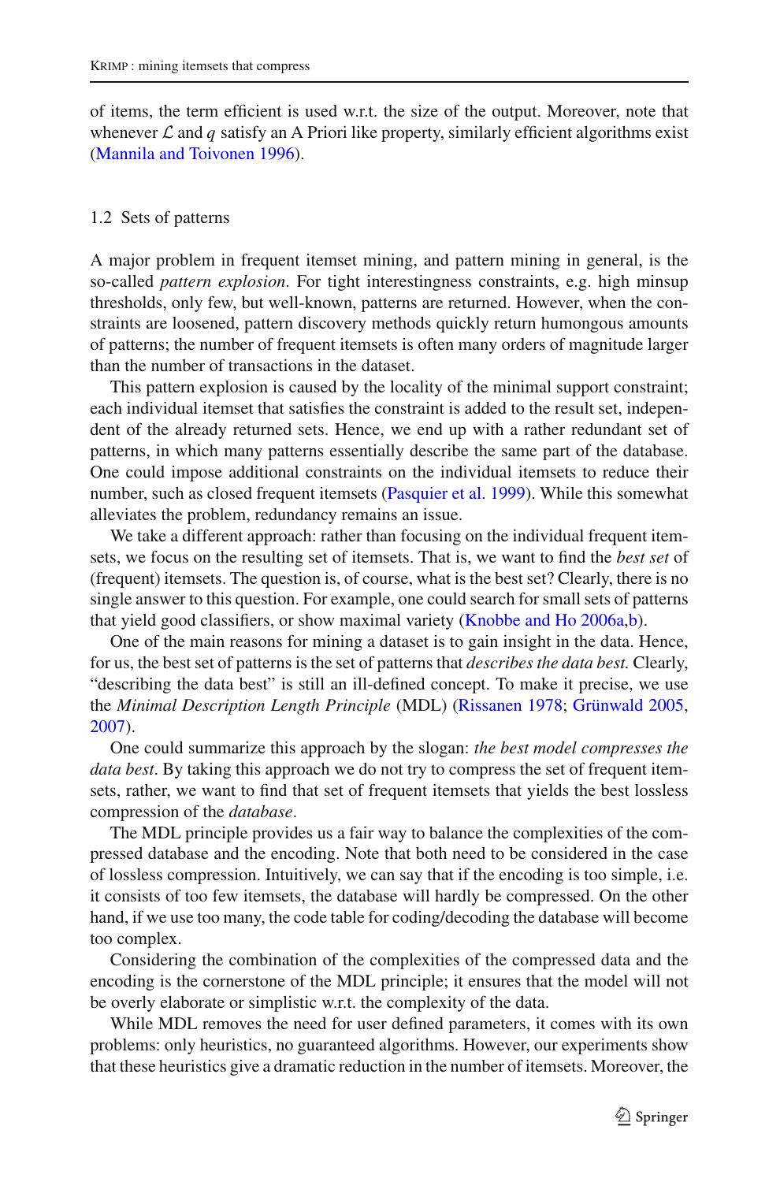of items, the term efficient is used w.r.t. the size of the output. Moreover, note that whenever $\mathcal{L}$ and $q$ satisfy an A Priori like property, similarly efficient algorithms exist (Mannila and Toivonen 1996).

### 1.2 Sets of patterns

A major problem in frequent itemset mining, and pattern mining in general, is the so-called *pattern explosion*. For tight interestingness constraints, e.g. high minsup thresholds, only few, but well-known, patterns are returned. However, when the constraints are loosened, pattern discovery methods quickly return humongous amounts of patterns; the number of frequent itemsets is often many orders of magnitude larger than the number of transactions in the dataset.

This pattern explosion is caused by the locality of the minimal support constraint; each individual itemset that satisfies the constraint is added to the result set, independent of the already returned sets. Hence, we end up with a rather redundant set of patterns, in which many patterns essentially describe the same part of the database. One could impose additional constraints on the individual itemsets to reduce their number, such as closed frequent itemsets (Pasquier et al. 1999). While this somewhat alleviates the problem, redundancy remains an issue.

We take a different approach: rather than focusing on the individual frequent itemsets, we focus on the resulting set of itemsets. That is, we want to find the *best set* of (frequent) itemsets. The question is, of course, what is the best set? Clearly, there is no single answer to this question. For example, one could search for small sets of patterns that yield good classifiers, or show maximal variety (Knobbe and Ho 2006a,b).

One of the main reasons for mining a dataset is to gain insight in the data. Hence, for us, the best set of patterns is the set of patterns that *describes the data best.* Clearly, "describing the data best" is still an ill-defined concept. To make it precise, we use the *Minimal Description Length Principle* (MDL) (Rissanen 1978; Grünwald 2005, 2007).

One could summarize this approach by the slogan: *the best model compresses the data best*. By taking this approach we do not try to compress the set of frequent itemsets, rather, we want to find that set of frequent itemsets that yields the best lossless compression of the *database*.

The MDL principle provides us a fair way to balance the complexities of the compressed database and the encoding. Note that both need to be considered in the case of lossless compression. Intuitively, we can say that if the encoding is too simple, i.e. it consists of too few itemsets, the database will hardly be compressed. On the other hand, if we use too many, the code table for coding/decoding the database will become too complex.

Considering the combination of the complexities of the compressed data and the encoding is the cornerstone of the MDL principle; it ensures that the model will not be overly elaborate or simplistic w.r.t. the complexity of the data.

While MDL removes the need for user defined parameters, it comes with its own problems: only heuristics, no guaranteed algorithms. However, our experiments show that these heuristics give a dramatic reduction in the number of itemsets. Moreover, the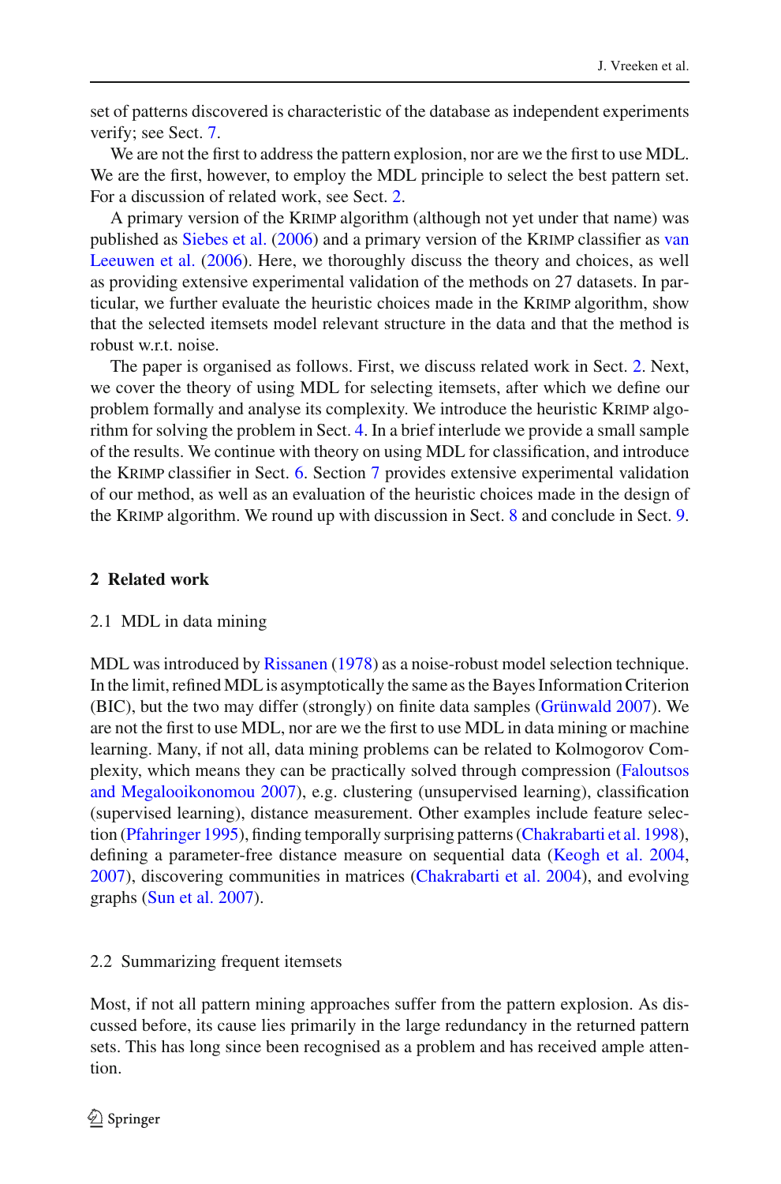set of patterns discovered is characteristic of the database as independent experiments verify; see Sect. 7.

We are not the first to address the pattern explosion, nor are we the first to use MDL. We are the first, however, to employ the MDL principle to select the best pattern set. For a discussion of related work, see Sect. 2.

A primary version of the Krimp algorithm (although not yet under that name) was published as Siebes et al. (2006) and a primary version of the Krimp classifier as van Leeuwen et al. (2006). Here, we thoroughly discuss the theory and choices, as well as providing extensive experimental validation of the methods on 27 datasets. In particular, we further evaluate the heuristic choices made in the Krimp algorithm, show that the selected itemsets model relevant structure in the data and that the method is robust w.r.t. noise.

The paper is organised as follows. First, we discuss related work in Sect. 2. Next, we cover the theory of using MDL for selecting itemsets, after which we define our problem formally and analyse its complexity. We introduce the heuristic Krimp algorithm for solving the problem in Sect. 4. In a brief interlude we provide a small sample of the results. We continue with theory on using MDL for classification, and introduce the Krimp classifier in Sect. 6. Section 7 provides extensive experimental validation of our method, as well as an evaluation of the heuristic choices made in the design of the Krimp algorithm. We round up with discussion in Sect. 8 and conclude in Sect. 9.

## 2 Related work

### 2.1 MDL in data mining

MDL was introduced by Rissanen (1978) as a noise-robust model selection technique. In the limit, refined MDL is asymptotically the same as the Bayes Information Criterion (BIC), but the two may differ (strongly) on finite data samples (Grünwald 2007). We are not the first to use MDL, nor are we the first to use MDL in data mining or machine learning. Many, if not all, data mining problems can be related to Kolmogorov Complexity, which means they can be practically solved through compression (Faloutsos and Megalooikonomou 2007), e.g. clustering (unsupervised learning), classification (supervised learning), distance measurement. Other examples include feature selection (Pfahringer 1995), finding temporally surprising patterns (Chakrabarti et al. 1998), defining a parameter-free distance measure on sequential data (Keogh et al. 2004, 2007), discovering communities in matrices (Chakrabarti et al. 2004), and evolving graphs (Sun et al. 2007).

### 2.2 Summarizing frequent itemsets

Most, if not all pattern mining approaches suffer from the pattern explosion. As discussed before, its cause lies primarily in the large redundancy in the returned pattern sets. This has long since been recognised as a problem and has received ample attention.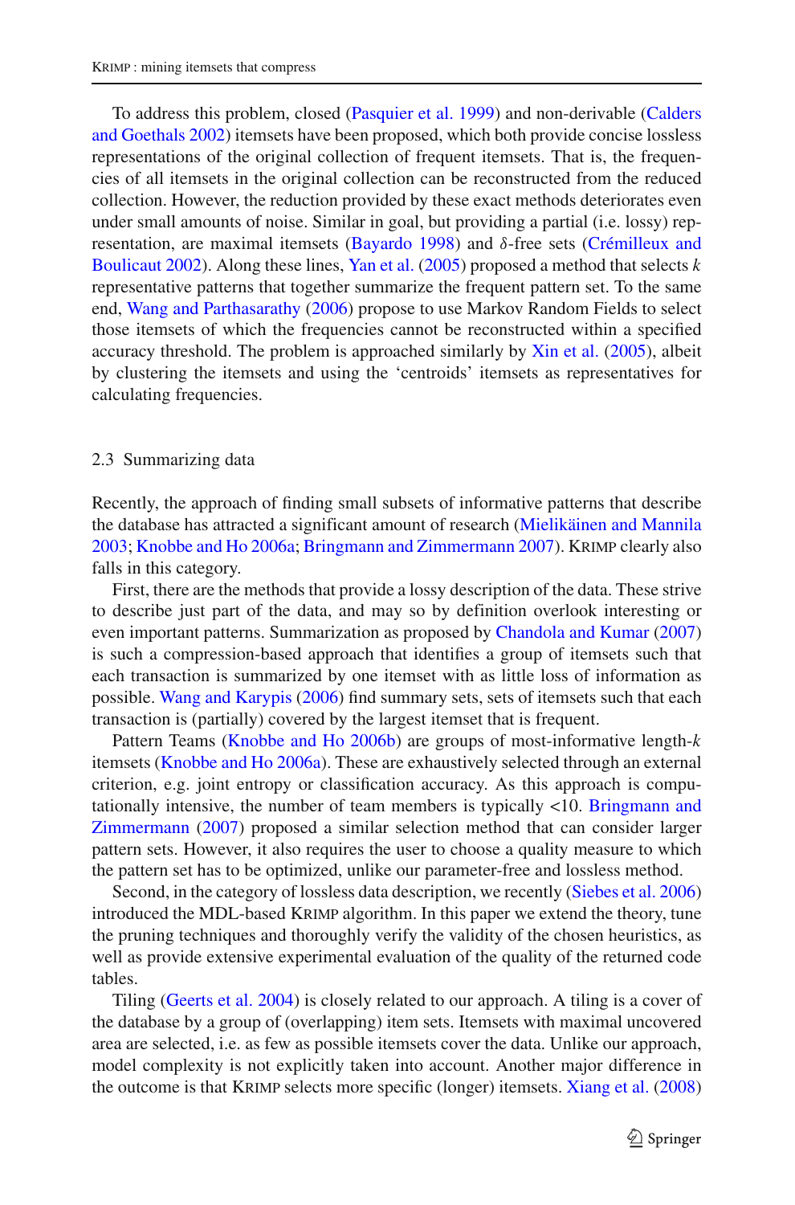To address this problem, closed (Pasquier et al. 1999) and non-derivable (Calders and Goethals 2002) itemsets have been proposed, which both provide concise lossless representations of the original collection of frequent itemsets. That is, the frequencies of all itemsets in the original collection can be reconstructed from the reduced collection. However, the reduction provided by these exact methods deteriorates even under small amounts of noise. Similar in goal, but providing a partial (i.e. lossy) representation, are maximal itemsets (Bayardo 1998) and $\delta$-free sets (Crémilleux and Boulicaut 2002). Along these lines, Yan et al. (2005) proposed a method that selects $k$ representative patterns that together summarize the frequent pattern set. To the same end, Wang and Parthasarathy (2006) propose to use Markov Random Fields to select those itemsets of which the frequencies cannot be reconstructed within a specified accuracy threshold. The problem is approached similarly by Xin et al. (2005), albeit by clustering the itemsets and using the 'centroids' itemsets as representatives for calculating frequencies.

### 2.3 Summarizing data

Recently, the approach of finding small subsets of informative patterns that describe the database has attracted a significant amount of research (Mielikäinen and Mannila 2003; Knobbe and Ho 2006a; Bringmann and Zimmermann 2007). Krimp clearly also falls in this category.

First, there are the methods that provide a lossy description of the data. These strive to describe just part of the data, and may so by definition overlook interesting or even important patterns. Summarization as proposed by Chandola and Kumar (2007) is such a compression-based approach that identifies a group of itemsets such that each transaction is summarized by one itemset with as little loss of information as possible. Wang and Karypis (2006) find summary sets, sets of itemsets such that each transaction is (partially) covered by the largest itemset that is frequent.

Pattern Teams (Knobbe and Ho 2006b) are groups of most-informative length-$k$ itemsets (Knobbe and Ho 2006a). These are exhaustively selected through an external criterion, e.g. joint entropy or classification accuracy. As this approach is computationally intensive, the number of team members is typically <10. Bringmann and Zimmermann (2007) proposed a similar selection method that can consider larger pattern sets. However, it also requires the user to choose a quality measure to which the pattern set has to be optimized, unlike our parameter-free and lossless method.

Second, in the category of lossless data description, we recently (Siebes et al. 2006) introduced the MDL-based Krimp algorithm. In this paper we extend the theory, tune the pruning techniques and thoroughly verify the validity of the chosen heuristics, as well as provide extensive experimental evaluation of the quality of the returned code tables.

Tiling (Geerts et al. 2004) is closely related to our approach. A tiling is a cover of the database by a group of (overlapping) item sets. Itemsets with maximal uncovered area are selected, i.e. as few as possible itemsets cover the data. Unlike our approach, model complexity is not explicitly taken into account. Another major difference in the outcome is that Krimp selects more specific (longer) itemsets. Xiang et al. (2008)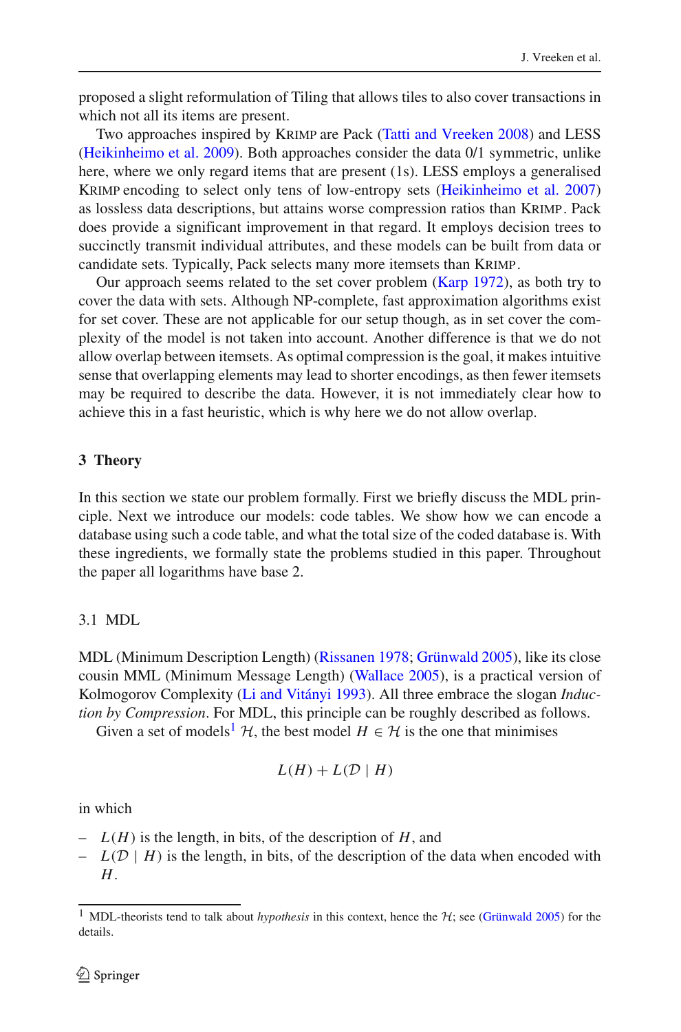proposed a slight reformulation of Tiling that allows tiles to also cover transactions in which not all its items are present.

Two approaches inspired by Krimp are Pack (Tatti and Vreeken 2008) and LESS (Heikinheimo et al. 2009). Both approaches consider the data 0/1 symmetric, unlike here, where we only regard items that are present (1s). LESS employs a generalised Krimp encoding to select only tens of low-entropy sets (Heikinheimo et al. 2007) as lossless data descriptions, but attains worse compression ratios than Krimp. Pack does provide a significant improvement in that regard. It employs decision trees to succinctly transmit individual attributes, and these models can be built from data or candidate sets. Typically, Pack selects many more itemsets than Krimp.

Our approach seems related to the set cover problem (Karp 1972), as both try to cover the data with sets. Although NP-complete, fast approximation algorithms exist for set cover. These are not applicable for our setup though, as in set cover the complexity of the model is not taken into account. Another difference is that we do not allow overlap between itemsets. As optimal compression is the goal, it makes intuitive sense that overlapping elements may lead to shorter encodings, as then fewer itemsets may be required to describe the data. However, it is not immediately clear how to achieve this in a fast heuristic, which is why here we do not allow overlap.

## 3 Theory

In this section we state our problem formally. First we briefly discuss the MDL principle. Next we introduce our models: code tables. We show how we can encode a database using such a code table, and what the total size of the coded database is. With these ingredients, we formally state the problems studied in this paper. Throughout the paper all logarithms have base 2.

### 3.1 MDL

MDL (Minimum Description Length) (Rissanen 1978; Grünwald 2005), like its close cousin MML (Minimum Message Length) (Wallace 2005), is a practical version of Kolmogorov Complexity (Li and Vitányi 1993). All three embrace the slogan *Induction by Compression*. For MDL, this principle can be roughly described as follows.

Given a set of models[1] $\mathcal{H}$, the best model $H \in \mathcal{H}$ is the one that minimises

$$L(H) + L(\mathcal{D} \mid H)$$

in which

- $L(H)$ is the length, in bits, of the description of $H$, and
- $L(\mathcal{D} \mid H)$ is the length, in bits, of the description of the data when encoded with $H$.

[1] MDL-theorists tend to talk about *hypothesis* in this context, hence the $\mathcal{H}$; see (Grünwald 2005) for the details.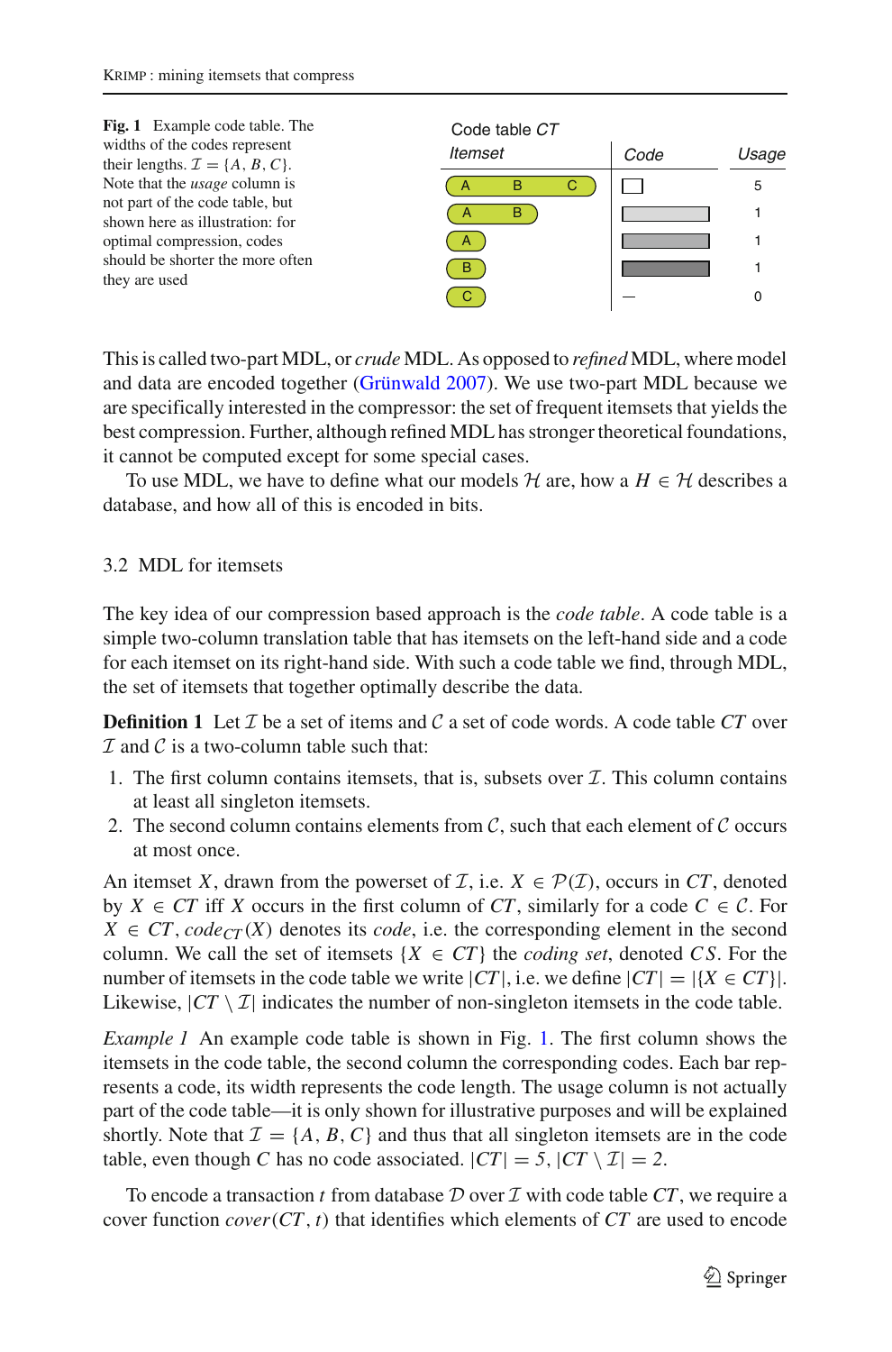**Fig. 1** Example code table. The widths of the codes represent their lengths. $\mathcal{I} = \{A, B, C\}$. Note that the *usage* column is not part of the code table, but shown here as illustration: for optimal compression, codes should be shorter the more often they are used

Code table *CT*

| *Itemset* | *Code* | *Usage* |
|---|---|---|
| A B C | | 5 |
| A B | | 1 |
| A | | 1 |
| B | | 1 |
| C | — | 0 |

This is called two-part MDL, or *crude* MDL. As opposed to *refined* MDL, where model and data are encoded together (Grünwald 2007). We use two-part MDL because we are specifically interested in the compressor: the set of frequent itemsets that yields the best compression. Further, although refined MDL has stronger theoretical foundations, it cannot be computed except for some special cases.

To use MDL, we have to define what our models $\mathcal{H}$ are, how a $H \in \mathcal{H}$ describes a database, and how all of this is encoded in bits.

### 3.2 MDL for itemsets

The key idea of our compression based approach is the *code table*. A code table is a simple two-column translation table that has itemsets on the left-hand side and a code for each itemset on its right-hand side. With such a code table we find, through MDL, the set of itemsets that together optimally describe the data.

**Definition 1** Let $\mathcal{I}$ be a set of items and $\mathcal{C}$ a set of code words. A code table *CT* over $\mathcal{I}$ and $\mathcal{C}$ is a two-column table such that:

1. The first column contains itemsets, that is, subsets over $\mathcal{I}$. This column contains at least all singleton itemsets.
2. The second column contains elements from $\mathcal{C}$, such that each element of $\mathcal{C}$ occurs at most once.

An itemset $X$, drawn from the powerset of $\mathcal{I}$, i.e. $X \in \mathcal{P}(\mathcal{I})$, occurs in $CT$, denoted by $X \in CT$ iff $X$ occurs in the first column of $CT$, similarly for a code $C \in \mathcal{C}$. For $X \in CT$, $code_{CT}(X)$ denotes its *code*, i.e. the corresponding element in the second column. We call the set of itemsets $\{X \in CT\}$ the *coding set*, denoted $CS$. For the number of itemsets in the code table we write $|CT|$, i.e. we define $|CT| = |\{X \in CT\}|$. Likewise, $|CT \setminus \mathcal{I}|$ indicates the number of non-singleton itemsets in the code table.

*Example 1* An example code table is shown in Fig. 1. The first column shows the itemsets in the code table, the second column the corresponding codes. Each bar represents a code, its width represents the code length. The usage column is not actually part of the code table—it is only shown for illustrative purposes and will be explained shortly. Note that $\mathcal{I} = \{A, B, C\}$ and thus that all singleton itemsets are in the code table, even though $C$ has no code associated. $|CT| = 5$, $|CT \setminus \mathcal{I}| = 2$.

To encode a transaction $t$ from database $\mathcal{D}$ over $\mathcal{I}$ with code table $CT$, we require a cover function $cover(CT, t)$ that identifies which elements of $CT$ are used to encode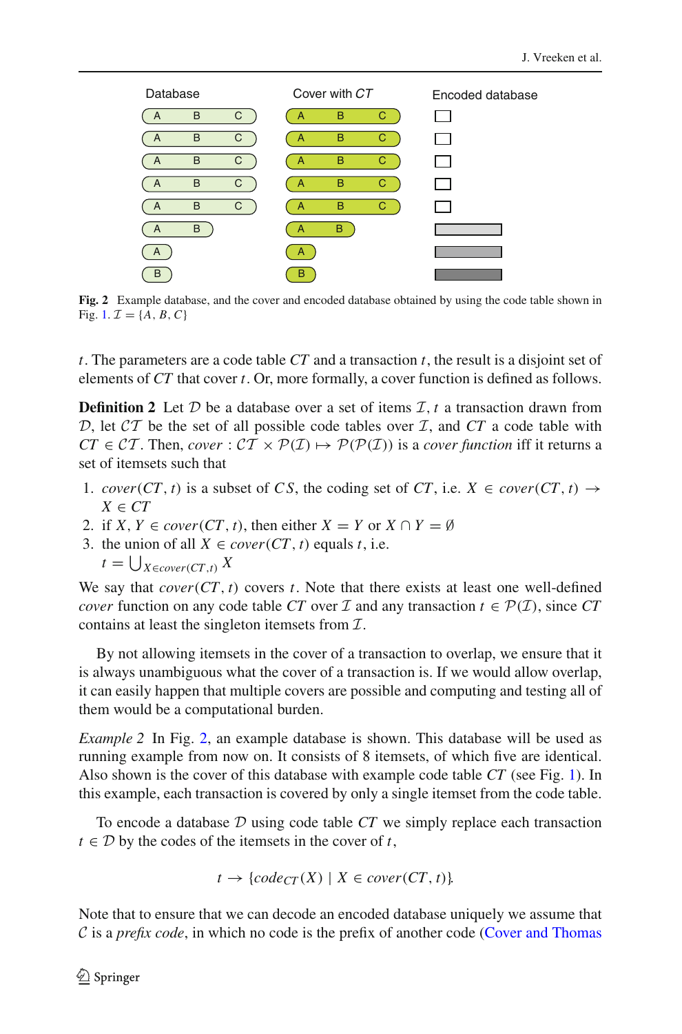**Fig. 2** Example database, and the cover and encoded database obtained by using the code table shown in Fig. 1. $\mathcal{I} = \{A, B, C\}$

$t$. The parameters are a code table $CT$ and a transaction $t$, the result is a disjoint set of elements of $CT$ that cover $t$. Or, more formally, a cover function is defined as follows.

**Definition 2** Let $\mathcal{D}$ be a database over a set of items $\mathcal{I}$, $t$ a transaction drawn from $\mathcal{D}$, let $\mathcal{CT}$ be the set of all possible code tables over $\mathcal{I}$, and $CT$ a code table with $CT \in \mathcal{CT}$. Then, $cover : \mathcal{CT} \times \mathcal{P}(\mathcal{I}) \mapsto \mathcal{P}(\mathcal{P}(\mathcal{I}))$ is a *cover function* iff it returns a set of itemsets such that

1. $cover(CT, t)$ is a subset of $CS$, the coding set of $CT$, i.e. $X \in cover(CT, t) \rightarrow X \in CT$
2. if $X, Y \in cover(CT, t)$, then either $X = Y$ or $X \cap Y = \emptyset$
3. the union of all $X \in cover(CT, t)$ equals $t$, i.e. $t = \bigcup_{X \in cover(CT,t)} X$

We say that $cover(CT, t)$ covers $t$. Note that there exists at least one well-defined *cover* function on any code table $CT$ over $\mathcal{I}$ and any transaction $t \in \mathcal{P}(\mathcal{I})$, since $CT$ contains at least the singleton itemsets from $\mathcal{I}$.

By not allowing itemsets in the cover of a transaction to overlap, we ensure that it is always unambiguous what the cover of a transaction is. If we would allow overlap, it can easily happen that multiple covers are possible and computing and testing all of them would be a computational burden.

*Example 2* In Fig. 2, an example database is shown. This database will be used as running example from now on. It consists of 8 itemsets, of which five are identical. Also shown is the cover of this database with example code table $CT$ (see Fig. 1). In this example, each transaction is covered by only a single itemset from the code table.

To encode a database $\mathcal{D}$ using code table $CT$ we simply replace each transaction $t \in \mathcal{D}$ by the codes of the itemsets in the cover of $t$,

$$t \rightarrow \{code_{CT}(X) \mid X \in cover(CT, t)\}.$$

Note that to ensure that we can decode an encoded database uniquely we assume that $\mathcal{C}$ is a *prefix code*, in which no code is the prefix of another code (Cover and Thomas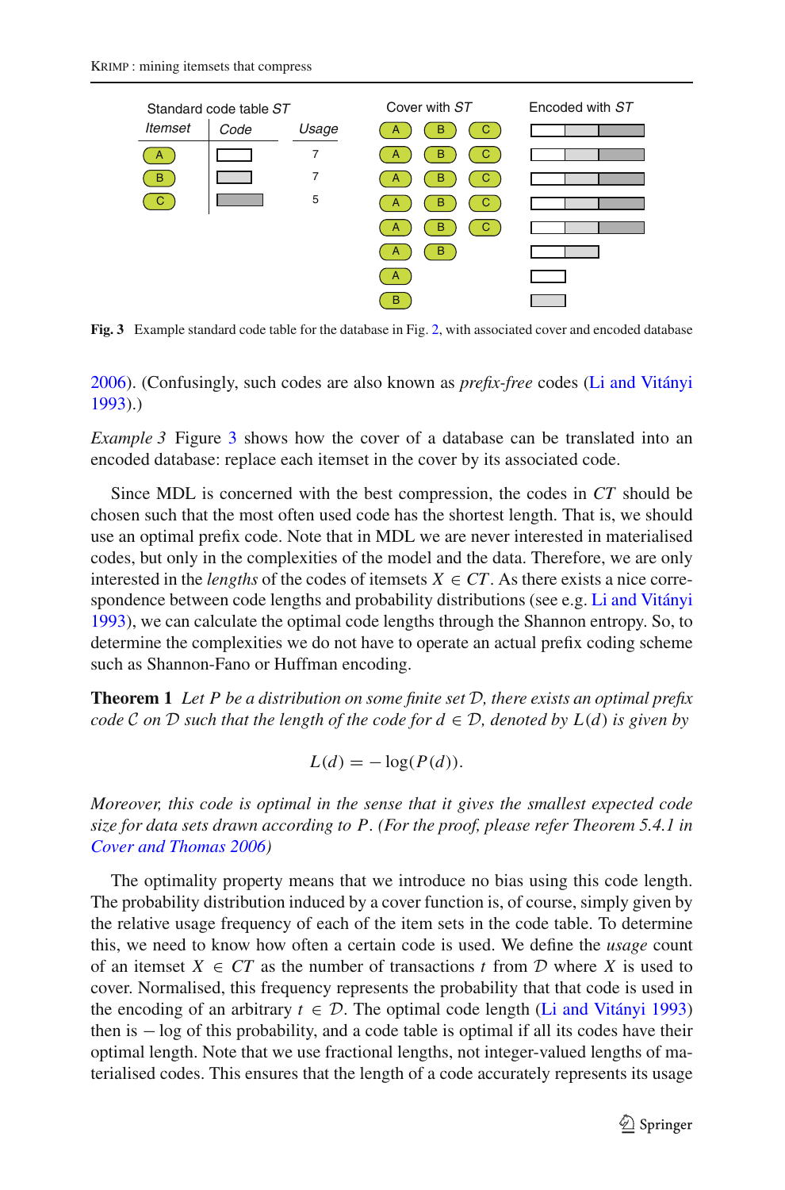Standard code table *ST*

| Itemset | Code | Usage |
| --- | --- | --- |
| A | | 7 |
| B | | 7 |
| C | | 5 |

Cover with *ST*

Encoded with *ST*

**Fig. 3** Example standard code table for the database in Fig. 2, with associated cover and encoded database

2006). (Confusingly, such codes are also known as *prefix-free* codes (Li and Vitányi 1993).)

*Example 3* Figure 3 shows how the cover of a database can be translated into an encoded database: replace each itemset in the cover by its associated code.

Since MDL is concerned with the best compression, the codes in *CT* should be chosen such that the most often used code has the shortest length. That is, we should use an optimal prefix code. Note that in MDL we are never interested in materialised codes, but only in the complexities of the model and the data. Therefore, we are only interested in the *lengths* of the codes of itemsets $X \in CT$. As there exists a nice correspondence between code lengths and probability distributions (see e.g. Li and Vitányi 1993), we can calculate the optimal code lengths through the Shannon entropy. So, to determine the complexities we do not have to operate an actual prefix coding scheme such as Shannon-Fano or Huffman encoding.

**Theorem 1** *Let $P$ be a distribution on some finite set $\mathcal{D}$, there exists an optimal prefix code $\mathcal{C}$ on $\mathcal{D}$ such that the length of the code for $d \in \mathcal{D}$, denoted by $L(d)$ is given by*

$$L(d) = -\log(P(d)).$$

*Moreover, this code is optimal in the sense that it gives the smallest expected code size for data sets drawn according to $P$. (For the proof, please refer Theorem 5.4.1 in Cover and Thomas 2006)*

The optimality property means that we introduce no bias using this code length. The probability distribution induced by a cover function is, of course, simply given by the relative usage frequency of each of the item sets in the code table. To determine this, we need to know how often a certain code is used. We define the *usage* count of an itemset $X \in CT$ as the number of transactions $t$ from $\mathcal{D}$ where $X$ is used to cover. Normalised, this frequency represents the probability that that code is used in the encoding of an arbitrary $t \in \mathcal{D}$. The optimal code length (Li and Vitányi 1993) then is $-\log$ of this probability, and a code table is optimal if all its codes have their optimal length. Note that we use fractional lengths, not integer-valued lengths of materialised codes. This ensures that the length of a code accurately represents its usage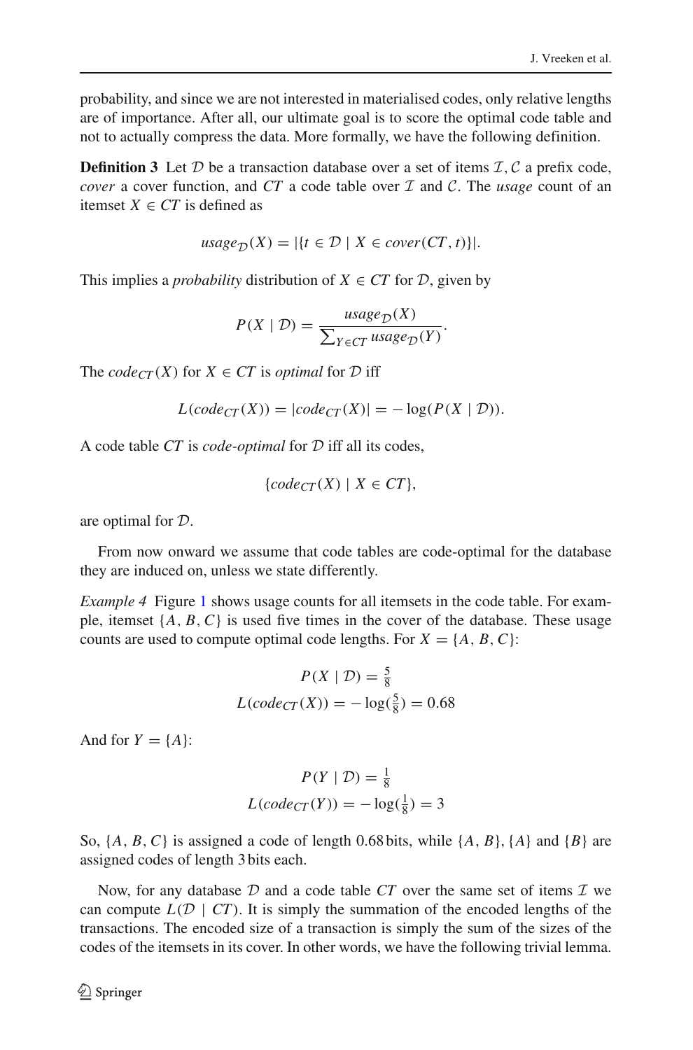probability, and since we are not interested in materialised codes, only relative lengths are of importance. After all, our ultimate goal is to score the optimal code table and not to actually compress the data. More formally, we have the following definition.

**Definition 3** Let $\mathcal{D}$ be a transaction database over a set of items $\mathcal{I}$, $\mathcal{C}$ a prefix code, *cover* a cover function, and *CT* a code table over $\mathcal{I}$ and $\mathcal{C}$. The *usage* count of an itemset $X \in CT$ is defined as

$$usage_{\mathcal{D}}(X) = |\{t \in \mathcal{D} \mid X \in cover(CT, t)\}|.$$

This implies a *probability* distribution of $X \in CT$ for $\mathcal{D}$, given by

$$P(X \mid \mathcal{D}) = \frac{usage_{\mathcal{D}}(X)}{\sum_{Y \in CT} usage_{\mathcal{D}}(Y)}.$$

The $code_{CT}(X)$ for $X \in CT$ is *optimal* for $\mathcal{D}$ iff

$$L(code_{CT}(X)) = |code_{CT}(X)| = -\log(P(X \mid \mathcal{D})).$$

A code table *CT* is *code-optimal* for $\mathcal{D}$ iff all its codes,

$$\{code_{CT}(X) \mid X \in CT\},$$

are optimal for $\mathcal{D}$.

From now onward we assume that code tables are code-optimal for the database they are induced on, unless we state differently.

*Example 4* Figure 1 shows usage counts for all itemsets in the code table. For example, itemset $\{A, B, C\}$ is used five times in the cover of the database. These usage counts are used to compute optimal code lengths. For $X = \{A, B, C\}$:

$$P(X \mid \mathcal{D}) = \tfrac{5}{8}$$
$$L(code_{CT}(X)) = -\log(\tfrac{5}{8}) = 0.68$$

And for $Y = \{A\}$:

$$P(Y \mid \mathcal{D}) = \tfrac{1}{8}$$
$$L(code_{CT}(Y)) = -\log(\tfrac{1}{8}) = 3$$

So, $\{A, B, C\}$ is assigned a code of length 0.68 bits, while $\{A, B\}$, $\{A\}$ and $\{B\}$ are assigned codes of length 3 bits each.

Now, for any database $\mathcal{D}$ and a code table *CT* over the same set of items $\mathcal{I}$ we can compute $L(\mathcal{D} \mid CT)$. It is simply the summation of the encoded lengths of the transactions. The encoded size of a transaction is simply the sum of the sizes of the codes of the itemsets in its cover. In other words, we have the following trivial lemma.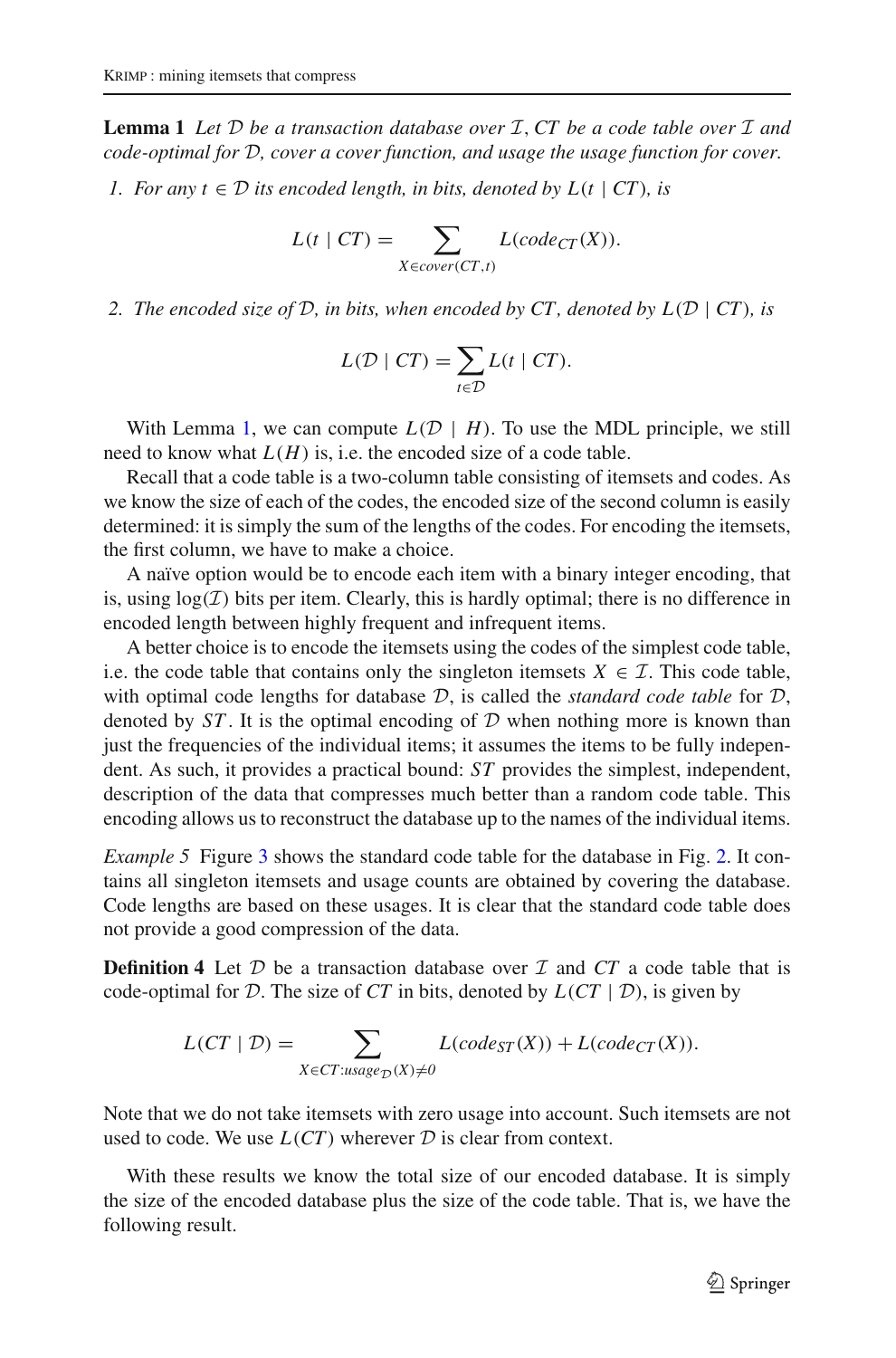**Lemma 1** *Let $\mathcal{D}$ be a transaction database over $\mathcal{I}$, $CT$ be a code table over $\mathcal{I}$ and code-optimal for $\mathcal{D}$, cover a cover function, and usage the usage function for cover.*

1. *For any $t \in \mathcal{D}$ its encoded length, in bits, denoted by $L(t \mid CT)$, is*

$$L(t \mid CT) = \sum_{X \in cover(CT, t)} L(code_{CT}(X)).$$

2. *The encoded size of $\mathcal{D}$, in bits, when encoded by $CT$, denoted by $L(\mathcal{D} \mid CT)$, is*

$$L(\mathcal{D} \mid CT) = \sum_{t \in \mathcal{D}} L(t \mid CT).$$

With Lemma 1, we can compute $L(\mathcal{D} \mid H)$. To use the MDL principle, we still need to know what $L(H)$ is, i.e. the encoded size of a code table.

Recall that a code table is a two-column table consisting of itemsets and codes. As we know the size of each of the codes, the encoded size of the second column is easily determined: it is simply the sum of the lengths of the codes. For encoding the itemsets, the first column, we have to make a choice.

A naïve option would be to encode each item with a binary integer encoding, that is, using $\log(\mathcal{I})$ bits per item. Clearly, this is hardly optimal; there is no difference in encoded length between highly frequent and infrequent items.

A better choice is to encode the itemsets using the codes of the simplest code table, i.e. the code table that contains only the singleton itemsets $X \in \mathcal{I}$. This code table, with optimal code lengths for database $\mathcal{D}$, is called the *standard code table* for $\mathcal{D}$, denoted by $ST$. It is the optimal encoding of $\mathcal{D}$ when nothing more is known than just the frequencies of the individual items; it assumes the items to be fully independent. As such, it provides a practical bound: $ST$ provides the simplest, independent, description of the data that compresses much better than a random code table. This encoding allows us to reconstruct the database up to the names of the individual items.

*Example 5* Figure 3 shows the standard code table for the database in Fig. 2. It contains all singleton itemsets and usage counts are obtained by covering the database. Code lengths are based on these usages. It is clear that the standard code table does not provide a good compression of the data.

**Definition 4** Let $\mathcal{D}$ be a transaction database over $\mathcal{I}$ and $CT$ a code table that is code-optimal for $\mathcal{D}$. The size of $CT$ in bits, denoted by $L(CT \mid \mathcal{D})$, is given by

$$L(CT \mid \mathcal{D}) = \sum_{X \in CT : usage_{\mathcal{D}}(X) \neq 0} L(code_{ST}(X)) + L(code_{CT}(X)).$$

Note that we do not take itemsets with zero usage into account. Such itemsets are not used to code. We use $L(CT)$ wherever $\mathcal{D}$ is clear from context.

With these results we know the total size of our encoded database. It is simply the size of the encoded database plus the size of the code table. That is, we have the following result.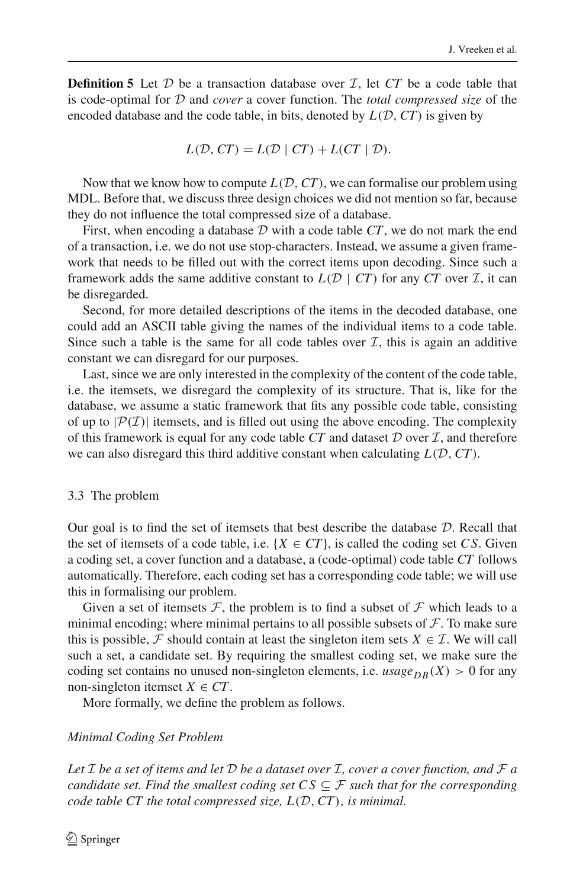**Definition 5** Let $\mathcal{D}$ be a transaction database over $\mathcal{I}$, let *CT* be a code table that is code-optimal for $\mathcal{D}$ and *cover* a cover function. The *total compressed size* of the encoded database and the code table, in bits, denoted by $L(\mathcal{D}, CT)$ is given by

$$L(\mathcal{D}, CT) = L(\mathcal{D} \mid CT) + L(CT \mid \mathcal{D}).$$

Now that we know how to compute $L(\mathcal{D}, CT)$, we can formalise our problem using MDL. Before that, we discuss three design choices we did not mention so far, because they do not influence the total compressed size of a database.

First, when encoding a database $\mathcal{D}$ with a code table *CT*, we do not mark the end of a transaction, i.e. we do not use stop-characters. Instead, we assume a given framework that needs to be filled out with the correct items upon decoding. Since such a framework adds the same additive constant to $L(\mathcal{D} \mid CT)$ for any *CT* over $\mathcal{I}$, it can be disregarded.

Second, for more detailed descriptions of the items in the decoded database, one could add an ASCII table giving the names of the individual items to a code table. Since such a table is the same for all code tables over $\mathcal{I}$, this is again an additive constant we can disregard for our purposes.

Last, since we are only interested in the complexity of the content of the code table, i.e. the itemsets, we disregard the complexity of its structure. That is, like for the database, we assume a static framework that fits any possible code table, consisting of up to $|\mathcal{P}(\mathcal{I})|$ itemsets, and is filled out using the above encoding. The complexity of this framework is equal for any code table *CT* and dataset $\mathcal{D}$ over $\mathcal{I}$, and therefore we can also disregard this third additive constant when calculating $L(\mathcal{D}, CT)$.

### 3.3 The problem

Our goal is to find the set of itemsets that best describe the database $\mathcal{D}$. Recall that the set of itemsets of a code table, i.e. $\{X \in CT\}$, is called the coding set $CS$. Given a coding set, a cover function and a database, a (code-optimal) code table *CT* follows automatically. Therefore, each coding set has a corresponding code table; we will use this in formalising our problem.

Given a set of itemsets $\mathcal{F}$, the problem is to find a subset of $\mathcal{F}$ which leads to a minimal encoding; where minimal pertains to all possible subsets of $\mathcal{F}$. To make sure this is possible, $\mathcal{F}$ should contain at least the singleton item sets $X \in \mathcal{I}$. We will call such a set, a candidate set. By requiring the smallest coding set, we make sure the coding set contains no unused non-singleton elements, i.e. $usage_{DB}(X) > 0$ for any non-singleton itemset $X \in CT$.

More formally, we define the problem as follows.

*Minimal Coding Set Problem*

*Let $\mathcal{I}$ be a set of items and let $\mathcal{D}$ be a dataset over $\mathcal{I}$, cover a cover function, and $\mathcal{F}$ a candidate set. Find the smallest coding set $CS \subseteq \mathcal{F}$ such that for the corresponding code table CT the total compressed size, $L(\mathcal{D}, CT)$, is minimal.*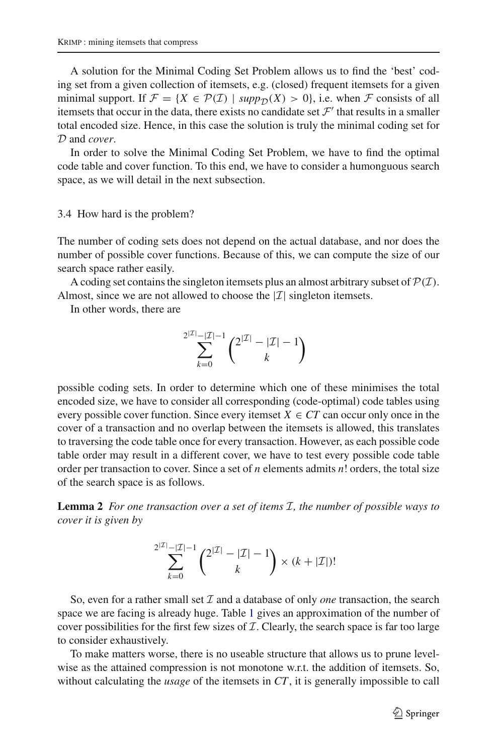A solution for the Minimal Coding Set Problem allows us to find the 'best' coding set from a given collection of itemsets, e.g. (closed) frequent itemsets for a given minimal support. If $\mathcal{F} = \{X \in \mathcal{P}(\mathcal{I}) \mid supp_{\mathcal{D}}(X) > 0\}$, i.e. when $\mathcal{F}$ consists of all itemsets that occur in the data, there exists no candidate set $\mathcal{F}'$ that results in a smaller total encoded size. Hence, in this case the solution is truly the minimal coding set for $\mathcal{D}$ and *cover*.

In order to solve the Minimal Coding Set Problem, we have to find the optimal code table and cover function. To this end, we have to consider a humongous search space, as we will detail in the next subsection.

### 3.4 How hard is the problem?

The number of coding sets does not depend on the actual database, and nor does the number of possible cover functions. Because of this, we can compute the size of our search space rather easily.

A coding set contains the singleton itemsets plus an almost arbitrary subset of $\mathcal{P}(\mathcal{I})$. Almost, since we are not allowed to choose the $|\mathcal{I}|$ singleton itemsets.

In other words, there are

$$\sum_{k=0}^{2^{|\mathcal{I}|}-|\mathcal{I}|-1} \binom{2^{|\mathcal{I}|} - |\mathcal{I}| - 1}{k}$$

possible coding sets. In order to determine which one of these minimises the total encoded size, we have to consider all corresponding (code-optimal) code tables using every possible cover function. Since every itemset $X \in CT$ can occur only once in the cover of a transaction and no overlap between the itemsets is allowed, this translates to traversing the code table once for every transaction. However, as each possible code table order may result in a different cover, we have to test every possible code table order per transaction to cover. Since a set of $n$ elements admits $n!$ orders, the total size of the search space is as follows.

**Lemma 2** *For one transaction over a set of items $\mathcal{I}$, the number of possible ways to cover it is given by*

$$\sum_{k=0}^{2^{|\mathcal{I}|}-|\mathcal{I}|-1} \binom{2^{|\mathcal{I}|} - |\mathcal{I}| - 1}{k} \times (k + |\mathcal{I}|)!$$

So, even for a rather small set $\mathcal{I}$ and a database of only *one* transaction, the search space we are facing is already huge. Table 1 gives an approximation of the number of cover possibilities for the first few sizes of $\mathcal{I}$. Clearly, the search space is far too large to consider exhaustively.

To make matters worse, there is no useable structure that allows us to prune level-wise as the attained compression is not monotone w.r.t. the addition of itemsets. So, without calculating the *usage* of the itemsets in $CT$, it is generally impossible to call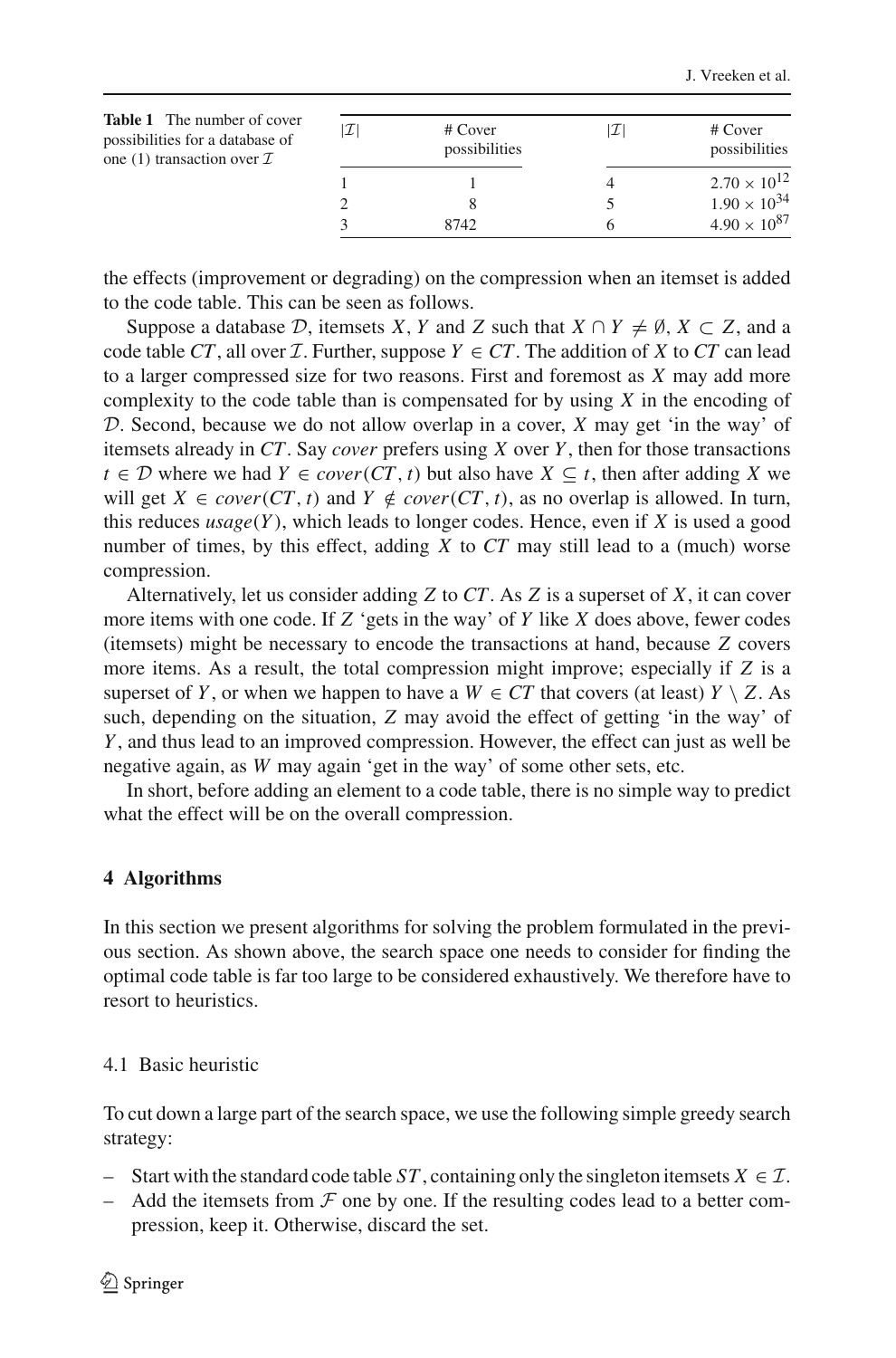**Table 1** The number of cover possibilities for a database of one (1) transaction over $\mathcal{I}$

| $\|\mathcal{I}\|$ | # Cover possibilities | $\|\mathcal{I}\|$ | # Cover possibilities |
|---|---|---|---|
| 1 | 1 | 4 | $2.70 \times 10^{12}$ |
| 2 | 8 | 5 | $1.90 \times 10^{34}$ |
| 3 | 8742 | 6 | $4.90 \times 10^{87}$ |

the effects (improvement or degrading) on the compression when an itemset is added to the code table. This can be seen as follows.

Suppose a database $\mathcal{D}$, itemsets $X$, $Y$ and $Z$ such that $X \cap Y \neq \emptyset$, $X \subset Z$, and a code table $CT$, all over $\mathcal{I}$. Further, suppose $Y \in CT$. The addition of $X$ to $CT$ can lead to a larger compressed size for two reasons. First and foremost as $X$ may add more complexity to the code table than is compensated for by using $X$ in the encoding of $\mathcal{D}$. Second, because we do not allow overlap in a cover, $X$ may get 'in the way' of itemsets already in $CT$. Say *cover* prefers using $X$ over $Y$, then for those transactions $t \in \mathcal{D}$ where we had $Y \in cover(CT, t)$ but also have $X \subseteq t$, then after adding $X$ we will get $X \in cover(CT, t)$ and $Y \notin cover(CT, t)$, as no overlap is allowed. In turn, this reduces $usage(Y)$, which leads to longer codes. Hence, even if $X$ is used a good number of times, by this effect, adding $X$ to $CT$ may still lead to a (much) worse compression.

Alternatively, let us consider adding $Z$ to $CT$. As $Z$ is a superset of $X$, it can cover more items with one code. If $Z$ 'gets in the way' of $Y$ like $X$ does above, fewer codes (itemsets) might be necessary to encode the transactions at hand, because $Z$ covers more items. As a result, the total compression might improve; especially if $Z$ is a superset of $Y$, or when we happen to have a $W \in CT$ that covers (at least) $Y \setminus Z$. As such, depending on the situation, $Z$ may avoid the effect of getting 'in the way' of $Y$, and thus lead to an improved compression. However, the effect can just as well be negative again, as $W$ may again 'get in the way' of some other sets, etc.

In short, before adding an element to a code table, there is no simple way to predict what the effect will be on the overall compression.

## 4 Algorithms

In this section we present algorithms for solving the problem formulated in the previous section. As shown above, the search space one needs to consider for finding the optimal code table is far too large to be considered exhaustively. We therefore have to resort to heuristics.

### 4.1 Basic heuristic

To cut down a large part of the search space, we use the following simple greedy search strategy:

- Start with the standard code table $ST$, containing only the singleton itemsets $X \in \mathcal{I}$.
- Add the itemsets from $\mathcal{F}$ one by one. If the resulting codes lead to a better compression, keep it. Otherwise, discard the set.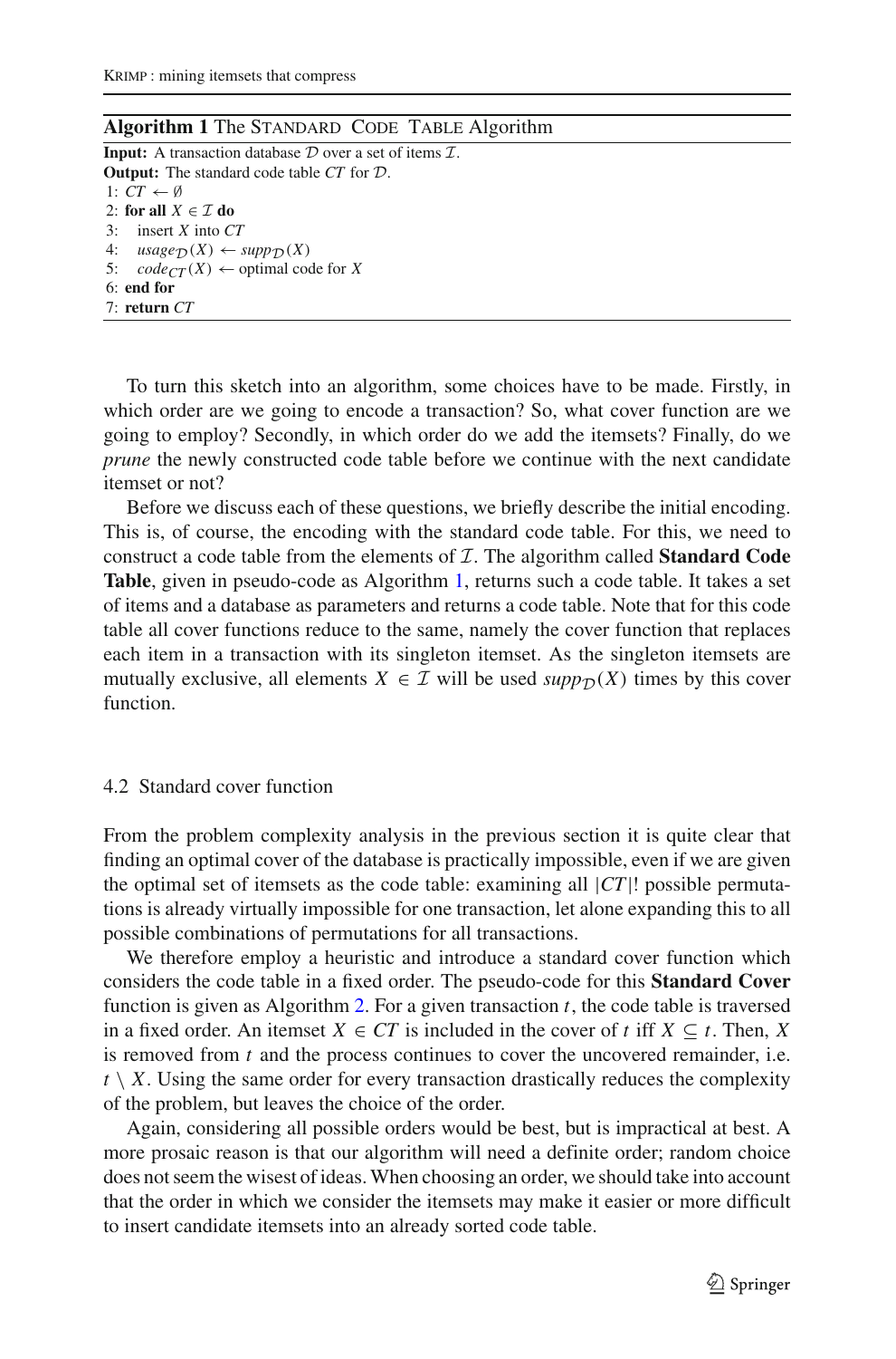**Algorithm 1** The Standard Code Table Algorithm

**Input:** A transaction database $\mathcal{D}$ over a set of items $\mathcal{I}$.
**Output:** The standard code table $CT$ for $\mathcal{D}$.

```
1: CT ← ∅
2: for all X ∈ I do
3:    insert X into CT
4:    usage_D(X) ← supp_D(X)
5:    code_CT(X) ← optimal code for X
6: end for
7: return CT
```

To turn this sketch into an algorithm, some choices have to be made. Firstly, in which order are we going to encode a transaction? So, what cover function are we going to employ? Secondly, in which order do we add the itemsets? Finally, do we *prune* the newly constructed code table before we continue with the next candidate itemset or not?

Before we discuss each of these questions, we briefly describe the initial encoding. This is, of course, the encoding with the standard code table. For this, we need to construct a code table from the elements of $\mathcal{I}$. The algorithm called **Standard Code Table**, given in pseudo-code as Algorithm 1, returns such a code table. It takes a set of items and a database as parameters and returns a code table. Note that for this code table all cover functions reduce to the same, namely the cover function that replaces each item in a transaction with its singleton itemset. As the singleton itemsets are mutually exclusive, all elements $X \in \mathcal{I}$ will be used $supp_{\mathcal{D}}(X)$ times by this cover function.

### 4.2 Standard cover function

From the problem complexity analysis in the previous section it is quite clear that finding an optimal cover of the database is practically impossible, even if we are given the optimal set of itemsets as the code table: examining all $|CT|!$ possible permutations is already virtually impossible for one transaction, let alone expanding this to all possible combinations of permutations for all transactions.

We therefore employ a heuristic and introduce a standard cover function which considers the code table in a fixed order. The pseudo-code for this **Standard Cover** function is given as Algorithm 2. For a given transaction $t$, the code table is traversed in a fixed order. An itemset $X \in CT$ is included in the cover of $t$ iff $X \subseteq t$. Then, $X$ is removed from $t$ and the process continues to cover the uncovered remainder, i.e. $t \setminus X$. Using the same order for every transaction drastically reduces the complexity of the problem, but leaves the choice of the order.

Again, considering all possible orders would be best, but is impractical at best. A more prosaic reason is that our algorithm will need a definite order; random choice does not seem the wisest of ideas. When choosing an order, we should take into account that the order in which we consider the itemsets may make it easier or more difficult to insert candidate itemsets into an already sorted code table.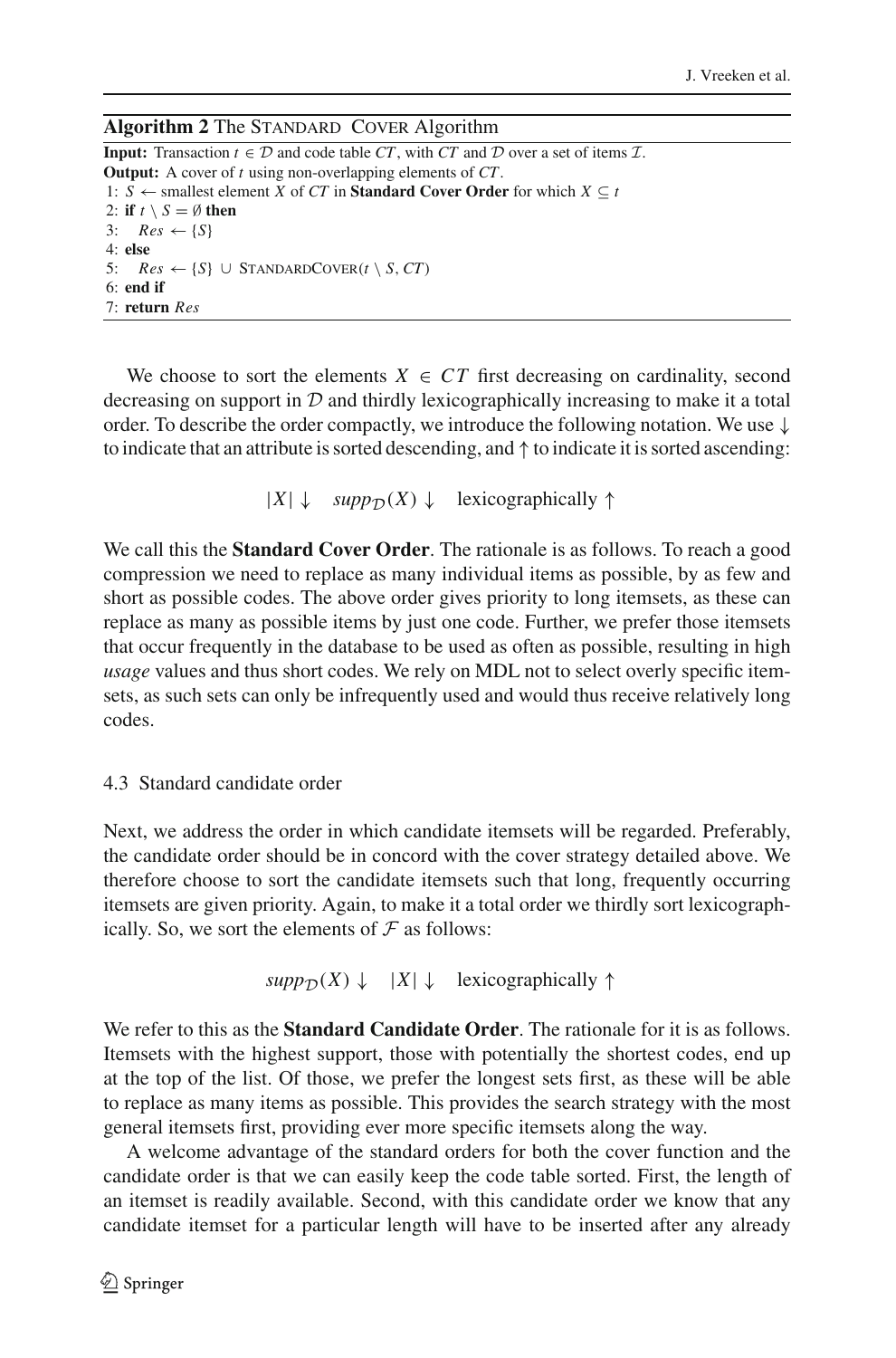**Algorithm 2** The Standard Cover Algorithm

**Input:** Transaction $t \in \mathcal{D}$ and code table $CT$, with $CT$ and $\mathcal{D}$ over a set of items $\mathcal{I}$.
**Output:** A cover of $t$ using non-overlapping elements of $CT$.

```
1: S ← smallest element X of CT in Standard Cover Order for which X ⊆ t
2: if t \ S = ∅ then
3:    Res ← {S}
4: else
5:    Res ← {S} ∪ StandardCover(t \ S, CT)
6: end if
7: return Res
```

We choose to sort the elements $X \in CT$ first decreasing on cardinality, second decreasing on support in $\mathcal{D}$ and thirdly lexicographically increasing to make it a total order. To describe the order compactly, we introduce the following notation. We use $\downarrow$ to indicate that an attribute is sorted descending, and $\uparrow$ to indicate it is sorted ascending:

$$|X| \downarrow \quad supp_{\mathcal{D}}(X) \downarrow \quad \text{lexicographically} \uparrow$$

We call this the **Standard Cover Order**. The rationale is as follows. To reach a good compression we need to replace as many individual items as possible, by as few and short as possible codes. The above order gives priority to long itemsets, as these can replace as many as possible items by just one code. Further, we prefer those itemsets that occur frequently in the database to be used as often as possible, resulting in high *usage* values and thus short codes. We rely on MDL not to select overly specific itemsets, as such sets can only be infrequently used and would thus receive relatively long codes.

### 4.3 Standard candidate order

Next, we address the order in which candidate itemsets will be regarded. Preferably, the candidate order should be in concord with the cover strategy detailed above. We therefore choose to sort the candidate itemsets such that long, frequently occurring itemsets are given priority. Again, to make it a total order we thirdly sort lexicographically. So, we sort the elements of $\mathcal{F}$ as follows:

$$supp_{\mathcal{D}}(X) \downarrow \quad |X| \downarrow \quad \text{lexicographically} \uparrow$$

We refer to this as the **Standard Candidate Order**. The rationale for it is as follows. Itemsets with the highest support, those with potentially the shortest codes, end up at the top of the list. Of those, we prefer the longest sets first, as these will be able to replace as many items as possible. This provides the search strategy with the most general itemsets first, providing ever more specific itemsets along the way.

A welcome advantage of the standard orders for both the cover function and the candidate order is that we can easily keep the code table sorted. First, the length of an itemset is readily available. Second, with this candidate order we know that any candidate itemset for a particular length will have to be inserted after any already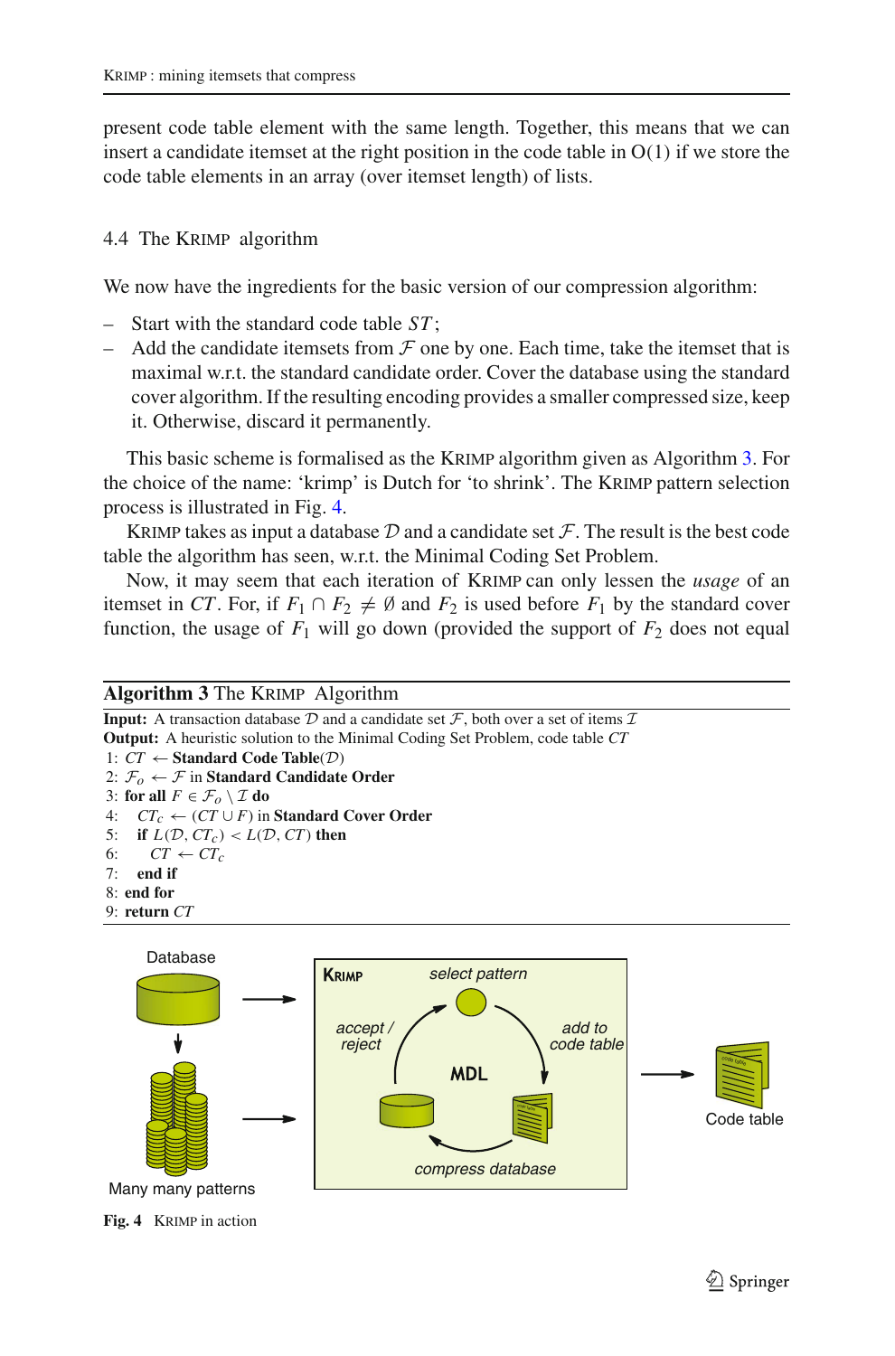present code table element with the same length. Together, this means that we can insert a candidate itemset at the right position in the code table in O(1) if we store the code table elements in an array (over itemset length) of lists.

### 4.4 The Krimp algorithm

We now have the ingredients for the basic version of our compression algorithm:

- Start with the standard code table $ST$;
- Add the candidate itemsets from $\mathcal{F}$ one by one. Each time, take the itemset that is maximal w.r.t. the standard candidate order. Cover the database using the standard cover algorithm. If the resulting encoding provides a smaller compressed size, keep it. Otherwise, discard it permanently.

This basic scheme is formalised as the Krimp algorithm given as Algorithm 3. For the choice of the name: 'krimp' is Dutch for 'to shrink'. The Krimp pattern selection process is illustrated in Fig. 4.

Krimp takes as input a database $\mathcal{D}$ and a candidate set $\mathcal{F}$. The result is the best code table the algorithm has seen, w.r.t. the Minimal Coding Set Problem.

Now, it may seem that each iteration of Krimp can only lessen the *usage* of an itemset in $CT$. For, if $F_1 \cap F_2 \neq \emptyset$ and $F_2$ is used before $F_1$ by the standard cover function, the usage of $F_1$ will go down (provided the support of $F_2$ does not equal

**Algorithm 3** The Krimp Algorithm

**Input:** A transaction database $\mathcal{D}$ and a candidate set $\mathcal{F}$, both over a set of items $\mathcal{I}$
**Output:** A heuristic solution to the Minimal Coding Set Problem, code table $CT$

```
1: CT ← Standard Code Table(D)
2: F_o ← F in Standard Candidate Order
3: for all F ∈ F_o \ I do
4:   CT_c ← (CT ∪ F) in Standard Cover Order
5:   if L(D, CT_c) < L(D, CT) then
6:     CT ← CT_c
7:   end if
8: end for
9: return CT
```

Database

Many many patterns

Krimp

select pattern

accept / reject

add to code table

MDL

compress database

Code table

**Fig. 4** Krimp in action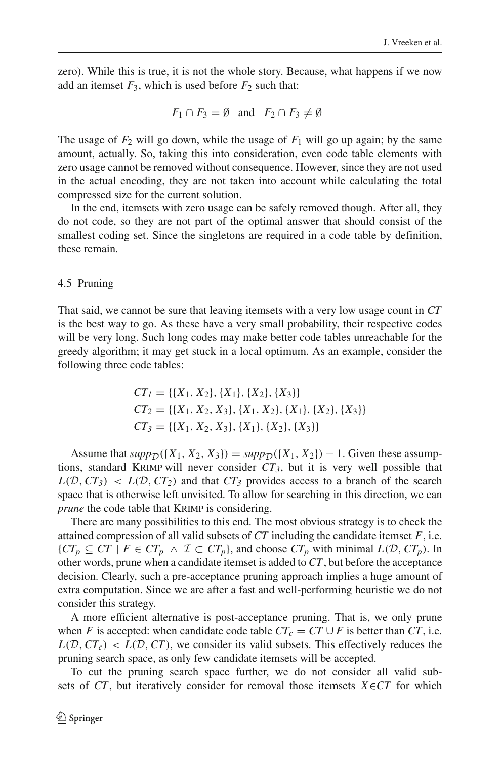zero). While this is true, it is not the whole story. Because, what happens if we now add an itemset $F_3$, which is used before $F_2$ such that:

$$F_1 \cap F_3 = \emptyset \quad \text{and} \quad F_2 \cap F_3 \neq \emptyset$$

The usage of $F_2$ will go down, while the usage of $F_1$ will go up again; by the same amount, actually. So, taking this into consideration, even code table elements with zero usage cannot be removed without consequence. However, since they are not used in the actual encoding, they are not taken into account while calculating the total compressed size for the current solution.

In the end, itemsets with zero usage can be safely removed though. After all, they do not code, so they are not part of the optimal answer that should consist of the smallest coding set. Since the singletons are required in a code table by definition, these remain.

### 4.5 Pruning

That said, we cannot be sure that leaving itemsets with a very low usage count in $CT$ is the best way to go. As these have a very small probability, their respective codes will be very long. Such long codes may make better code tables unreachable for the greedy algorithm; it may get stuck in a local optimum. As an example, consider the following three code tables:

$$CT_1 = \{\{X_1, X_2\}, \{X_1\}, \{X_2\}, \{X_3\}\}$$
$$CT_2 = \{\{X_1, X_2, X_3\}, \{X_1, X_2\}, \{X_1\}, \{X_2\}, \{X_3\}\}$$
$$CT_3 = \{\{X_1, X_2, X_3\}, \{X_1\}, \{X_2\}, \{X_3\}\}$$

Assume that $supp_{\mathcal{D}}(\{X_1, X_2, X_3\}) = supp_{\mathcal{D}}(\{X_1, X_2\}) - 1$. Given these assumptions, standard Krimp will never consider $CT_3$, but it is very well possible that $L(\mathcal{D}, CT_3) < L(\mathcal{D}, CT_2)$ and that $CT_3$ provides access to a branch of the search space that is otherwise left unvisited. To allow for searching in this direction, we can *prune* the code table that Krimp is considering.

There are many possibilities to this end. The most obvious strategy is to check the attained compression of all valid subsets of $CT$ including the candidate itemset $F$, i.e. $\{CT_p \subseteq CT \mid F \in CT_p \wedge \mathcal{I} \subset CT_p\}$, and choose $CT_p$ with minimal $L(\mathcal{D}, CT_p)$. In other words, prune when a candidate itemset is added to $CT$, but before the acceptance decision. Clearly, such a pre-acceptance pruning approach implies a huge amount of extra computation. Since we are after a fast and well-performing heuristic we do not consider this strategy.

A more efficient alternative is post-acceptance pruning. That is, we only prune when $F$ is accepted: when candidate code table $CT_c = CT \cup F$ is better than $CT$, i.e. $L(\mathcal{D}, CT_c) < L(\mathcal{D}, CT)$, we consider its valid subsets. This effectively reduces the pruning search space, as only few candidate itemsets will be accepted.

To cut the pruning search space further, we do not consider all valid subsets of $CT$, but iteratively consider for removal those itemsets $X \in CT$ for which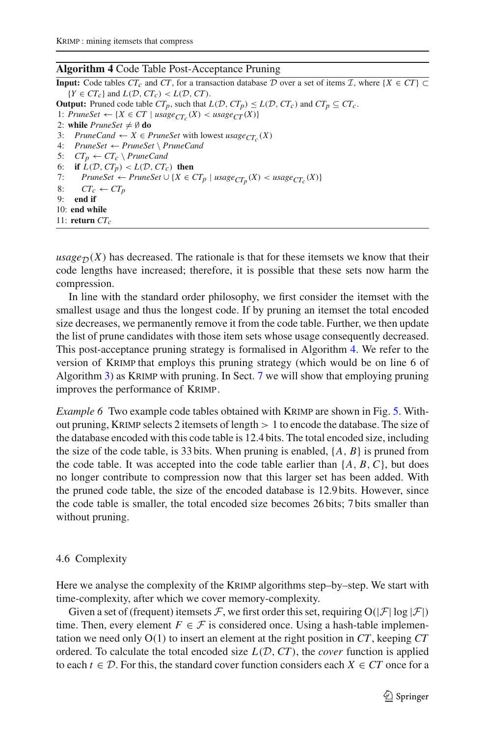**Algorithm 4** Code Table Post-Acceptance Pruning

```
Input: Code tables CT_c and CT, for a transaction database D over a set of items I, where {X ∈ CT} ⊂
       {Y ∈ CT_c} and L(D, CT_c) < L(D, CT).
Output: Pruned code table CT_p, such that L(D, CT_p) ≤ L(D, CT_c) and CT_p ⊆ CT_c.
1: PruneSet ← {X ∈ CT | usage_CT_c(X) < usage_CT(X)}
2: while PruneSet ≠ ∅ do
3:   PruneCand ← X ∈ PruneSet with lowest usage_CT_c(X)
4:   PruneSet ← PruneSet \ PruneCand
5:   CT_p ← CT_c \ PruneCand
6:   if L(D, CT_p) < L(D, CT_c) then
7:     PruneSet ← PruneSet ∪ {X ∈ CT_p | usage_CT_p(X) < usage_CT_c(X)}
8:     CT_c ← CT_p
9:   end if
10: end while
11: return CT_c
```

$usage_{\mathcal{D}}(X)$ has decreased. The rationale is that for these itemsets we know that their code lengths have increased; therefore, it is possible that these sets now harm the compression.

In line with the standard order philosophy, we first consider the itemset with the smallest usage and thus the longest code. If by pruning an itemset the total encoded size decreases, we permanently remove it from the code table. Further, we then update the list of prune candidates with those item sets whose usage consequently decreased. This post-acceptance pruning strategy is formalised in Algorithm 4. We refer to the version of Krimp that employs this pruning strategy (which would be on line 6 of Algorithm 3) as Krimp with pruning. In Sect. 7 we will show that employing pruning improves the performance of Krimp.

*Example 6* Two example code tables obtained with Krimp are shown in Fig. 5. Without pruning, Krimp selects 2 itemsets of length $> 1$ to encode the database. The size of the database encoded with this code table is 12.4 bits. The total encoded size, including the size of the code table, is 33 bits. When pruning is enabled, $\{A, B\}$ is pruned from the code table. It was accepted into the code table earlier than $\{A, B, C\}$, but does no longer contribute to compression now that this larger set has been added. With the pruned code table, the size of the encoded database is 12.9 bits. However, since the code table is smaller, the total encoded size becomes 26 bits; 7 bits smaller than without pruning.

### 4.6 Complexity

Here we analyse the complexity of the Krimp algorithms step–by–step. We start with time-complexity, after which we cover memory-complexity.

Given a set of (frequent) itemsets $\mathcal{F}$, we first order this set, requiring $O(|\mathcal{F}| \log |\mathcal{F}|)$ time. Then, every element $F \in \mathcal{F}$ is considered once. Using a hash-table implementation we need only $O(1)$ to insert an element at the right position in $CT$, keeping $CT$ ordered. To calculate the total encoded size $L(\mathcal{D}, CT)$, the *cover* function is applied to each $t \in \mathcal{D}$. For this, the standard cover function considers each $X \in CT$ once for a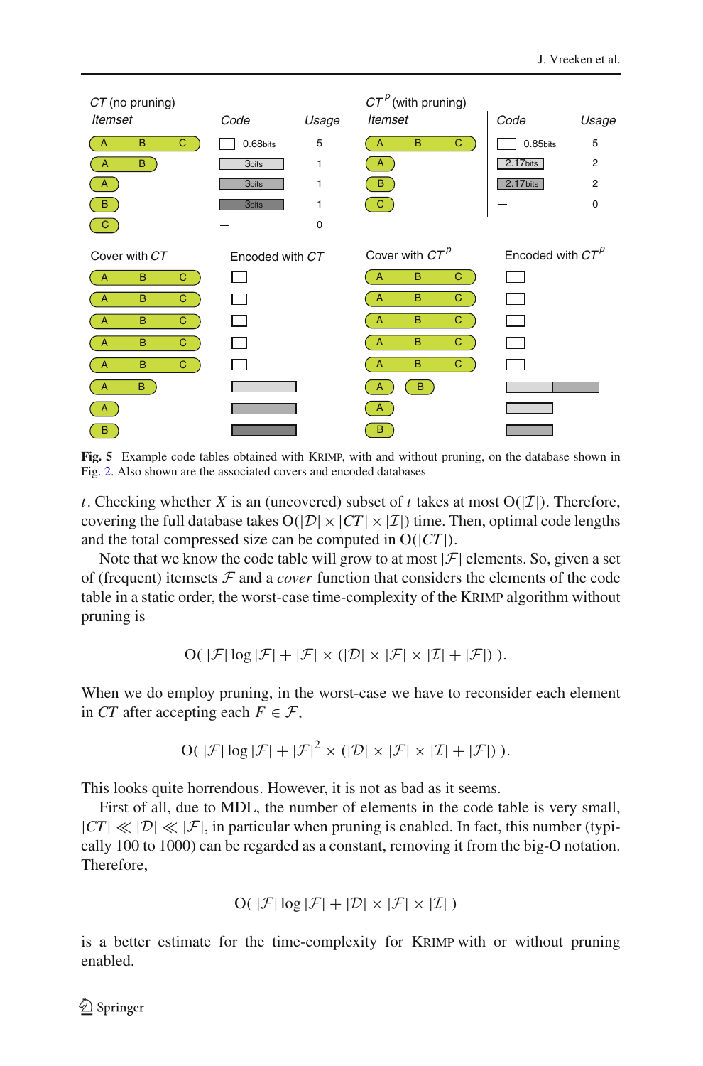| *CT* (no pruning) Itemset | Code | Usage |
|---|---|---|
| A B C | 0.68bits | 5 |
| A B | 3bits | 1 |
| A | 3bits | 1 |
| B | 3bits | 1 |
| C | — | 0 |

| $CT^p$ (with pruning) Itemset | Code | Usage |
|---|---|---|
| A B C | 0.85bits | 5 |
| A | 2.17bits | 2 |
| B | 2.17bits | 2 |
| C | — | 0 |

| Cover with *CT* | Encoded with *CT* | Cover with $CT^p$ | Encoded with $CT^p$ |
|---|---|---|---|
| A B C | □ | A B C | □ |
| A B C | □ | A B C | □ |
| A B C | □ | A B C | □ |
| A B C | □ | A B C | □ |
| A B C | □ | A B C | □ |
| A B | ▭ | A, B | ▭▭ |
| A | ▭ | A | ▭ |
| B | ▭ | B | ▭ |

**Fig. 5** Example code tables obtained with KRIMP, with and without pruning, on the database shown in Fig. 2. Also shown are the associated covers and encoded databases

$t$. Checking whether $X$ is an (uncovered) subset of $t$ takes at most $O(|\mathcal{I}|)$. Therefore, covering the full database takes $O(|\mathcal{D}| \times |CT| \times |\mathcal{I}|)$ time. Then, optimal code lengths and the total compressed size can be computed in $O(|CT|)$.

Note that we know the code table will grow to at most $|\mathcal{F}|$ elements. So, given a set of (frequent) itemsets $\mathcal{F}$ and a *cover* function that considers the elements of the code table in a static order, the worst-case time-complexity of the KRIMP algorithm without pruning is

$$O(\ |\mathcal{F}| \log |\mathcal{F}| + |\mathcal{F}| \times (|\mathcal{D}| \times |\mathcal{F}| \times |\mathcal{I}| + |\mathcal{F}|)\ ).$$

When we do employ pruning, in the worst-case we have to reconsider each element in *CT* after accepting each $F \in \mathcal{F}$,

$$O(\ |\mathcal{F}| \log |\mathcal{F}| + |\mathcal{F}|^2 \times (|\mathcal{D}| \times |\mathcal{F}| \times |\mathcal{I}| + |\mathcal{F}|)\ ).$$

This looks quite horrendous. However, it is not as bad as it seems.

First of all, due to MDL, the number of elements in the code table is very small, $|CT| \ll |\mathcal{D}| \ll |\mathcal{F}|$, in particular when pruning is enabled. In fact, this number (typically 100 to 1000) can be regarded as a constant, removing it from the big-O notation. Therefore,

$$O(\ |\mathcal{F}| \log |\mathcal{F}| + |\mathcal{D}| \times |\mathcal{F}| \times |\mathcal{I}|\ )$$

is a better estimate for the time-complexity for KRIMP with or without pruning enabled.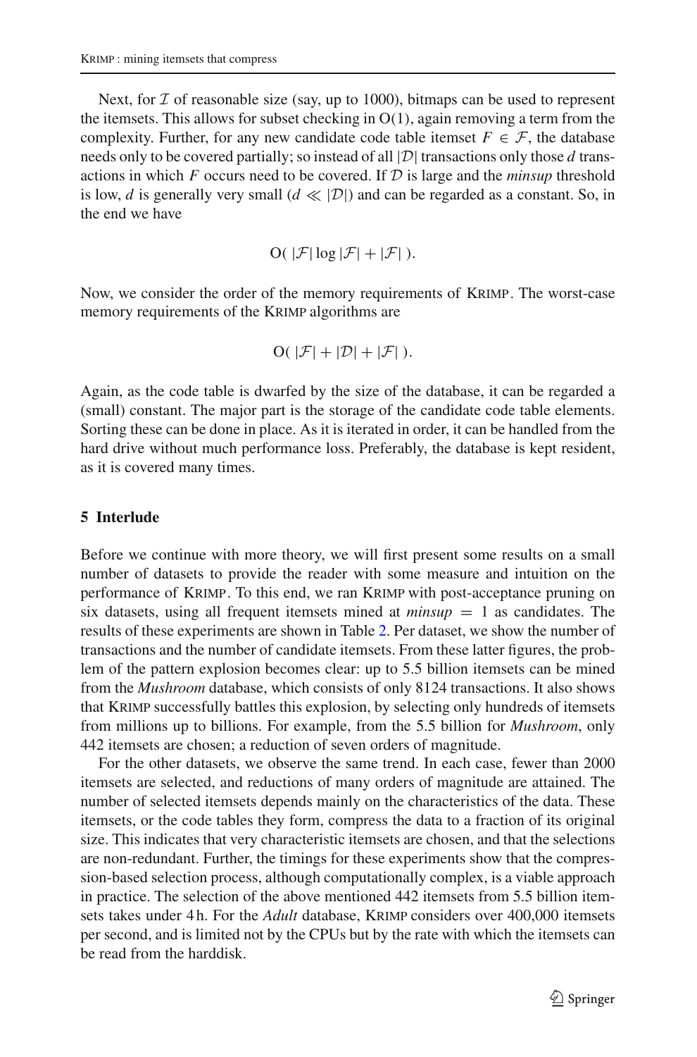Next, for $\mathcal{I}$ of reasonable size (say, up to 1000), bitmaps can be used to represent the itemsets. This allows for subset checking in O(1), again removing a term from the complexity. Further, for any new candidate code table itemset $F \in \mathcal{F}$, the database needs only to be covered partially; so instead of all $|\mathcal{D}|$ transactions only those $d$ transactions in which $F$ occurs need to be covered. If $\mathcal{D}$ is large and the *minsup* threshold is low, $d$ is generally very small ($d \ll |\mathcal{D}|$) and can be regarded as a constant. So, in the end we have

$$\mathrm{O}(\ |\mathcal{F}| \log |\mathcal{F}| + |\mathcal{F}|\ ).$$

Now, we consider the order of the memory requirements of Krimp. The worst-case memory requirements of the Krimp algorithms are

$$\mathrm{O}(\ |\mathcal{F}| + |\mathcal{D}| + |\mathcal{F}|\ ).$$

Again, as the code table is dwarfed by the size of the database, it can be regarded a (small) constant. The major part is the storage of the candidate code table elements. Sorting these can be done in place. As it is iterated in order, it can be handled from the hard drive without much performance loss. Preferably, the database is kept resident, as it is covered many times.

## 5 Interlude

Before we continue with more theory, we will first present some results on a small number of datasets to provide the reader with some measure and intuition on the performance of Krimp. To this end, we ran Krimp with post-acceptance pruning on six datasets, using all frequent itemsets mined at *minsup* = 1 as candidates. The results of these experiments are shown in Table 2. Per dataset, we show the number of transactions and the number of candidate itemsets. From these latter figures, the problem of the pattern explosion becomes clear: up to 5.5 billion itemsets can be mined from the *Mushroom* database, which consists of only 8124 transactions. It also shows that Krimp successfully battles this explosion, by selecting only hundreds of itemsets from millions up to billions. For example, from the 5.5 billion for *Mushroom*, only 442 itemsets are chosen; a reduction of seven orders of magnitude.

For the other datasets, we observe the same trend. In each case, fewer than 2000 itemsets are selected, and reductions of many orders of magnitude are attained. The number of selected itemsets depends mainly on the characteristics of the data. These itemsets, or the code tables they form, compress the data to a fraction of its original size. This indicates that very characteristic itemsets are chosen, and that the selections are non-redundant. Further, the timings for these experiments show that the compression-based selection process, although computationally complex, is a viable approach in practice. The selection of the above mentioned 442 itemsets from 5.5 billion itemsets takes under 4 h. For the *Adult* database, Krimp considers over 400,000 itemsets per second, and is limited not by the CPUs but by the rate with which the itemsets can be read from the harddisk.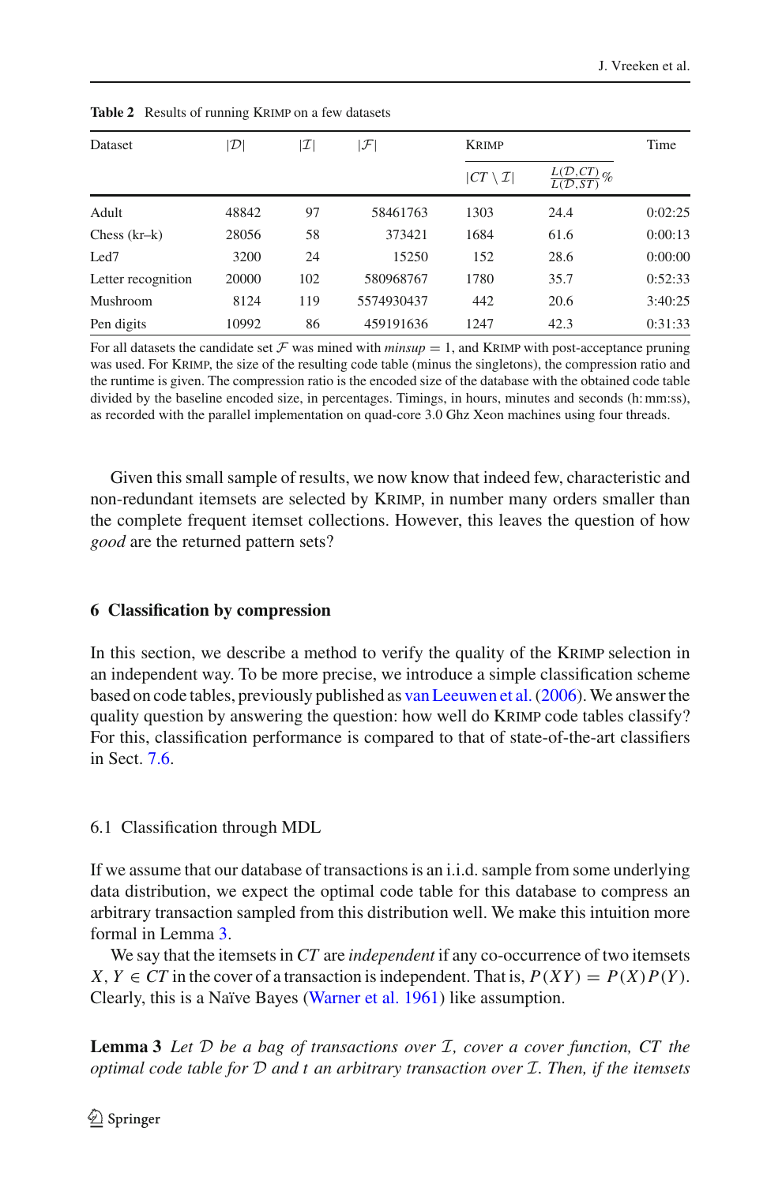**Table 2** Results of running Krimp on a few datasets

| Dataset | $\|\mathcal{D}\|$ | $\|\mathcal{I}\|$ | $\|\mathcal{F}\|$ | Krimp | | Time |
|---|---|---|---|---|---|---|
| | | | | $\|CT \setminus \mathcal{I}\|$ | $\frac{L(\mathcal{D},CT)}{L(\mathcal{D},ST)}\%$ | |
| Adult | 48842 | 97 | 58461763 | 1303 | 24.4 | 0:02:25 |
| Chess (kr–k) | 28056 | 58 | 373421 | 1684 | 61.6 | 0:00:13 |
| Led7 | 3200 | 24 | 15250 | 152 | 28.6 | 0:00:00 |
| Letter recognition | 20000 | 102 | 580968767 | 1780 | 35.7 | 0:52:33 |
| Mushroom | 8124 | 119 | 5574930437 | 442 | 20.6 | 3:40:25 |
| Pen digits | 10992 | 86 | 459191636 | 1247 | 42.3 | 0:31:33 |

For all datasets the candidate set $\mathcal{F}$ was mined with *minsup* $= 1$, and Krimp with post-acceptance pruning was used. For Krimp, the size of the resulting code table (minus the singletons), the compression ratio and the runtime is given. The compression ratio is the encoded size of the database with the obtained code table divided by the baseline encoded size, in percentages. Timings, in hours, minutes and seconds (h: mm:ss), as recorded with the parallel implementation on quad-core 3.0 Ghz Xeon machines using four threads.

Given this small sample of results, we now know that indeed few, characteristic and non-redundant itemsets are selected by Krimp, in number many orders smaller than the complete frequent itemset collections. However, this leaves the question of how *good* are the returned pattern sets?

## 6 Classification by compression

In this section, we describe a method to verify the quality of the Krimp selection in an independent way. To be more precise, we introduce a simple classification scheme based on code tables, previously published as van Leeuwen et al. (2006). We answer the quality question by answering the question: how well do Krimp code tables classify? For this, classification performance is compared to that of state-of-the-art classifiers in Sect. 7.6.

### 6.1 Classification through MDL

If we assume that our database of transactions is an i.i.d. sample from some underlying data distribution, we expect the optimal code table for this database to compress an arbitrary transaction sampled from this distribution well. We make this intuition more formal in Lemma 3.

We say that the itemsets in *CT* are *independent* if any co-occurrence of two itemsets $X, Y \in CT$ in the cover of a transaction is independent. That is, $P(XY) = P(X)P(Y)$. Clearly, this is a Naïve Bayes (Warner et al. 1961) like assumption.

**Lemma 3** *Let $\mathcal{D}$ be a bag of transactions over $\mathcal{I}$, cover a cover function, CT the optimal code table for $\mathcal{D}$ and t an arbitrary transaction over $\mathcal{I}$. Then, if the itemsets*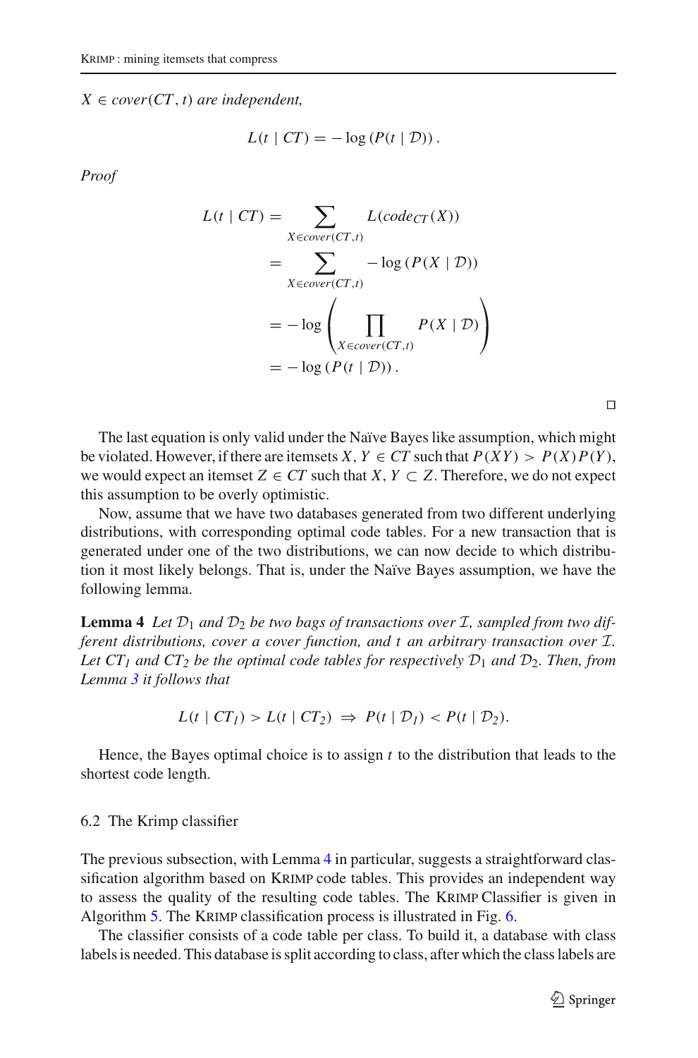*$X \in cover(CT, t)$ are independent,*

$$L(t \mid CT) = -\log\left(P(t \mid \mathcal{D})\right).$$

*Proof*

$$\begin{aligned}
L(t \mid CT) &= \sum_{X \in cover(CT,t)} L(code_{CT}(X)) \\
&= \sum_{X \in cover(CT,t)} -\log\left(P(X \mid \mathcal{D})\right) \\
&= -\log\left(\prod_{X \in cover(CT,t)} P(X \mid \mathcal{D})\right) \\
&= -\log\left(P(t \mid \mathcal{D})\right).
\end{aligned}$$

□

The last equation is only valid under the Naïve Bayes like assumption, which might be violated. However, if there are itemsets $X, Y \in CT$ such that $P(XY) > P(X)P(Y)$, we would expect an itemset $Z \in CT$ such that $X, Y \subset Z$. Therefore, we do not expect this assumption to be overly optimistic.

Now, assume that we have two databases generated from two different underlying distributions, with corresponding optimal code tables. For a new transaction that is generated under one of the two distributions, we can now decide to which distribution it most likely belongs. That is, under the Naïve Bayes assumption, we have the following lemma.

**Lemma 4** *Let $\mathcal{D}_1$ and $\mathcal{D}_2$ be two bags of transactions over $\mathcal{I}$, sampled from two different distributions, cover a cover function, and $t$ an arbitrary transaction over $\mathcal{I}$. Let $CT_1$ and $CT_2$ be the optimal code tables for respectively $\mathcal{D}_1$ and $\mathcal{D}_2$. Then, from Lemma 3 it follows that*

$$L(t \mid CT_1) > L(t \mid CT_2) \;\Rightarrow\; P(t \mid \mathcal{D}_1) < P(t \mid \mathcal{D}_2).$$

Hence, the Bayes optimal choice is to assign $t$ to the distribution that leads to the shortest code length.

### 6.2 The Krimp classifier

The previous subsection, with Lemma 4 in particular, suggests a straightforward classification algorithm based on Krimp code tables. This provides an independent way to assess the quality of the resulting code tables. The Krimp Classifier is given in Algorithm 5. The Krimp classification process is illustrated in Fig. 6.

The classifier consists of a code table per class. To build it, a database with class labels is needed. This database is split according to class, after which the class labels are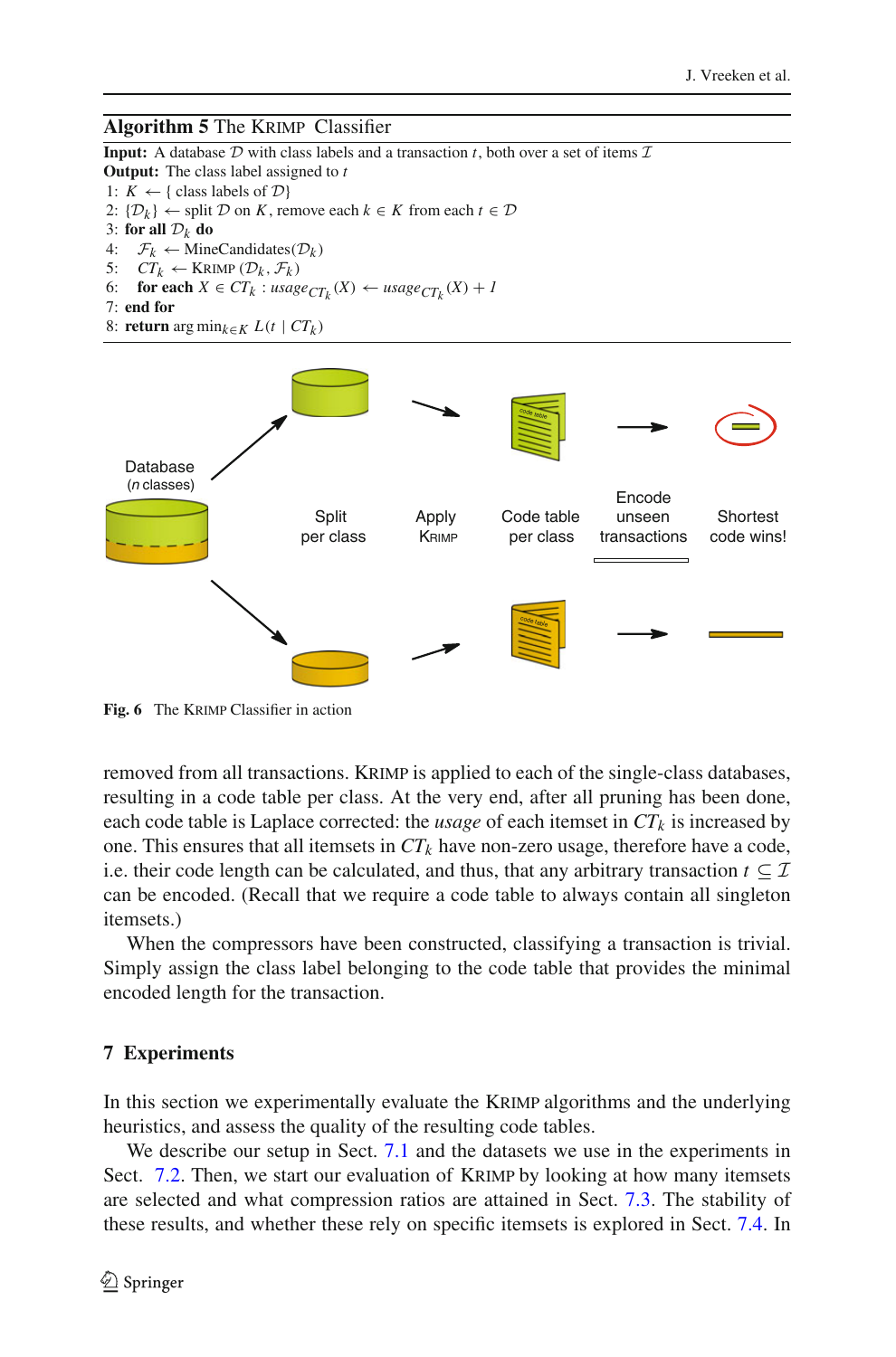**Algorithm 5** The KRIMP Classifier

**Input:** A database $\mathcal{D}$ with class labels and a transaction $t$, both over a set of items $\mathcal{I}$
**Output:** The class label assigned to $t$

1: $K \leftarrow$ { class labels of $\mathcal{D}$}
2: $\{\mathcal{D}_k\} \leftarrow$ split $\mathcal{D}$ on $K$, remove each $k \in K$ from each $t \in \mathcal{D}$
3: **for all** $\mathcal{D}_k$ **do**
4: $\quad \mathcal{F}_k \leftarrow$ MineCandidates($\mathcal{D}_k$)
5: $\quad CT_k \leftarrow$ KRIMP ($\mathcal{D}_k, \mathcal{F}_k$)
6: $\quad$ **for each** $X \in CT_k$ : $usage_{CT_k}(X) \leftarrow usage_{CT_k}(X) + 1$
7: **end for**
8: **return** $\arg\min_{k \in K} L(t \mid CT_k)$

Database (*n* classes) — Split per class — Apply KRIMP — Code table per class — Encode unseen transactions — Shortest code wins!

**Fig. 6** The KRIMP Classifier in action

removed from all transactions. KRIMP is applied to each of the single-class databases, resulting in a code table per class. At the very end, after all pruning has been done, each code table is Laplace corrected: the *usage* of each itemset in $CT_k$ is increased by one. This ensures that all itemsets in $CT_k$ have non-zero usage, therefore have a code, i.e. their code length can be calculated, and thus, that any arbitrary transaction $t \subseteq \mathcal{I}$ can be encoded. (Recall that we require a code table to always contain all singleton itemsets.)

When the compressors have been constructed, classifying a transaction is trivial. Simply assign the class label belonging to the code table that provides the minimal encoded length for the transaction.

## 7 Experiments

In this section we experimentally evaluate the KRIMP algorithms and the underlying heuristics, and assess the quality of the resulting code tables.

We describe our setup in Sect. 7.1 and the datasets we use in the experiments in Sect. 7.2. Then, we start our evaluation of KRIMP by looking at how many itemsets are selected and what compression ratios are attained in Sect. 7.3. The stability of these results, and whether these rely on specific itemsets is explored in Sect. 7.4. In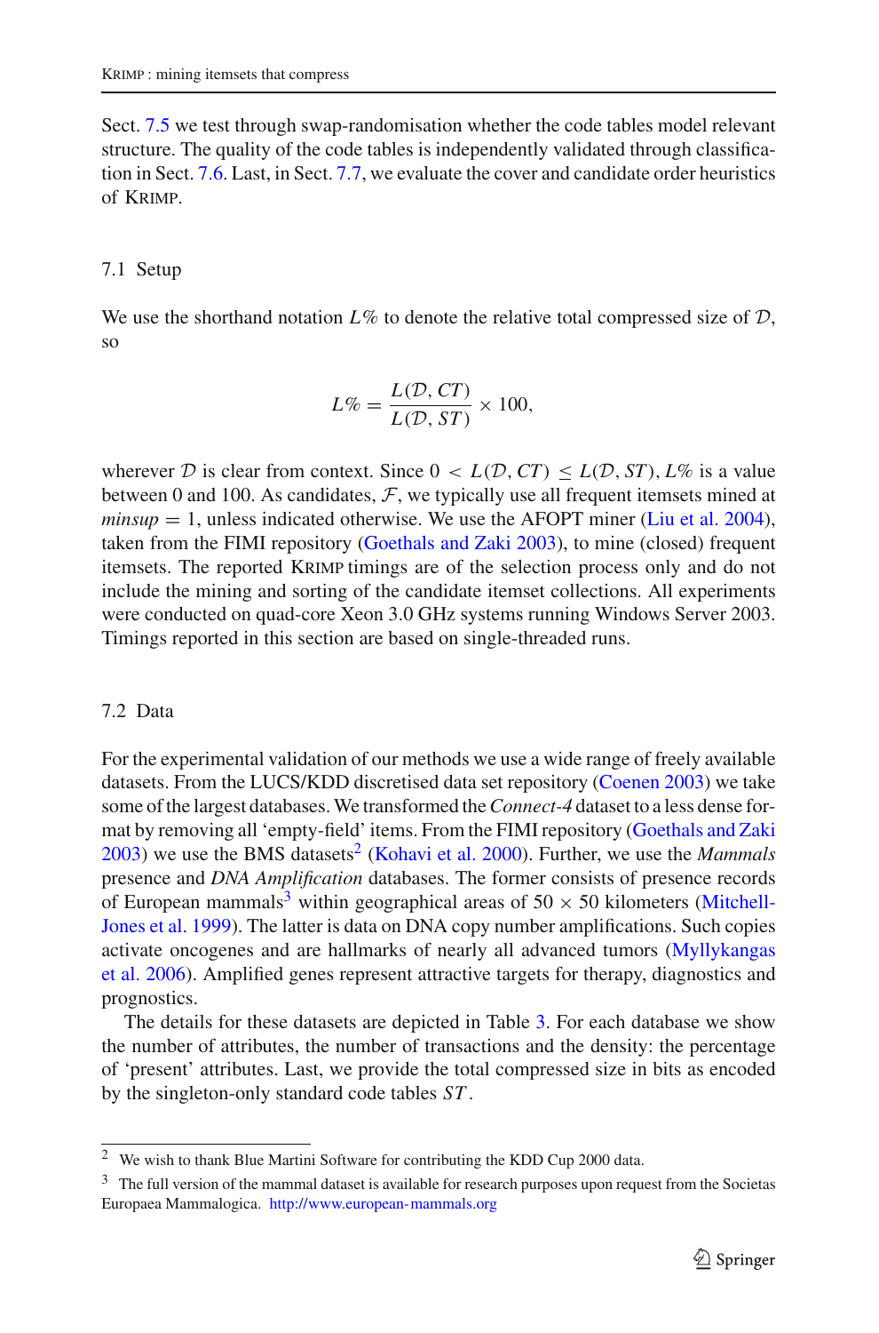Sect. 7.5 we test through swap-randomisation whether the code tables model relevant structure. The quality of the code tables is independently validated through classification in Sect. 7.6. Last, in Sect. 7.7, we evaluate the cover and candidate order heuristics of Krimp.

## 7.1 Setup

We use the shorthand notation $L\%$ to denote the relative total compressed size of $\mathcal{D}$, so

$$L\% = \frac{L(\mathcal{D}, CT)}{L(\mathcal{D}, ST)} \times 100,$$

wherever $\mathcal{D}$ is clear from context. Since $0 < L(\mathcal{D}, CT) \leq L(\mathcal{D}, ST)$, $L\%$ is a value between 0 and 100. As candidates, $\mathcal{F}$, we typically use all frequent itemsets mined at $minsup = 1$, unless indicated otherwise. We use the AFOPT miner (Liu et al. 2004), taken from the FIMI repository (Goethals and Zaki 2003), to mine (closed) frequent itemsets. The reported Krimp timings are of the selection process only and do not include the mining and sorting of the candidate itemset collections. All experiments were conducted on quad-core Xeon 3.0 GHz systems running Windows Server 2003. Timings reported in this section are based on single-threaded runs.

## 7.2 Data

For the experimental validation of our methods we use a wide range of freely available datasets. From the LUCS/KDD discretised data set repository (Coenen 2003) we take some of the largest databases. We transformed the *Connect-4* dataset to a less dense format by removing all 'empty-field' items. From the FIMI repository (Goethals and Zaki 2003) we use the BMS datasets[2] (Kohavi et al. 2000). Further, we use the *Mammals* presence and *DNA Amplification* databases. The former consists of presence records of European mammals[3] within geographical areas of 50 × 50 kilometers (Mitchell-Jones et al. 1999). The latter is data on DNA copy number amplifications. Such copies activate oncogenes and are hallmarks of nearly all advanced tumors (Myllykangas et al. 2006). Amplified genes represent attractive targets for therapy, diagnostics and prognostics.

The details for these datasets are depicted in Table 3. For each database we show the number of attributes, the number of transactions and the density: the percentage of 'present' attributes. Last, we provide the total compressed size in bits as encoded by the singleton-only standard code tables $ST$.

[2] We wish to thank Blue Martini Software for contributing the KDD Cup 2000 data.

[3] The full version of the mammal dataset is available for research purposes upon request from the Societas Europaea Mammalogica. http://www.european-mammals.org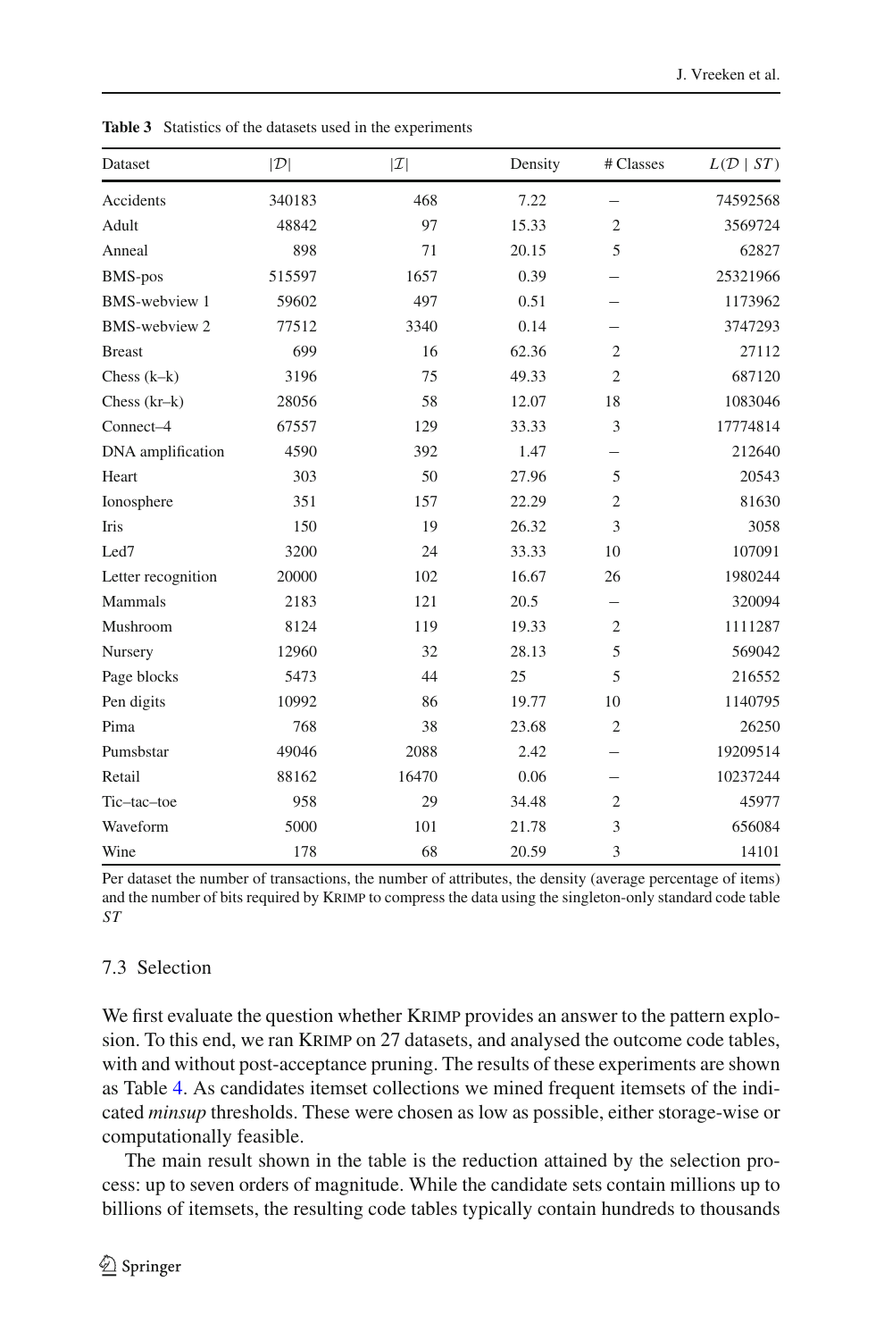**Table 3** Statistics of the datasets used in the experiments

| Dataset | $\|\mathcal{D}\|$ | $\|\mathcal{I}\|$ | Density | # Classes | $L(\mathcal{D} \mid ST)$ |
|---|---|---|---|---|---|
| Accidents | 340183 | 468 | 7.22 | – | 74592568 |
| Adult | 48842 | 97 | 15.33 | 2 | 3569724 |
| Anneal | 898 | 71 | 20.15 | 5 | 62827 |
| BMS-pos | 515597 | 1657 | 0.39 | – | 25321966 |
| BMS-webview 1 | 59602 | 497 | 0.51 | – | 1173962 |
| BMS-webview 2 | 77512 | 3340 | 0.14 | – | 3747293 |
| Breast | 699 | 16 | 62.36 | 2 | 27112 |
| Chess (k–k) | 3196 | 75 | 49.33 | 2 | 687120 |
| Chess (kr–k) | 28056 | 58 | 12.07 | 18 | 1083046 |
| Connect–4 | 67557 | 129 | 33.33 | 3 | 17774814 |
| DNA amplification | 4590 | 392 | 1.47 | – | 212640 |
| Heart | 303 | 50 | 27.96 | 5 | 20543 |
| Ionosphere | 351 | 157 | 22.29 | 2 | 81630 |
| Iris | 150 | 19 | 26.32 | 3 | 3058 |
| Led7 | 3200 | 24 | 33.33 | 10 | 107091 |
| Letter recognition | 20000 | 102 | 16.67 | 26 | 1980244 |
| Mammals | 2183 | 121 | 20.5 | – | 320094 |
| Mushroom | 8124 | 119 | 19.33 | 2 | 1111287 |
| Nursery | 12960 | 32 | 28.13 | 5 | 569042 |
| Page blocks | 5473 | 44 | 25 | 5 | 216552 |
| Pen digits | 10992 | 86 | 19.77 | 10 | 1140795 |
| Pima | 768 | 38 | 23.68 | 2 | 26250 |
| Pumsbstar | 49046 | 2088 | 2.42 | – | 19209514 |
| Retail | 88162 | 16470 | 0.06 | – | 10237244 |
| Tic–tac–toe | 958 | 29 | 34.48 | 2 | 45977 |
| Waveform | 5000 | 101 | 21.78 | 3 | 656084 |
| Wine | 178 | 68 | 20.59 | 3 | 14101 |

Per dataset the number of transactions, the number of attributes, the density (average percentage of items) and the number of bits required by Krimp to compress the data using the singleton-only standard code table *ST*

### 7.3 Selection

We first evaluate the question whether Krimp provides an answer to the pattern explosion. To this end, we ran Krimp on 27 datasets, and analysed the outcome code tables, with and without post-acceptance pruning. The results of these experiments are shown as Table 4. As candidates itemset collections we mined frequent itemsets of the indicated *minsup* thresholds. These were chosen as low as possible, either storage-wise or computationally feasible.

The main result shown in the table is the reduction attained by the selection process: up to seven orders of magnitude. While the candidate sets contain millions up to billions of itemsets, the resulting code tables typically contain hundreds to thousands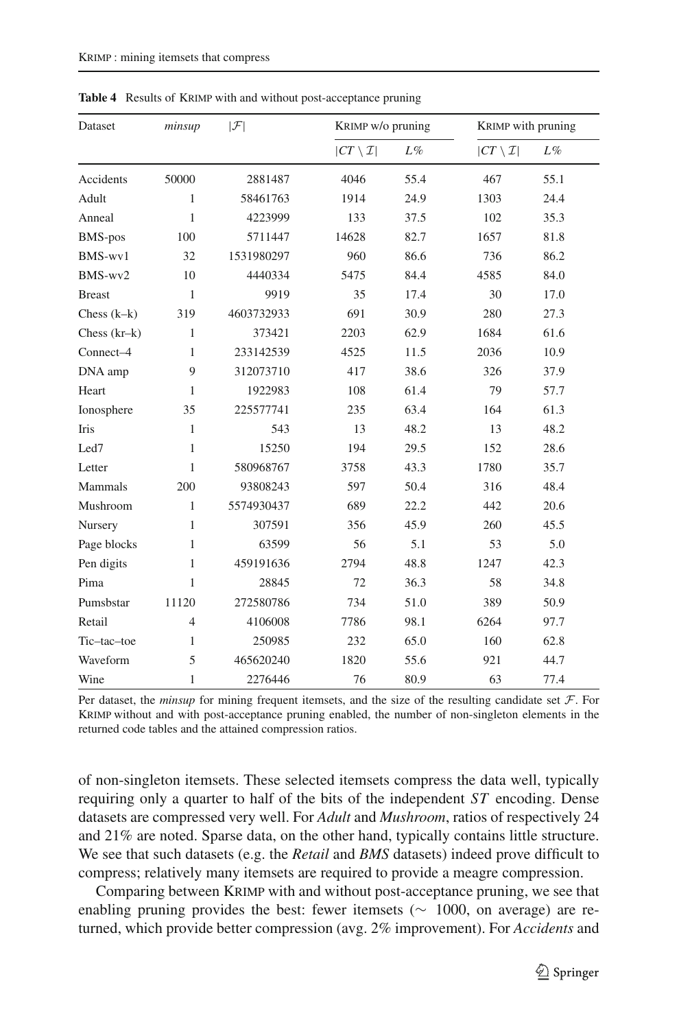**Table 4** Results of KRIMP with and without post-acceptance pruning

| Dataset | *minsup* | $\|\mathcal{F}\|$ | KRIMP w/o pruning | | KRIMP with pruning | |
|---|---|---|---|---|---|---|
| | | | $\|CT \setminus \mathcal{I}\|$ | $L\%$ | $\|CT \setminus \mathcal{I}\|$ | $L\%$ |
| Accidents | 50000 | 2881487 | 4046 | 55.4 | 467 | 55.1 |
| Adult | 1 | 58461763 | 1914 | 24.9 | 1303 | 24.4 |
| Anneal | 1 | 4223999 | 133 | 37.5 | 102 | 35.3 |
| BMS-pos | 100 | 5711447 | 14628 | 82.7 | 1657 | 81.8 |
| BMS-wv1 | 32 | 1531980297 | 960 | 86.6 | 736 | 86.2 |
| BMS-wv2 | 10 | 4440334 | 5475 | 84.4 | 4585 | 84.0 |
| Breast | 1 | 9919 | 35 | 17.4 | 30 | 17.0 |
| Chess (k–k) | 319 | 4603732933 | 691 | 30.9 | 280 | 27.3 |
| Chess (kr–k) | 1 | 373421 | 2203 | 62.9 | 1684 | 61.6 |
| Connect–4 | 1 | 233142539 | 4525 | 11.5 | 2036 | 10.9 |
| DNA amp | 9 | 312073710 | 417 | 38.6 | 326 | 37.9 |
| Heart | 1 | 1922983 | 108 | 61.4 | 79 | 57.7 |
| Ionosphere | 35 | 225577741 | 235 | 63.4 | 164 | 61.3 |
| Iris | 1 | 543 | 13 | 48.2 | 13 | 48.2 |
| Led7 | 1 | 15250 | 194 | 29.5 | 152 | 28.6 |
| Letter | 1 | 580968767 | 3758 | 43.3 | 1780 | 35.7 |
| Mammals | 200 | 93808243 | 597 | 50.4 | 316 | 48.4 |
| Mushroom | 1 | 5574930437 | 689 | 22.2 | 442 | 20.6 |
| Nursery | 1 | 307591 | 356 | 45.9 | 260 | 45.5 |
| Page blocks | 1 | 63599 | 56 | 5.1 | 53 | 5.0 |
| Pen digits | 1 | 459191636 | 2794 | 48.8 | 1247 | 42.3 |
| Pima | 1 | 28845 | 72 | 36.3 | 58 | 34.8 |
| Pumsbstar | 11120 | 272580786 | 734 | 51.0 | 389 | 50.9 |
| Retail | 4 | 4106008 | 7786 | 98.1 | 6264 | 97.7 |
| Tic–tac–toe | 1 | 250985 | 232 | 65.0 | 160 | 62.8 |
| Waveform | 5 | 465620240 | 1820 | 55.6 | 921 | 44.7 |
| Wine | 1 | 2276446 | 76 | 80.9 | 63 | 77.4 |

Per dataset, the *minsup* for mining frequent itemsets, and the size of the resulting candidate set $\mathcal{F}$. For KRIMP without and with post-acceptance pruning enabled, the number of non-singleton elements in the returned code tables and the attained compression ratios.

of non-singleton itemsets. These selected itemsets compress the data well, typically requiring only a quarter to half of the bits of the independent *ST* encoding. Dense datasets are compressed very well. For *Adult* and *Mushroom*, ratios of respectively 24 and 21% are noted. Sparse data, on the other hand, typically contains little structure. We see that such datasets (e.g. the *Retail* and *BMS* datasets) indeed prove difficult to compress; relatively many itemsets are required to provide a meagre compression.

Comparing between KRIMP with and without post-acceptance pruning, we see that enabling pruning provides the best: fewer itemsets ($\sim$ 1000, on average) are returned, which provide better compression (avg. 2% improvement). For *Accidents* and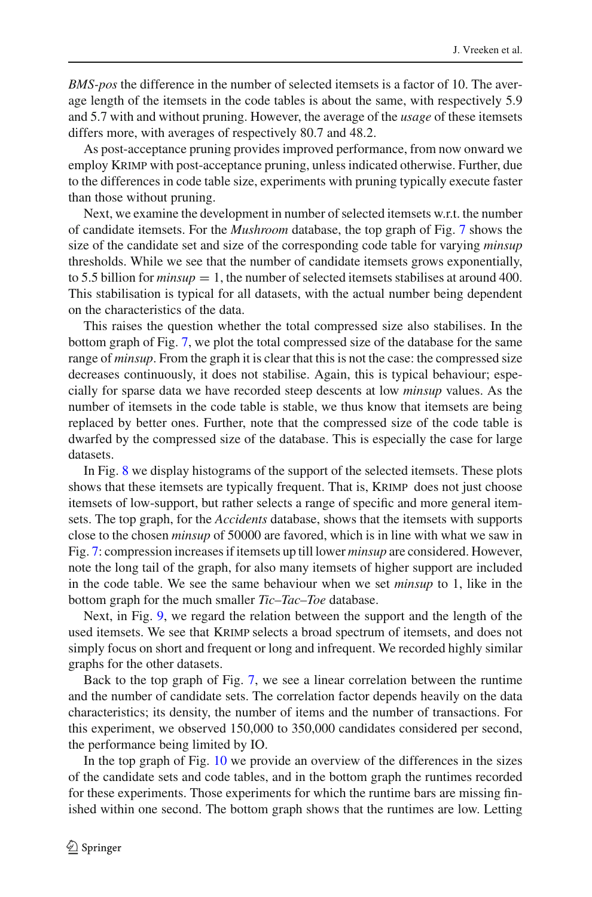*BMS-pos* the difference in the number of selected itemsets is a factor of 10. The average length of the itemsets in the code tables is about the same, with respectively 5.9 and 5.7 with and without pruning. However, the average of the *usage* of these itemsets differs more, with averages of respectively 80.7 and 48.2.

As post-acceptance pruning provides improved performance, from now onward we employ KRIMP with post-acceptance pruning, unless indicated otherwise. Further, due to the differences in code table size, experiments with pruning typically execute faster than those without pruning.

Next, we examine the development in number of selected itemsets w.r.t. the number of candidate itemsets. For the *Mushroom* database, the top graph of Fig. 7 shows the size of the candidate set and size of the corresponding code table for varying *minsup* thresholds. While we see that the number of candidate itemsets grows exponentially, to 5.5 billion for $minsup = 1$, the number of selected itemsets stabilises at around 400. This stabilisation is typical for all datasets, with the actual number being dependent on the characteristics of the data.

This raises the question whether the total compressed size also stabilises. In the bottom graph of Fig. 7, we plot the total compressed size of the database for the same range of *minsup*. From the graph it is clear that this is not the case: the compressed size decreases continuously, it does not stabilise. Again, this is typical behaviour; especially for sparse data we have recorded steep descents at low *minsup* values. As the number of itemsets in the code table is stable, we thus know that itemsets are being replaced by better ones. Further, note that the compressed size of the code table is dwarfed by the compressed size of the database. This is especially the case for large datasets.

In Fig. 8 we display histograms of the support of the selected itemsets. These plots shows that these itemsets are typically frequent. That is, KRIMP does not just choose itemsets of low-support, but rather selects a range of specific and more general itemsets. The top graph, for the *Accidents* database, shows that the itemsets with supports close to the chosen *minsup* of 50000 are favored, which is in line with what we saw in Fig. 7: compression increases if itemsets up till lower *minsup* are considered. However, note the long tail of the graph, for also many itemsets of higher support are included in the code table. We see the same behaviour when we set *minsup* to 1, like in the bottom graph for the much smaller *Tic–Tac–Toe* database.

Next, in Fig. 9, we regard the relation between the support and the length of the used itemsets. We see that KRIMP selects a broad spectrum of itemsets, and does not simply focus on short and frequent or long and infrequent. We recorded highly similar graphs for the other datasets.

Back to the top graph of Fig. 7, we see a linear correlation between the runtime and the number of candidate sets. The correlation factor depends heavily on the data characteristics; its density, the number of items and the number of transactions. For this experiment, we observed 150,000 to 350,000 candidates considered per second, the performance being limited by IO.

In the top graph of Fig. 10 we provide an overview of the differences in the sizes of the candidate sets and code tables, and in the bottom graph the runtimes recorded for these experiments. Those experiments for which the runtime bars are missing finished within one second. The bottom graph shows that the runtimes are low. Letting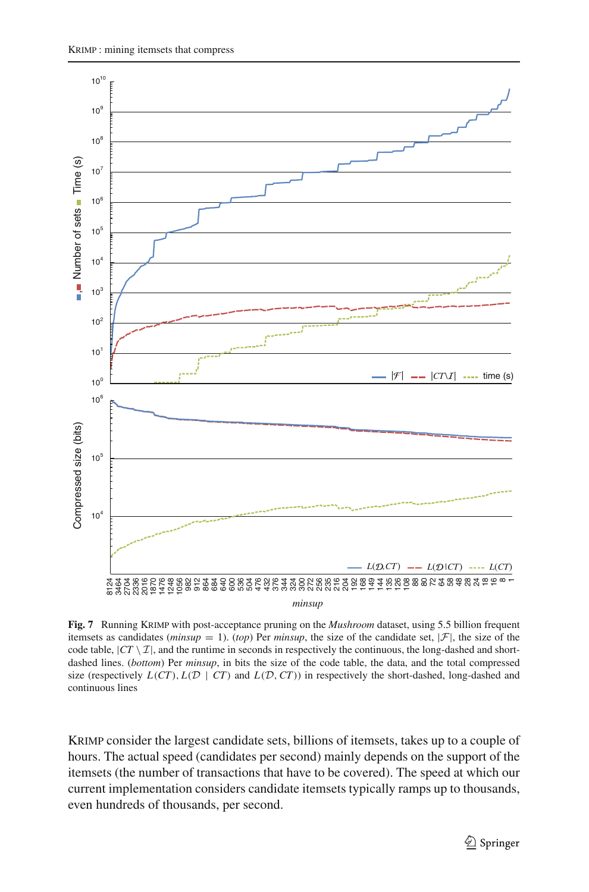**Fig. 7** Running KRIMP with post-acceptance pruning on the *Mushroom* dataset, using 5.5 billion frequent itemsets as candidates (*minsup* $= 1$). (*top*) Per *minsup*, the size of the candidate set, $|\mathcal{F}|$, the size of the code table, $|CT \setminus \mathcal{I}|$, and the runtime in seconds in respectively the continuous, the long-dashed and short-dashed lines. (*bottom*) Per *minsup*, in bits the size of the code table, the data, and the total compressed size (respectively $L(CT), L(\mathcal{D} \mid CT)$ and $L(\mathcal{D}, CT)$) in respectively the short-dashed, long-dashed and continuous lines

KRIMP consider the largest candidate sets, billions of itemsets, takes up to a couple of hours. The actual speed (candidates per second) mainly depends on the support of the itemsets (the number of transactions that have to be covered). The speed at which our current implementation considers candidate itemsets typically ramps up to thousands, even hundreds of thousands, per second.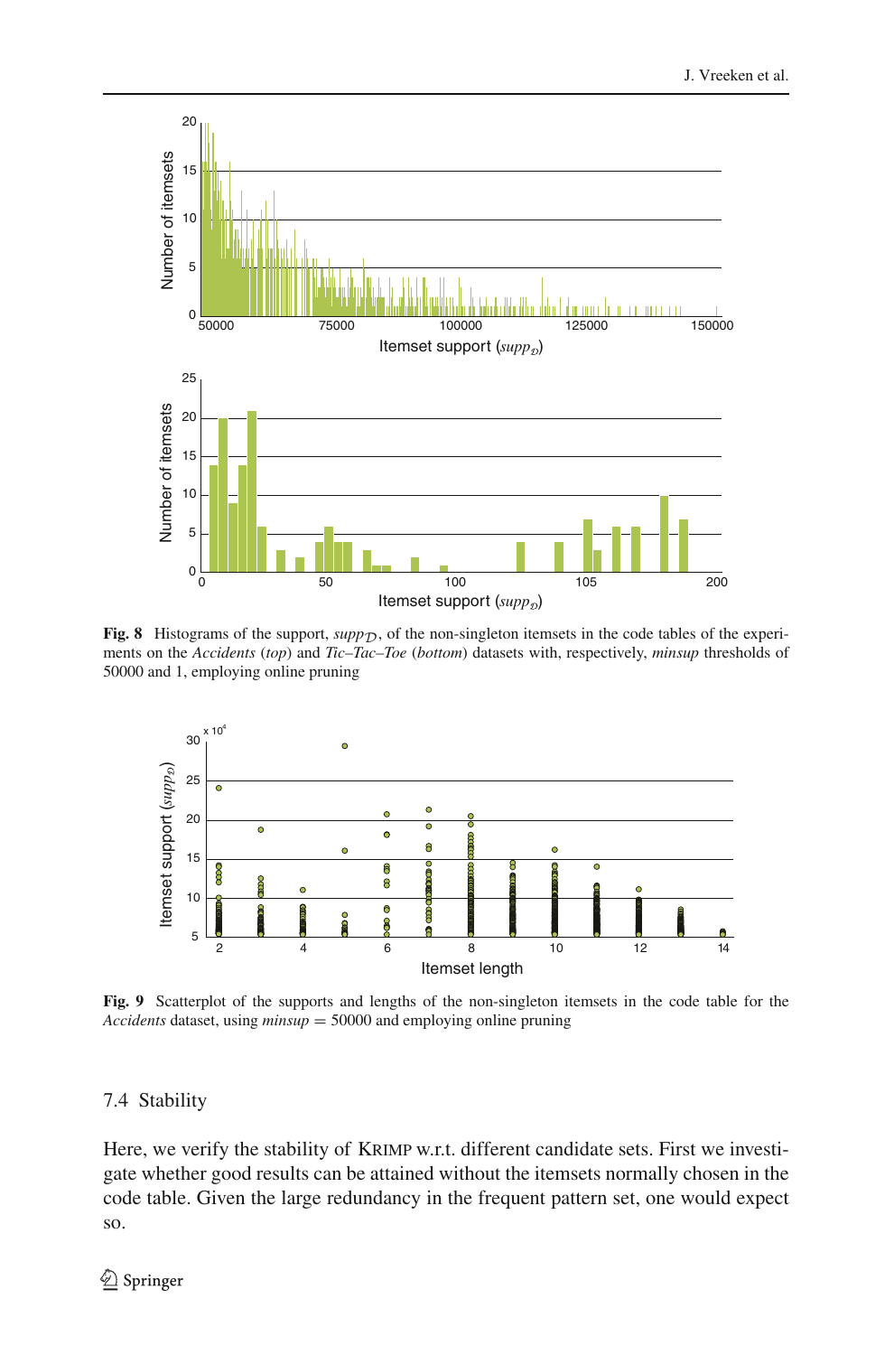**Fig. 8** Histograms of the support, $supp_{\mathcal{D}}$, of the non-singleton itemsets in the code tables of the experiments on the *Accidents* (*top*) and *Tic–Tac–Toe* (*bottom*) datasets with, respectively, *minsup* thresholds of 50000 and 1, employing online pruning

**Fig. 9** Scatterplot of the supports and lengths of the non-singleton itemsets in the code table for the *Accidents* dataset, using *minsup* = 50000 and employing online pruning

## 7.4 Stability

Here, we verify the stability of Krimp w.r.t. different candidate sets. First we investigate whether good results can be attained without the itemsets normally chosen in the code table. Given the large redundancy in the frequent pattern set, one would expect so.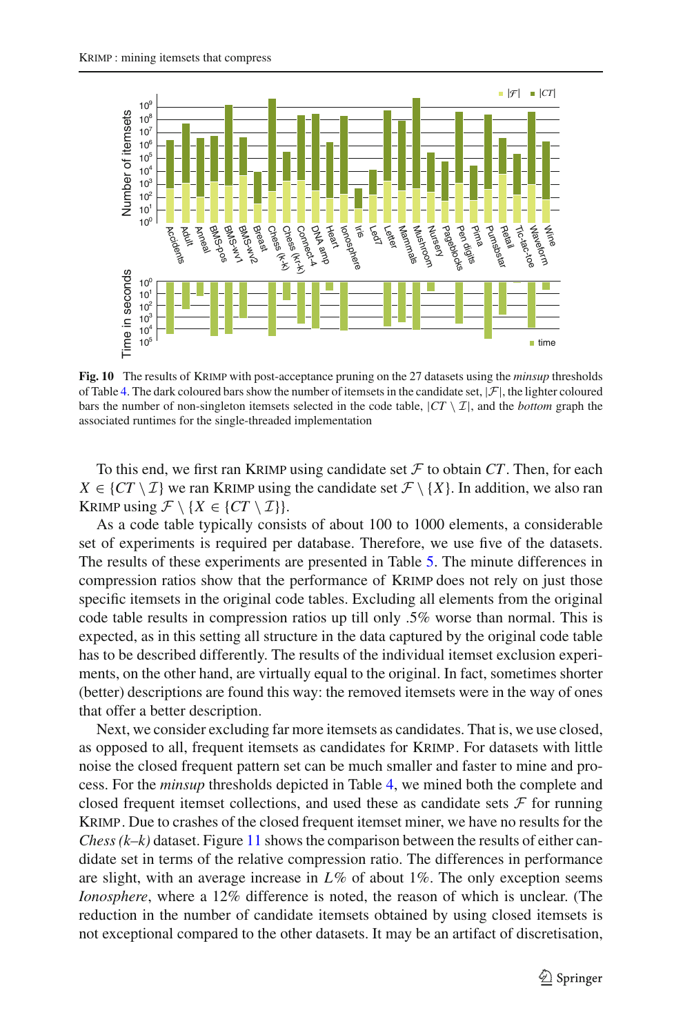**Fig. 10** The results of KRIMP with post-acceptance pruning on the 27 datasets using the *minsup* thresholds of Table 4. The dark coloured bars show the number of itemsets in the candidate set, $|\mathcal{F}|$, the lighter coloured bars the number of non-singleton itemsets selected in the code table, $|CT \setminus \mathcal{I}|$, and the *bottom* graph the associated runtimes for the single-threaded implementation

To this end, we first ran KRIMP using candidate set $\mathcal{F}$ to obtain $CT$. Then, for each $X \in \{CT \setminus \mathcal{I}\}$ we ran KRIMP using the candidate set $\mathcal{F} \setminus \{X\}$. In addition, we also ran KRIMP using $\mathcal{F} \setminus \{X \in \{CT \setminus \mathcal{I}\}\}$.

As a code table typically consists of about 100 to 1000 elements, a considerable set of experiments is required per database. Therefore, we use five of the datasets. The results of these experiments are presented in Table 5. The minute differences in compression ratios show that the performance of KRIMP does not rely on just those specific itemsets in the original code tables. Excluding all elements from the original code table results in compression ratios up till only .5% worse than normal. This is expected, as in this setting all structure in the data captured by the original code table has to be described differently. The results of the individual itemset exclusion experiments, on the other hand, are virtually equal to the original. In fact, sometimes shorter (better) descriptions are found this way: the removed itemsets were in the way of ones that offer a better description.

Next, we consider excluding far more itemsets as candidates. That is, we use closed, as opposed to all, frequent itemsets as candidates for KRIMP. For datasets with little noise the closed frequent pattern set can be much smaller and faster to mine and process. For the *minsup* thresholds depicted in Table 4, we mined both the complete and closed frequent itemset collections, and used these as candidate sets $\mathcal{F}$ for running KRIMP. Due to crashes of the closed frequent itemset miner, we have no results for the *Chess (k–k)* dataset. Figure 11 shows the comparison between the results of either candidate set in terms of the relative compression ratio. The differences in performance are slight, with an average increase in $L\%$ of about 1%. The only exception seems *Ionosphere*, where a 12% difference is noted, the reason of which is unclear. (The reduction in the number of candidate itemsets obtained by using closed itemsets is not exceptional compared to the other datasets. It may be an artifact of discretisation,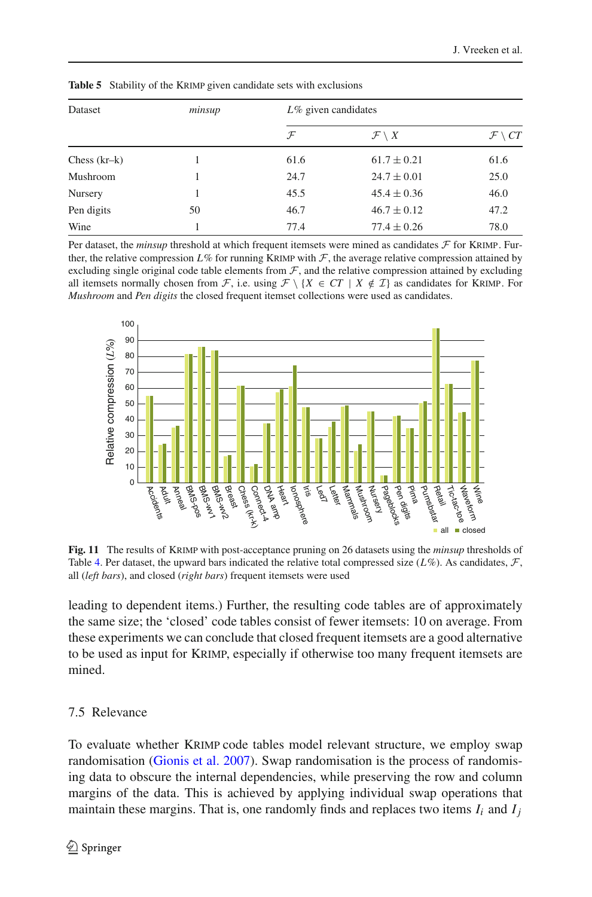**Table 5** Stability of the Krimp given candidate sets with exclusions

| Dataset | *minsup* | $L\%$ given candidates | | |
|---|---|---|---|---|
| | | $\mathcal{F}$ | $\mathcal{F} \setminus X$ | $\mathcal{F} \setminus CT$ |
| Chess (kr–k) | 1 | 61.6 | $61.7 \pm 0.21$ | 61.6 |
| Mushroom | 1 | 24.7 | $24.7 \pm 0.01$ | 25.0 |
| Nursery | 1 | 45.5 | $45.4 \pm 0.36$ | 46.0 |
| Pen digits | 50 | 46.7 | $46.7 \pm 0.12$ | 47.2 |
| Wine | 1 | 77.4 | $77.4 \pm 0.26$ | 78.0 |

Per dataset, the *minsup* threshold at which frequent itemsets were mined as candidates $\mathcal{F}$ for Krimp. Further, the relative compression $L\%$ for running Krimp with $\mathcal{F}$, the average relative compression attained by excluding single original code table elements from $\mathcal{F}$, and the relative compression attained by excluding all itemsets normally chosen from $\mathcal{F}$, i.e. using $\mathcal{F} \setminus \{X \in CT \mid X \notin \mathcal{I}\}$ as candidates for Krimp. For *Mushroom* and *Pen digits* the closed frequent itemset collections were used as candidates.

**Fig. 11** The results of Krimp with post-acceptance pruning on 26 datasets using the *minsup* thresholds of Table 4. Per dataset, the upward bars indicated the relative total compressed size ($L\%$). As candidates, $\mathcal{F}$, all (*left bars*), and closed (*right bars*) frequent itemsets were used

leading to dependent items.) Further, the resulting code tables are of approximately the same size; the 'closed' code tables consist of fewer itemsets: 10 on average. From these experiments we can conclude that closed frequent itemsets are a good alternative to be used as input for Krimp, especially if otherwise too many frequent itemsets are mined.

### 7.5 Relevance

To evaluate whether Krimp code tables model relevant structure, we employ swap randomisation (Gionis et al. 2007). Swap randomisation is the process of randomising data to obscure the internal dependencies, while preserving the row and column margins of the data. This is achieved by applying individual swap operations that maintain these margins. That is, one randomly finds and replaces two items $I_i$ and $I_j$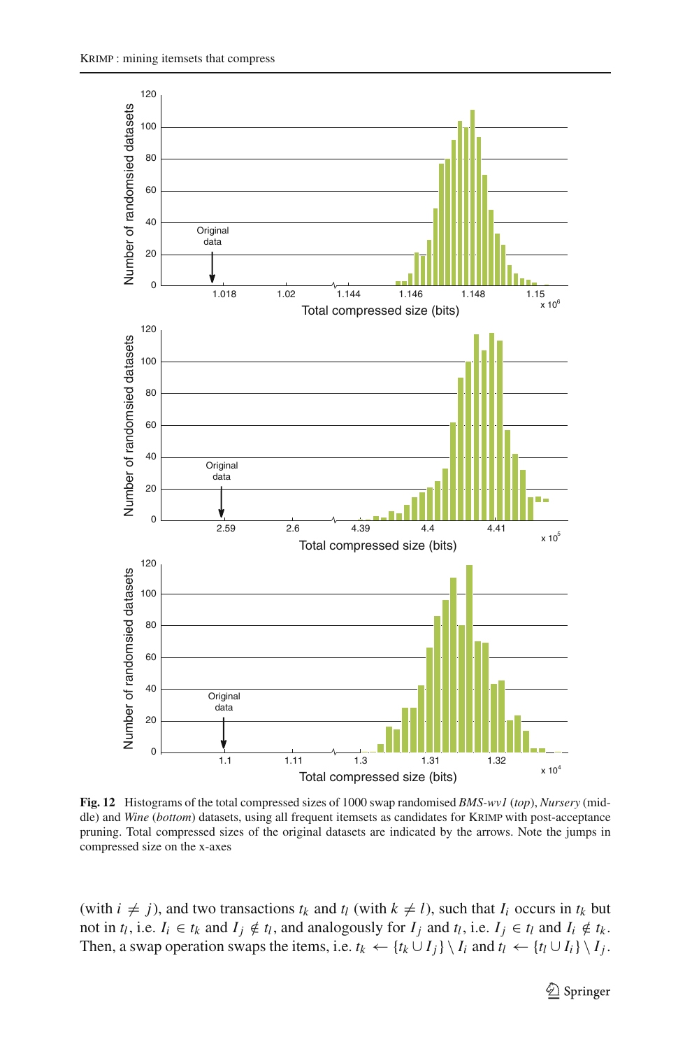**Fig. 12** Histograms of the total compressed sizes of 1000 swap randomised *BMS-wv1* (*top*), *Nursery* (middle) and *Wine* (*bottom*) datasets, using all frequent itemsets as candidates for Krimp with post-acceptance pruning. Total compressed sizes of the original datasets are indicated by the arrows. Note the jumps in compressed size on the x-axes

(with $i \neq j$), and two transactions $t_k$ and $t_l$ (with $k \neq l$), such that $I_i$ occurs in $t_k$ but not in $t_l$, i.e. $I_i \in t_k$ and $I_j \notin t_l$, and analogously for $I_j$ and $t_l$, i.e. $I_j \in t_l$ and $I_i \notin t_k$. Then, a swap operation swaps the items, i.e. $t_k \leftarrow \{t_k \cup I_j\} \setminus I_i$ and $t_l \leftarrow \{t_l \cup I_i\} \setminus I_j$.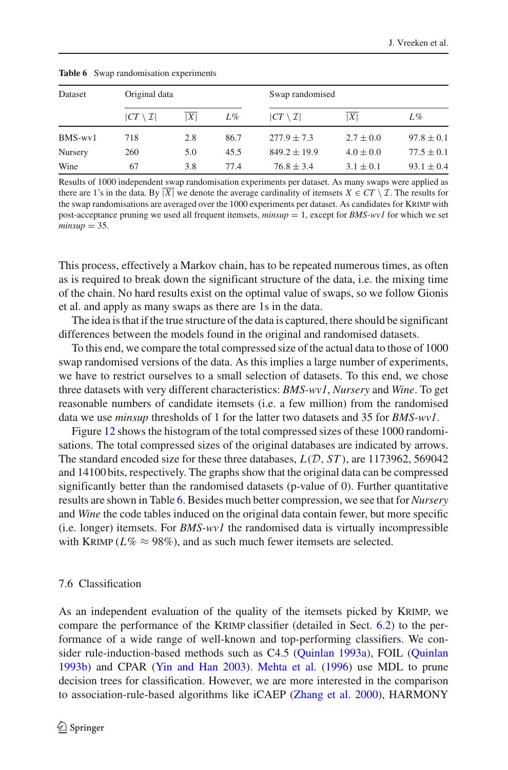**Table 6** Swap randomisation experiments

| Dataset | Original data | | | Swap randomised | | |
|---|---|---|---|---|---|---|
| | $\|CT \setminus \mathcal{I}\|$ | $\overline{\|X\|}$ | $L\%$ | $\|CT \setminus \mathcal{I}\|$ | $\overline{\|X\|}$ | $L\%$ |
| BMS-wv1 | 718 | 2.8 | 86.7 | $277.9 \pm 7.3$ | $2.7 \pm 0.0$ | $97.8 \pm 0.1$ |
| Nursery | 260 | 5.0 | 45.5 | $849.2 \pm 19.9$ | $4.0 \pm 0.0$ | $77.5 \pm 0.1$ |
| Wine | 67 | 3.8 | 77.4 | $76.8 \pm 3.4$ | $3.1 \pm 0.1$ | $93.1 \pm 0.4$ |

Results of 1000 independent swap randomisation experiments per dataset. As many swaps were applied as there are 1's in the data. By $\overline{|X|}$ we denote the average cardinality of itemsets $X \in CT \setminus \mathcal{I}$. The results for the swap randomisations are averaged over the 1000 experiments per dataset. As candidates for Krimp with post-acceptance pruning we used all frequent itemsets, *minsup* = 1, except for *BMS-wv1* for which we set *minsup* = 35.

This process, effectively a Markov chain, has to be repeated numerous times, as often as is required to break down the significant structure of the data, i.e. the mixing time of the chain. No hard results exist on the optimal value of swaps, so we follow Gionis et al. and apply as many swaps as there are 1s in the data.

The idea is that if the true structure of the data is captured, there should be significant differences between the models found in the original and randomised datasets.

To this end, we compare the total compressed size of the actual data to those of 1000 swap randomised versions of the data. As this implies a large number of experiments, we have to restrict ourselves to a small selection of datasets. To this end, we chose three datasets with very different characteristics: *BMS-wv1*, *Nursery* and *Wine*. To get reasonable numbers of candidate itemsets (i.e. a few million) from the randomised data we use *minsup* thresholds of 1 for the latter two datasets and 35 for *BMS-wv1*.

Figure 12 shows the histogram of the total compressed sizes of these 1000 randomisations. The total compressed sizes of the original databases are indicated by arrows. The standard encoded size for these three databases, $L(\mathcal{D}, ST)$, are 1173962, 569042 and 14100 bits, respectively. The graphs show that the original data can be compressed significantly better than the randomised datasets (p-value of 0). Further quantitative results are shown in Table 6. Besides much better compression, we see that for *Nursery* and *Wine* the code tables induced on the original data contain fewer, but more specific (i.e. longer) itemsets. For *BMS-wv1* the randomised data is virtually incompressible with Krimp ($L\% \approx 98\%$), and as such much fewer itemsets are selected.

### 7.6 Classification

As an independent evaluation of the quality of the itemsets picked by Krimp, we compare the performance of the Krimp classifier (detailed in Sect. 6.2) to the performance of a wide range of well-known and top-performing classifiers. We consider rule-induction-based methods such as C4.5 (Quinlan 1993a), FOIL (Quinlan 1993b) and CPAR (Yin and Han 2003). Mehta et al. (1996) use MDL to prune decision trees for classification. However, we are more interested in the comparison to association-rule-based algorithms like iCAEP (Zhang et al. 2000), HARMONY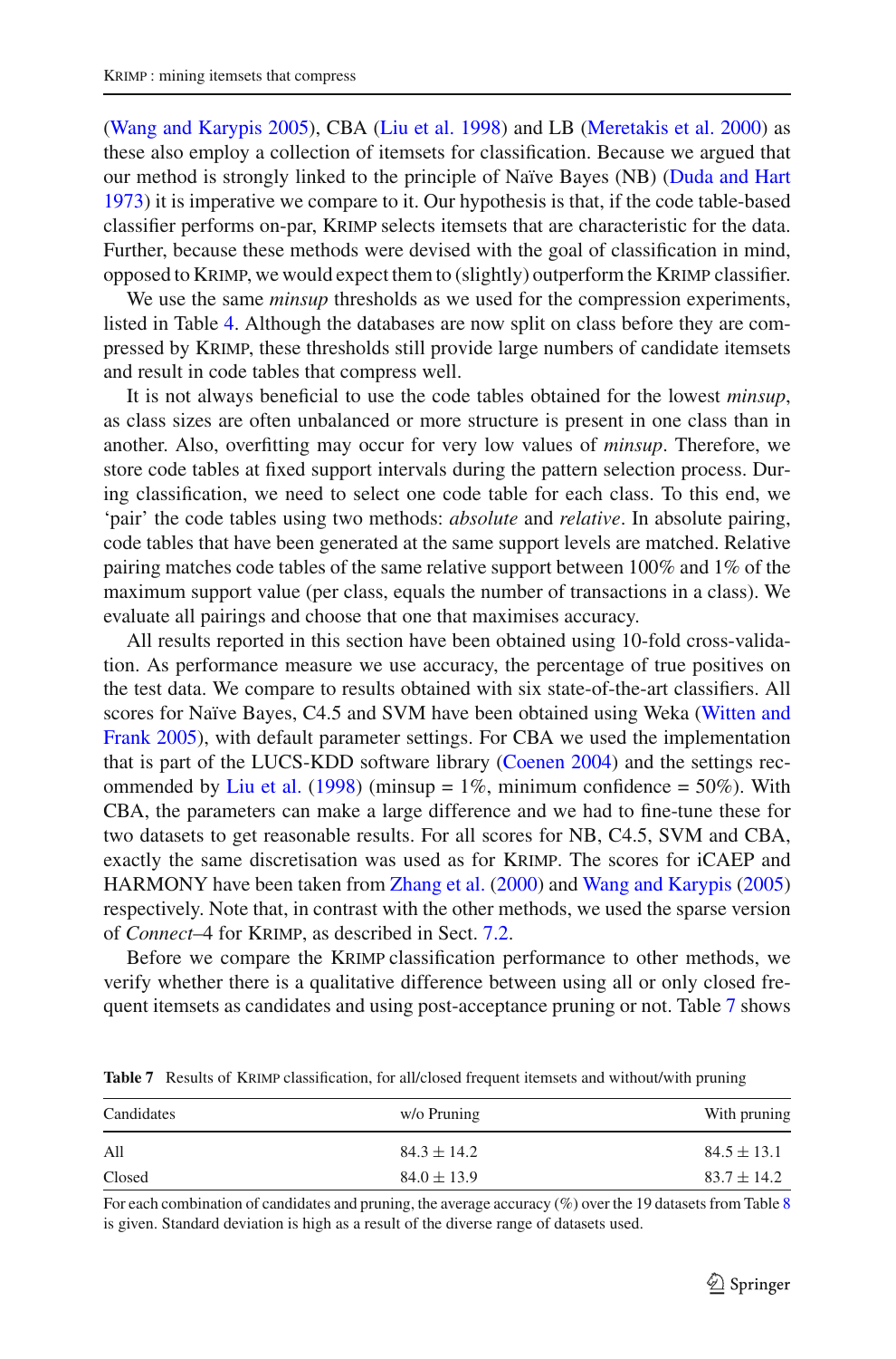(Wang and Karypis 2005), CBA (Liu et al. 1998) and LB (Meretakis et al. 2000) as these also employ a collection of itemsets for classification. Because we argued that our method is strongly linked to the principle of Naïve Bayes (NB) (Duda and Hart 1973) it is imperative we compare to it. Our hypothesis is that, if the code table-based classifier performs on-par, KRIMP selects itemsets that are characteristic for the data. Further, because these methods were devised with the goal of classification in mind, opposed to KRIMP, we would expect them to (slightly) outperform the KRIMP classifier.

We use the same *minsup* thresholds as we used for the compression experiments, listed in Table 4. Although the databases are now split on class before they are compressed by KRIMP, these thresholds still provide large numbers of candidate itemsets and result in code tables that compress well.

It is not always beneficial to use the code tables obtained for the lowest *minsup*, as class sizes are often unbalanced or more structure is present in one class than in another. Also, overfitting may occur for very low values of *minsup*. Therefore, we store code tables at fixed support intervals during the pattern selection process. During classification, we need to select one code table for each class. To this end, we 'pair' the code tables using two methods: *absolute* and *relative*. In absolute pairing, code tables that have been generated at the same support levels are matched. Relative pairing matches code tables of the same relative support between 100% and 1% of the maximum support value (per class, equals the number of transactions in a class). We evaluate all pairings and choose that one that maximises accuracy.

All results reported in this section have been obtained using 10-fold cross-validation. As performance measure we use accuracy, the percentage of true positives on the test data. We compare to results obtained with six state-of-the-art classifiers. All scores for Naïve Bayes, C4.5 and SVM have been obtained using Weka (Witten and Frank 2005), with default parameter settings. For CBA we used the implementation that is part of the LUCS-KDD software library (Coenen 2004) and the settings recommended by Liu et al. (1998) (minsup = 1%, minimum confidence = 50%). With CBA, the parameters can make a large difference and we had to fine-tune these for two datasets to get reasonable results. For all scores for NB, C4.5, SVM and CBA, exactly the same discretisation was used as for KRIMP. The scores for iCAEP and HARMONY have been taken from Zhang et al. (2000) and Wang and Karypis (2005) respectively. Note that, in contrast with the other methods, we used the sparse version of *Connect*–4 for KRIMP, as described in Sect. 7.2.

Before we compare the KRIMP classification performance to other methods, we verify whether there is a qualitative difference between using all or only closed frequent itemsets as candidates and using post-acceptance pruning or not. Table 7 shows

**Table 7** Results of KRIMP classification, for all/closed frequent itemsets and without/with pruning

| Candidates | w/o Pruning | With pruning |
|---|---|---|
| All | $84.3 \pm 14.2$ | $84.5 \pm 13.1$ |
| Closed | $84.0 \pm 13.9$ | $83.7 \pm 14.2$ |

For each combination of candidates and pruning, the average accuracy (%) over the 19 datasets from Table 8 is given. Standard deviation is high as a result of the diverse range of datasets used.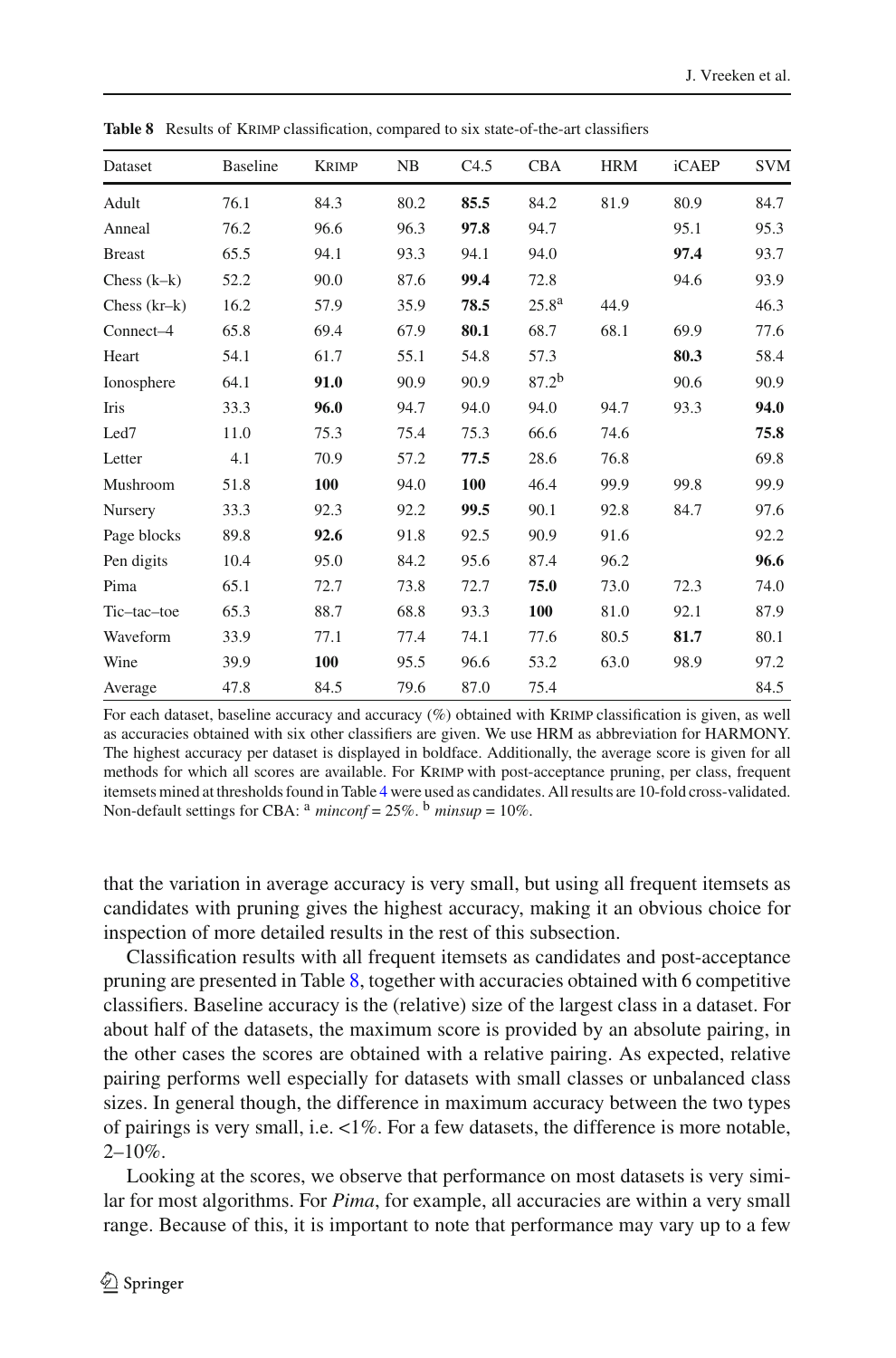**Table 8** Results of Krimp classification, compared to six state-of-the-art classifiers

| Dataset | Baseline | Krimp | NB | C4.5 | CBA | HRM | iCAEP | SVM |
|---|---|---|---|---|---|---|---|---|
| Adult | 76.1 | 84.3 | 80.2 | **85.5** | 84.2 | 81.9 | 80.9 | 84.7 |
| Anneal | 76.2 | 96.6 | 96.3 | **97.8** | 94.7 | | 95.1 | 95.3 |
| Breast | 65.5 | 94.1 | 93.3 | 94.1 | 94.0 | | **97.4** | 93.7 |
| Chess (k–k) | 52.2 | 90.0 | 87.6 | **99.4** | 72.8 | | 94.6 | 93.9 |
| Chess (kr–k) | 16.2 | 57.9 | 35.9 | **78.5** | 25.8[a] | 44.9 | | 46.3 |
| Connect–4 | 65.8 | 69.4 | 67.9 | **80.1** | 68.7 | 68.1 | 69.9 | 77.6 |
| Heart | 54.1 | 61.7 | 55.1 | 54.8 | 57.3 | | **80.3** | 58.4 |
| Ionosphere | 64.1 | **91.0** | 90.9 | 90.9 | 87.2[b] | | 90.6 | 90.9 |
| Iris | 33.3 | **96.0** | 94.7 | 94.0 | 94.0 | 94.7 | 93.3 | **94.0** |
| Led7 | 11.0 | 75.3 | 75.4 | 75.3 | 66.6 | 74.6 | | **75.8** |
| Letter | 4.1 | 70.9 | 57.2 | **77.5** | 28.6 | 76.8 | | 69.8 |
| Mushroom | 51.8 | **100** | 94.0 | **100** | 46.4 | 99.9 | 99.8 | 99.9 |
| Nursery | 33.3 | 92.3 | 92.2 | **99.5** | 90.1 | 92.8 | 84.7 | 97.6 |
| Page blocks | 89.8 | **92.6** | 91.8 | 92.5 | 90.9 | 91.6 | | 92.2 |
| Pen digits | 10.4 | 95.0 | 84.2 | 95.6 | 87.4 | 96.2 | | **96.6** |
| Pima | 65.1 | 72.7 | 73.8 | 72.7 | **75.0** | 73.0 | 72.3 | 74.0 |
| Tic–tac–toe | 65.3 | 88.7 | 68.8 | 93.3 | **100** | 81.0 | 92.1 | 87.9 |
| Waveform | 33.9 | 77.1 | 77.4 | 74.1 | 77.6 | 80.5 | **81.7** | 80.1 |
| Wine | 39.9 | **100** | 95.5 | 96.6 | 53.2 | 63.0 | 98.9 | 97.2 |
| Average | 47.8 | 84.5 | 79.6 | 87.0 | 75.4 | | | 84.5 |

For each dataset, baseline accuracy and accuracy (%) obtained with Krimp classification is given, as well as accuracies obtained with six other classifiers are given. We use HRM as abbreviation for HARMONY. The highest accuracy per dataset is displayed in boldface. Additionally, the average score is given for all methods for which all scores are available. For Krimp with post-acceptance pruning, per class, frequent itemsets mined at thresholds found in Table 4 were used as candidates. All results are 10-fold cross-validated. Non-default settings for CBA: [a] *minconf* = 25%. [b] *minsup* = 10%.

that the variation in average accuracy is very small, but using all frequent itemsets as candidates with pruning gives the highest accuracy, making it an obvious choice for inspection of more detailed results in the rest of this subsection.

Classification results with all frequent itemsets as candidates and post-acceptance pruning are presented in Table 8, together with accuracies obtained with 6 competitive classifiers. Baseline accuracy is the (relative) size of the largest class in a dataset. For about half of the datasets, the maximum score is provided by an absolute pairing, in the other cases the scores are obtained with a relative pairing. As expected, relative pairing performs well especially for datasets with small classes or unbalanced class sizes. In general though, the difference in maximum accuracy between the two types of pairings is very small, i.e. <1%. For a few datasets, the difference is more notable, 2–10%.

Looking at the scores, we observe that performance on most datasets is very similar for most algorithms. For *Pima*, for example, all accuracies are within a very small range. Because of this, it is important to note that performance may vary up to a few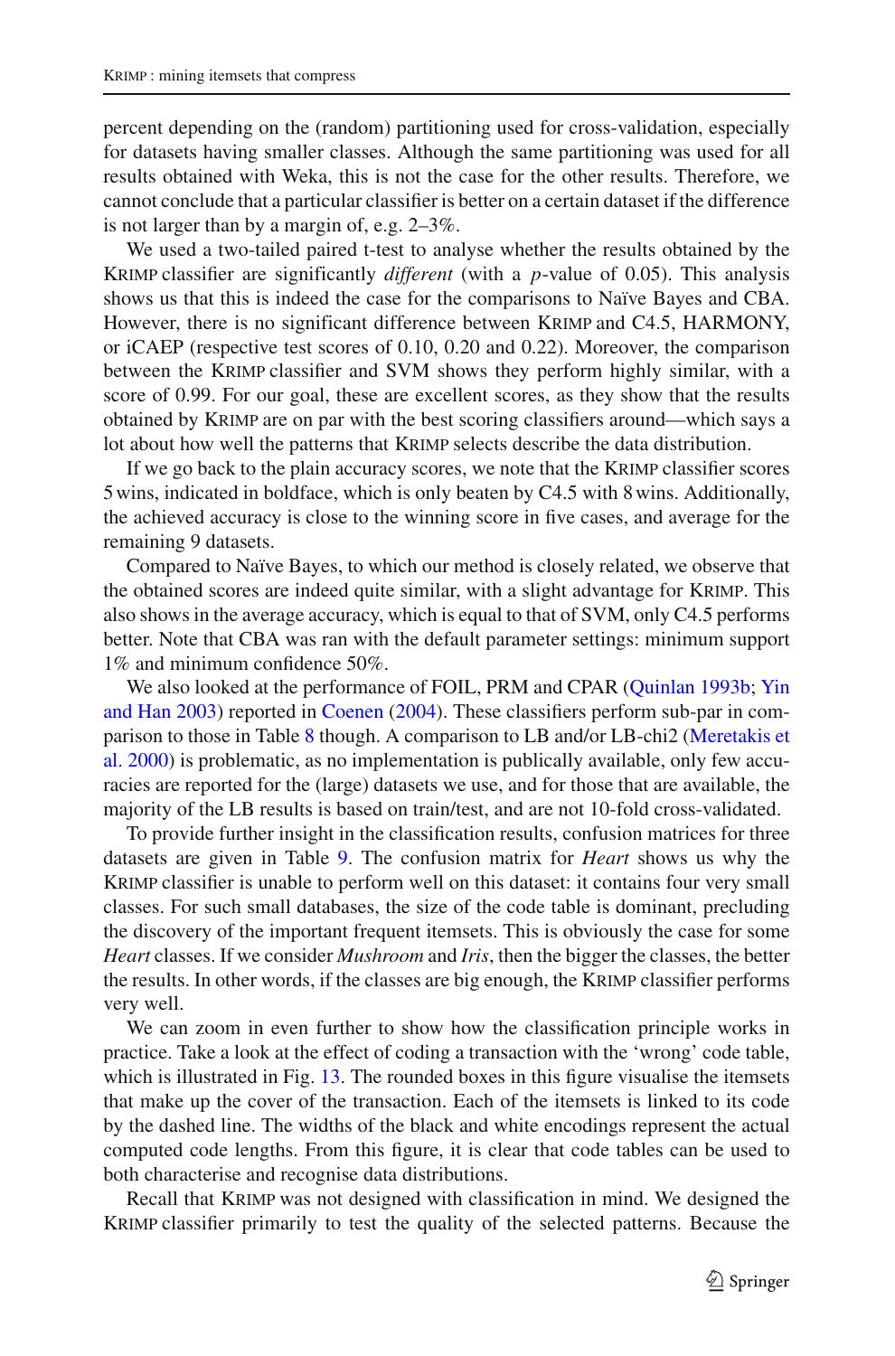percent depending on the (random) partitioning used for cross-validation, especially for datasets having smaller classes. Although the same partitioning was used for all results obtained with Weka, this is not the case for the other results. Therefore, we cannot conclude that a particular classifier is better on a certain dataset if the difference is not larger than by a margin of, e.g. 2–3%.

We used a two-tailed paired t-test to analyse whether the results obtained by the Krimp classifier are significantly *different* (with a $p$-value of 0.05). This analysis shows us that this is indeed the case for the comparisons to Naïve Bayes and CBA. However, there is no significant difference between Krimp and C4.5, HARMONY, or iCAEP (respective test scores of 0.10, 0.20 and 0.22). Moreover, the comparison between the Krimp classifier and SVM shows they perform highly similar, with a score of 0.99. For our goal, these are excellent scores, as they show that the results obtained by Krimp are on par with the best scoring classifiers around—which says a lot about how well the patterns that Krimp selects describe the data distribution.

If we go back to the plain accuracy scores, we note that the Krimp classifier scores 5 wins, indicated in boldface, which is only beaten by C4.5 with 8 wins. Additionally, the achieved accuracy is close to the winning score in five cases, and average for the remaining 9 datasets.

Compared to Naïve Bayes, to which our method is closely related, we observe that the obtained scores are indeed quite similar, with a slight advantage for Krimp. This also shows in the average accuracy, which is equal to that of SVM, only C4.5 performs better. Note that CBA was ran with the default parameter settings: minimum support 1% and minimum confidence 50%.

We also looked at the performance of FOIL, PRM and CPAR (Quinlan 1993b; Yin and Han 2003) reported in Coenen (2004). These classifiers perform sub-par in comparison to those in Table 8 though. A comparison to LB and/or LB-chi2 (Meretakis et al. 2000) is problematic, as no implementation is publically available, only few accuracies are reported for the (large) datasets we use, and for those that are available, the majority of the LB results is based on train/test, and are not 10-fold cross-validated.

To provide further insight in the classification results, confusion matrices for three datasets are given in Table 9. The confusion matrix for *Heart* shows us why the Krimp classifier is unable to perform well on this dataset: it contains four very small classes. For such small databases, the size of the code table is dominant, precluding the discovery of the important frequent itemsets. This is obviously the case for some *Heart* classes. If we consider *Mushroom* and *Iris*, then the bigger the classes, the better the results. In other words, if the classes are big enough, the Krimp classifier performs very well.

We can zoom in even further to show how the classification principle works in practice. Take a look at the effect of coding a transaction with the 'wrong' code table, which is illustrated in Fig. 13. The rounded boxes in this figure visualise the itemsets that make up the cover of the transaction. Each of the itemsets is linked to its code by the dashed line. The widths of the black and white encodings represent the actual computed code lengths. From this figure, it is clear that code tables can be used to both characterise and recognise data distributions.

Recall that Krimp was not designed with classification in mind. We designed the Krimp classifier primarily to test the quality of the selected patterns. Because the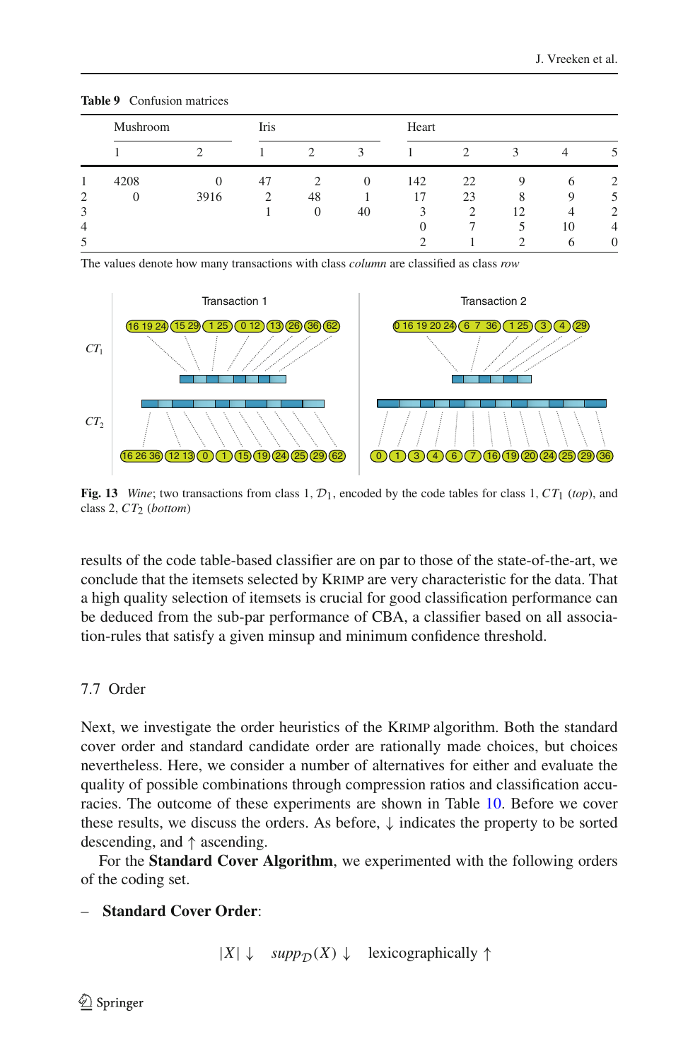**Table 9** Confusion matrices

| | Mushroom | | Iris | | | Heart | | | | |
|---|---|---|---|---|---|---|---|---|---|---|
| | 1 | 2 | 1 | 2 | 3 | 1 | 2 | 3 | 4 | 5 |
| 1 | 4208 | 0 | 47 | 2 | 0 | 142 | 22 | 9 | 6 | 2 |
| 2 | 0 | 3916 | 2 | 48 | 1 | 17 | 23 | 8 | 9 | 5 |
| 3 | | | 1 | 0 | 40 | 3 | 2 | 12 | 4 | 2 |
| 4 | | | | | | 0 | 7 | 5 | 10 | 4 |
| 5 | | | | | | 2 | 1 | 2 | 6 | 0 |

The values denote how many transactions with class *column* are classified as class *row*

**Fig. 13** *Wine*; two transactions from class 1, $\mathcal{D}_1$, encoded by the code tables for class 1, $CT_1$ (*top*), and class 2, $CT_2$ (*bottom*)

results of the code table-based classifier are on par to those of the state-of-the-art, we conclude that the itemsets selected by Krimp are very characteristic for the data. That a high quality selection of itemsets is crucial for good classification performance can be deduced from the sub-par performance of CBA, a classifier based on all association-rules that satisfy a given minsup and minimum confidence threshold.

## 7.7 Order

Next, we investigate the order heuristics of the Krimp algorithm. Both the standard cover order and standard candidate order are rationally made choices, but choices nevertheless. Here, we consider a number of alternatives for either and evaluate the quality of possible combinations through compression ratios and classification accuracies. The outcome of these experiments are shown in Table 10. Before we cover these results, we discuss the orders. As before, ↓ indicates the property to be sorted descending, and ↑ ascending.

For the **Standard Cover Algorithm**, we experimented with the following orders of the coding set.

– **Standard Cover Order**:

$$|X| \downarrow \quad supp_{\mathcal{D}}(X) \downarrow \quad \text{lexicographically} \uparrow$$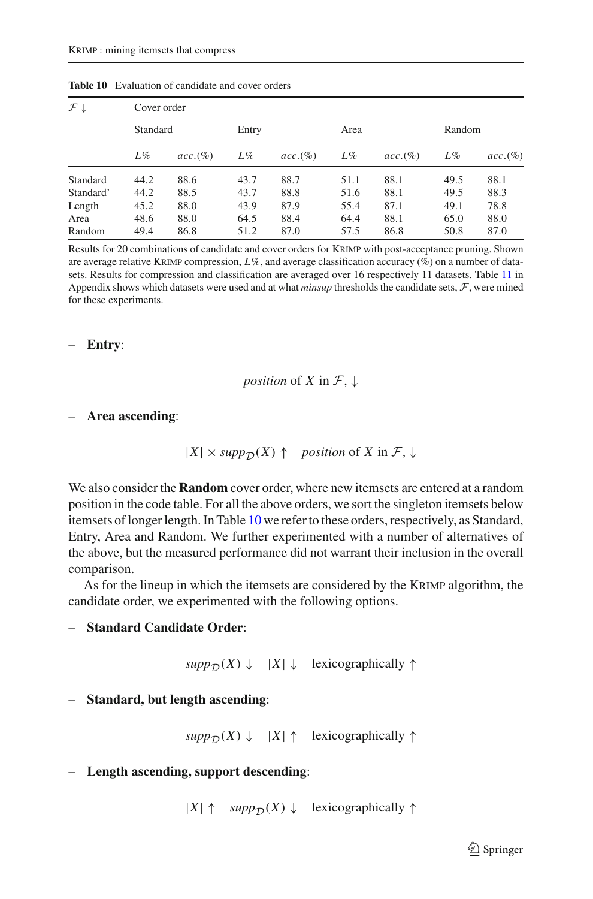**Table 10** Evaluation of candidate and cover orders

| $\mathcal{F} \downarrow$ | Cover order | | | | | | | |
|---|---|---|---|---|---|---|---|---|
| | Standard | | Entry | | Area | | Random | |
| | $L\%$ | $acc.(\%)$ | $L\%$ | $acc.(\%)$ | $L\%$ | $acc.(\%)$ | $L\%$ | $acc.(\%)$ |
| Standard | 44.2 | 88.6 | 43.7 | 88.7 | 51.1 | 88.1 | 49.5 | 88.1 |
| Standard' | 44.2 | 88.5 | 43.7 | 88.8 | 51.6 | 88.1 | 49.5 | 88.3 |
| Length | 45.2 | 88.0 | 43.9 | 87.9 | 55.4 | 87.1 | 49.1 | 78.8 |
| Area | 48.6 | 88.0 | 64.5 | 88.4 | 64.4 | 88.1 | 65.0 | 88.0 |
| Random | 49.4 | 86.8 | 51.2 | 87.0 | 57.5 | 86.8 | 50.8 | 87.0 |

Results for 20 combinations of candidate and cover orders for KRIMP with post-acceptance pruning. Shown are average relative KRIMP compression, $L\%$, and average classification accuracy (%) on a number of datasets. Results for compression and classification are averaged over 16 respectively 11 datasets. Table 11 in Appendix shows which datasets were used and at what *minsup* thresholds the candidate sets, $\mathcal{F}$, were mined for these experiments.

- **Entry**:

$$\textit{position} \text{ of } X \text{ in } \mathcal{F}, \downarrow$$

- **Area ascending**:

$$|X| \times \textit{supp}_{\mathcal{D}}(X) \uparrow \quad \textit{position} \text{ of } X \text{ in } \mathcal{F}, \downarrow$$

We also consider the **Random** cover order, where new itemsets are entered at a random position in the code table. For all the above orders, we sort the singleton itemsets below itemsets of longer length. In Table 10 we refer to these orders, respectively, as Standard, Entry, Area and Random. We further experimented with a number of alternatives of the above, but the measured performance did not warrant their inclusion in the overall comparison.

As for the lineup in which the itemsets are considered by the KRIMP algorithm, the candidate order, we experimented with the following options.

- **Standard Candidate Order**:

$$\textit{supp}_{\mathcal{D}}(X) \downarrow \quad |X| \downarrow \quad \text{lexicographically} \uparrow$$

- **Standard, but length ascending**:

$$\textit{supp}_{\mathcal{D}}(X) \downarrow \quad |X| \uparrow \quad \text{lexicographically} \uparrow$$

- **Length ascending, support descending**:

$$|X| \uparrow \quad \textit{supp}_{\mathcal{D}}(X) \downarrow \quad \text{lexicographically} \uparrow$$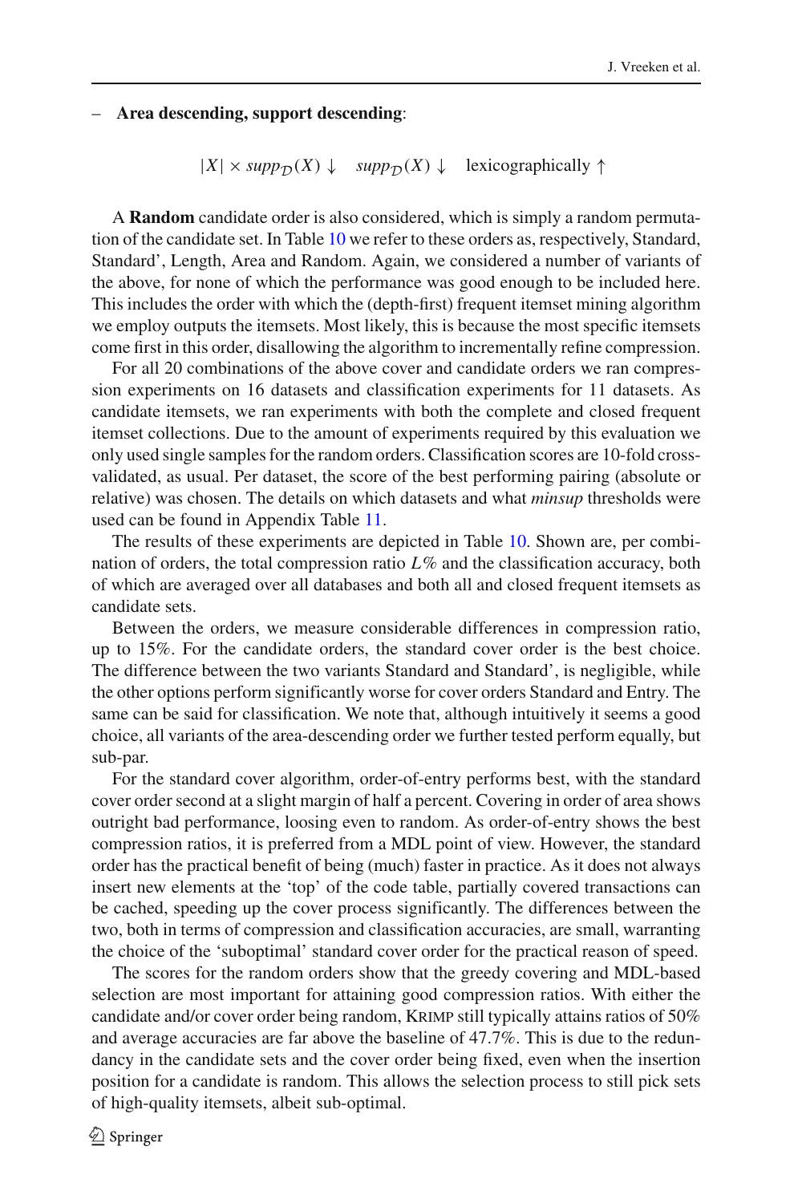– **Area descending, support descending**:

$$|X| \times supp_{\mathcal{D}}(X) \downarrow \quad supp_{\mathcal{D}}(X) \downarrow \quad \text{lexicographically} \uparrow$$

A **Random** candidate order is also considered, which is simply a random permutation of the candidate set. In Table 10 we refer to these orders as, respectively, Standard, Standard', Length, Area and Random. Again, we considered a number of variants of the above, for none of which the performance was good enough to be included here. This includes the order with which the (depth-first) frequent itemset mining algorithm we employ outputs the itemsets. Most likely, this is because the most specific itemsets come first in this order, disallowing the algorithm to incrementally refine compression.

For all 20 combinations of the above cover and candidate orders we ran compression experiments on 16 datasets and classification experiments for 11 datasets. As candidate itemsets, we ran experiments with both the complete and closed frequent itemset collections. Due to the amount of experiments required by this evaluation we only used single samples for the random orders. Classification scores are 10-fold cross-validated, as usual. Per dataset, the score of the best performing pairing (absolute or relative) was chosen. The details on which datasets and what *minsup* thresholds were used can be found in Appendix Table 11.

The results of these experiments are depicted in Table 10. Shown are, per combination of orders, the total compression ratio $L\%$ and the classification accuracy, both of which are averaged over all databases and both all and closed frequent itemsets as candidate sets.

Between the orders, we measure considerable differences in compression ratio, up to 15%. For the candidate orders, the standard cover order is the best choice. The difference between the two variants Standard and Standard', is negligible, while the other options perform significantly worse for cover orders Standard and Entry. The same can be said for classification. We note that, although intuitively it seems a good choice, all variants of the area-descending order we further tested perform equally, but sub-par.

For the standard cover algorithm, order-of-entry performs best, with the standard cover order second at a slight margin of half a percent. Covering in order of area shows outright bad performance, loosing even to random. As order-of-entry shows the best compression ratios, it is preferred from a MDL point of view. However, the standard order has the practical benefit of being (much) faster in practice. As it does not always insert new elements at the 'top' of the code table, partially covered transactions can be cached, speeding up the cover process significantly. The differences between the two, both in terms of compression and classification accuracies, are small, warranting the choice of the 'suboptimal' standard cover order for the practical reason of speed.

The scores for the random orders show that the greedy covering and MDL-based selection are most important for attaining good compression ratios. With either the candidate and/or cover order being random, Krimp still typically attains ratios of 50% and average accuracies are far above the baseline of 47.7%. This is due to the redundancy in the candidate sets and the cover order being fixed, even when the insertion position for a candidate is random. This allows the selection process to still pick sets of high-quality itemsets, albeit sub-optimal.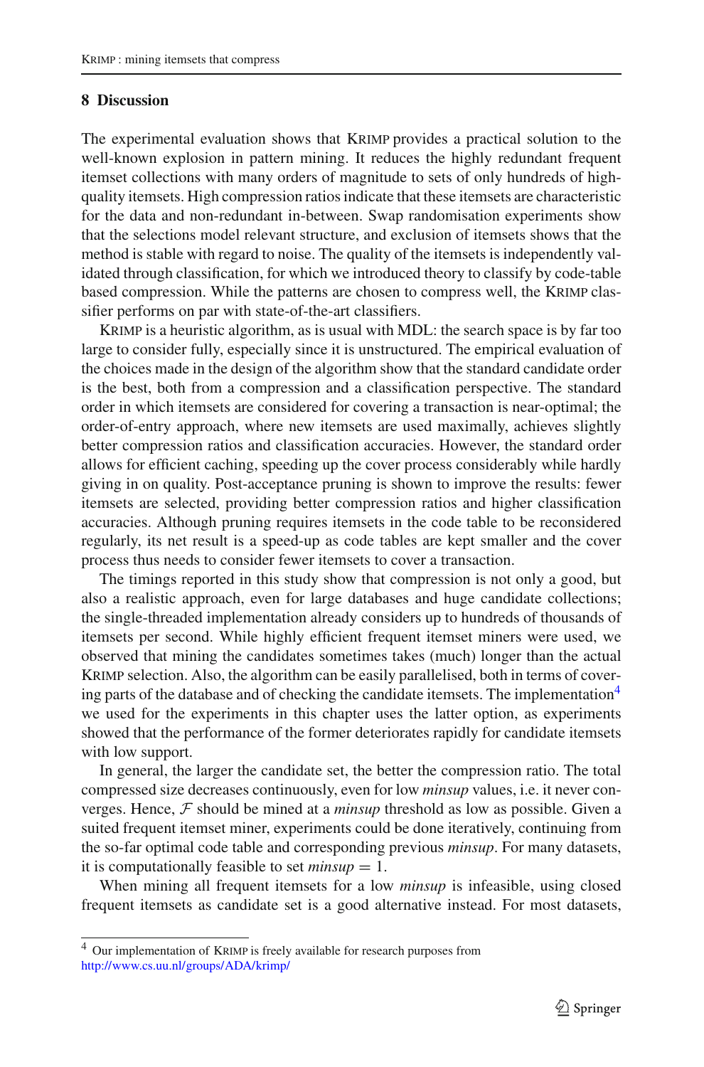## 8 Discussion

The experimental evaluation shows that KRIMP provides a practical solution to the well-known explosion in pattern mining. It reduces the highly redundant frequent itemset collections with many orders of magnitude to sets of only hundreds of high-quality itemsets. High compression ratios indicate that these itemsets are characteristic for the data and non-redundant in-between. Swap randomisation experiments show that the selections model relevant structure, and exclusion of itemsets shows that the method is stable with regard to noise. The quality of the itemsets is independently validated through classification, for which we introduced theory to classify by code-table based compression. While the patterns are chosen to compress well, the KRIMP classifier performs on par with state-of-the-art classifiers.

KRIMP is a heuristic algorithm, as is usual with MDL: the search space is by far too large to consider fully, especially since it is unstructured. The empirical evaluation of the choices made in the design of the algorithm show that the standard candidate order is the best, both from a compression and a classification perspective. The standard order in which itemsets are considered for covering a transaction is near-optimal; the order-of-entry approach, where new itemsets are used maximally, achieves slightly better compression ratios and classification accuracies. However, the standard order allows for efficient caching, speeding up the cover process considerably while hardly giving in on quality. Post-acceptance pruning is shown to improve the results: fewer itemsets are selected, providing better compression ratios and higher classification accuracies. Although pruning requires itemsets in the code table to be reconsidered regularly, its net result is a speed-up as code tables are kept smaller and the cover process thus needs to consider fewer itemsets to cover a transaction.

The timings reported in this study show that compression is not only a good, but also a realistic approach, even for large databases and huge candidate collections; the single-threaded implementation already considers up to hundreds of thousands of itemsets per second. While highly efficient frequent itemset miners were used, we observed that mining the candidates sometimes takes (much) longer than the actual KRIMP selection. Also, the algorithm can be easily parallelised, both in terms of covering parts of the database and of checking the candidate itemsets. The implementation[4] we used for the experiments in this chapter uses the latter option, as experiments showed that the performance of the former deteriorates rapidly for candidate itemsets with low support.

In general, the larger the candidate set, the better the compression ratio. The total compressed size decreases continuously, even for low *minsup* values, i.e. it never converges. Hence, $\mathcal{F}$ should be mined at a *minsup* threshold as low as possible. Given a suited frequent itemset miner, experiments could be done iteratively, continuing from the so-far optimal code table and corresponding previous *minsup*. For many datasets, it is computationally feasible to set $minsup = 1$.

When mining all frequent itemsets for a low *minsup* is infeasible, using closed frequent itemsets as candidate set is a good alternative instead. For most datasets,

---

[4] Our implementation of KRIMP is freely available for research purposes from http://www.cs.uu.nl/groups/ADA/krimp/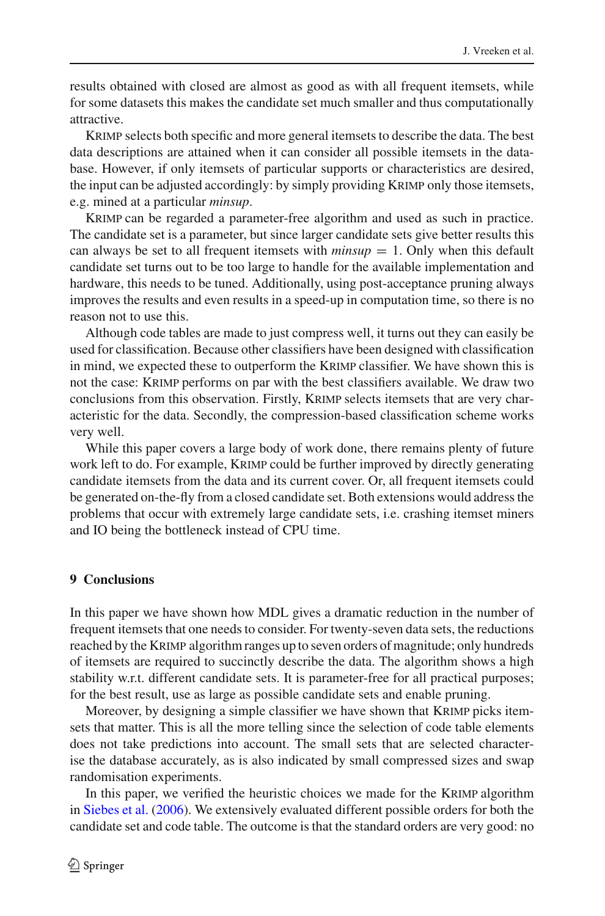results obtained with closed are almost as good as with all frequent itemsets, while for some datasets this makes the candidate set much smaller and thus computationally attractive.

Krimp selects both specific and more general itemsets to describe the data. The best data descriptions are attained when it can consider all possible itemsets in the database. However, if only itemsets of particular supports or characteristics are desired, the input can be adjusted accordingly: by simply providing Krimp only those itemsets, e.g. mined at a particular *minsup*.

Krimp can be regarded a parameter-free algorithm and used as such in practice. The candidate set is a parameter, but since larger candidate sets give better results this can always be set to all frequent itemsets with $minsup = 1$. Only when this default candidate set turns out to be too large to handle for the available implementation and hardware, this needs to be tuned. Additionally, using post-acceptance pruning always improves the results and even results in a speed-up in computation time, so there is no reason not to use this.

Although code tables are made to just compress well, it turns out they can easily be used for classification. Because other classifiers have been designed with classification in mind, we expected these to outperform the Krimp classifier. We have shown this is not the case: Krimp performs on par with the best classifiers available. We draw two conclusions from this observation. Firstly, Krimp selects itemsets that are very characteristic for the data. Secondly, the compression-based classification scheme works very well.

While this paper covers a large body of work done, there remains plenty of future work left to do. For example, Krimp could be further improved by directly generating candidate itemsets from the data and its current cover. Or, all frequent itemsets could be generated on-the-fly from a closed candidate set. Both extensions would address the problems that occur with extremely large candidate sets, i.e. crashing itemset miners and IO being the bottleneck instead of CPU time.

## 9 Conclusions

In this paper we have shown how MDL gives a dramatic reduction in the number of frequent itemsets that one needs to consider. For twenty-seven data sets, the reductions reached by the Krimp algorithm ranges up to seven orders of magnitude; only hundreds of itemsets are required to succinctly describe the data. The algorithm shows a high stability w.r.t. different candidate sets. It is parameter-free for all practical purposes; for the best result, use as large as possible candidate sets and enable pruning.

Moreover, by designing a simple classifier we have shown that Krimp picks itemsets that matter. This is all the more telling since the selection of code table elements does not take predictions into account. The small sets that are selected characterise the database accurately, as is also indicated by small compressed sizes and swap randomisation experiments.

In this paper, we verified the heuristic choices we made for the Krimp algorithm in Siebes et al. (2006). We extensively evaluated different possible orders for both the candidate set and code table. The outcome is that the standard orders are very good: no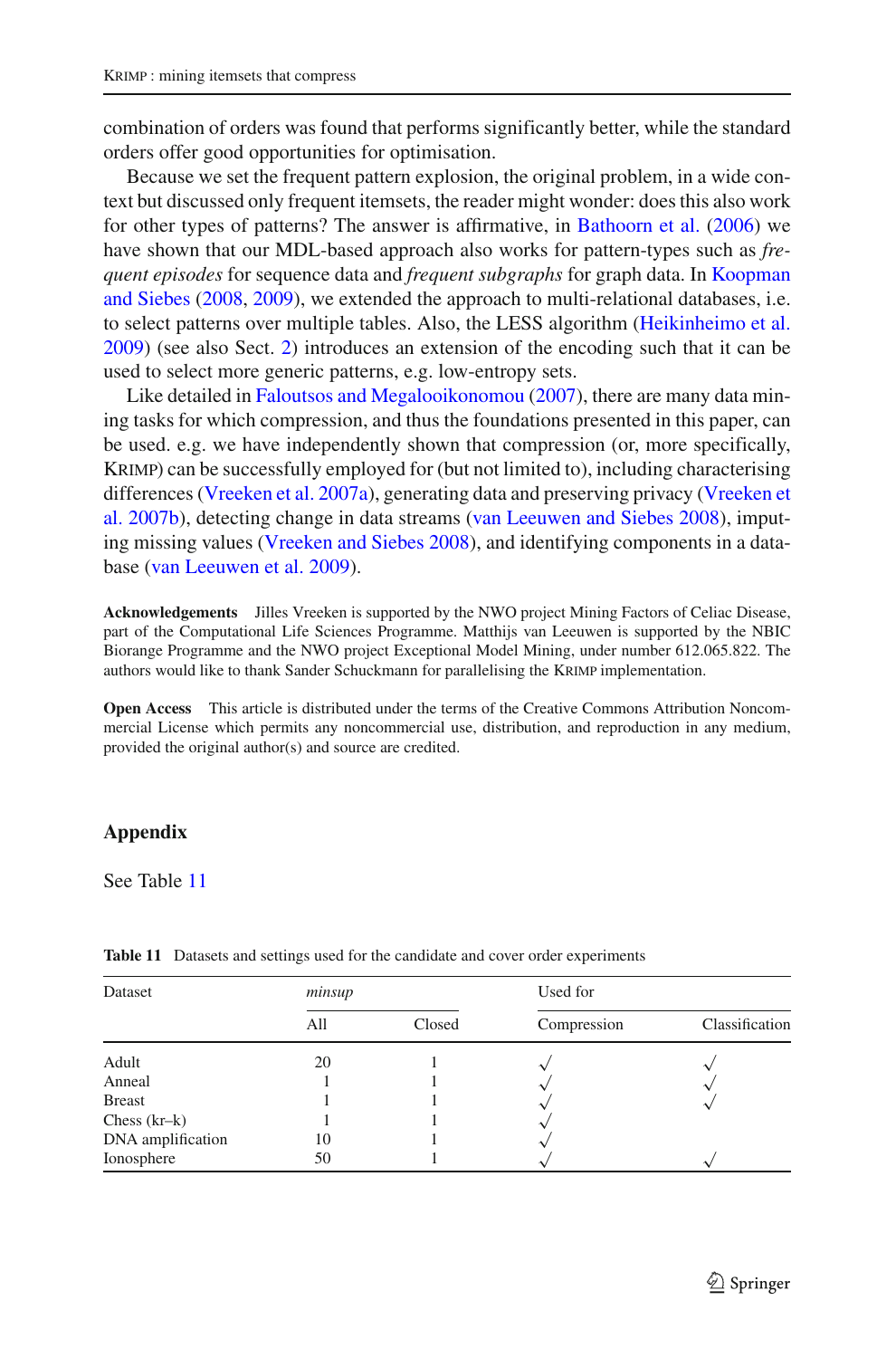combination of orders was found that performs significantly better, while the standard orders offer good opportunities for optimisation.

Because we set the frequent pattern explosion, the original problem, in a wide context but discussed only frequent itemsets, the reader might wonder: does this also work for other types of patterns? The answer is affirmative, in Bathoorn et al. (2006) we have shown that our MDL-based approach also works for pattern-types such as *frequent episodes* for sequence data and *frequent subgraphs* for graph data. In Koopman and Siebes (2008, 2009), we extended the approach to multi-relational databases, i.e. to select patterns over multiple tables. Also, the LESS algorithm (Heikinheimo et al. 2009) (see also Sect. 2) introduces an extension of the encoding such that it can be used to select more generic patterns, e.g. low-entropy sets.

Like detailed in Faloutsos and Megalooikonomou (2007), there are many data mining tasks for which compression, and thus the foundations presented in this paper, can be used. e.g. we have independently shown that compression (or, more specifically, KRIMP) can be successfully employed for (but not limited to), including characterising differences (Vreeken et al. 2007a), generating data and preserving privacy (Vreeken et al. 2007b), detecting change in data streams (van Leeuwen and Siebes 2008), imputing missing values (Vreeken and Siebes 2008), and identifying components in a database (van Leeuwen et al. 2009).

**Acknowledgements** Jilles Vreeken is supported by the NWO project Mining Factors of Celiac Disease, part of the Computational Life Sciences Programme. Matthijs van Leeuwen is supported by the NBIC Biorange Programme and the NWO project Exceptional Model Mining, under number 612.065.822. The authors would like to thank Sander Schuckmann for parallelising the KRIMP implementation.

**Open Access** This article is distributed under the terms of the Creative Commons Attribution Noncommercial License which permits any noncommercial use, distribution, and reproduction in any medium, provided the original author(s) and source are credited.

## Appendix

See Table 11

**Table 11** Datasets and settings used for the candidate and cover order experiments

| Dataset | *minsup* | | Used for | |
|---|---|---|---|---|
| | All | Closed | Compression | Classification |
| Adult | 20 | 1 | √ | √ |
| Anneal | 1 | 1 | √ | √ |
| Breast | 1 | 1 | √ | √ |
| Chess (kr–k) | 1 | 1 | √ | |
| DNA amplification | 10 | 1 | √ | |
| Ionosphere | 50 | 1 | √ | √ |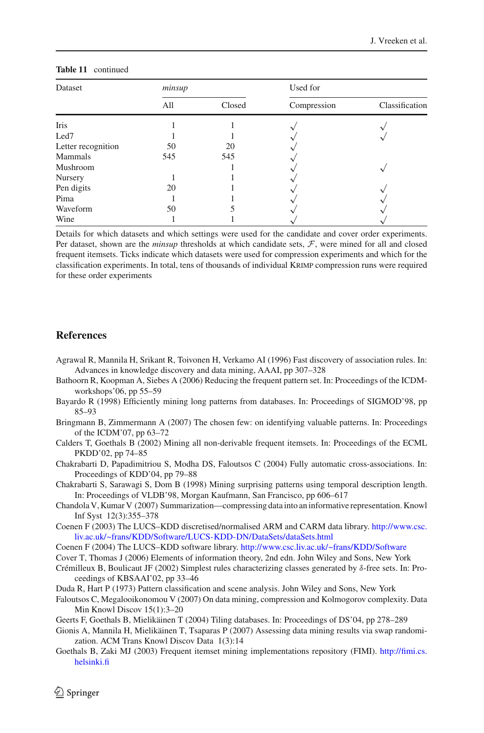**Table 11** continued

| Dataset | *minsup* | | Used for | |
|---|---|---|---|---|
| | All | Closed | Compression | Classification |
| Iris | 1 | 1 | √ | √ |
| Led7 | 1 | 1 | √ | √ |
| Letter recognition | 50 | 20 | √ | |
| Mammals | 545 | 545 | √ | |
| Mushroom | | 1 | √ | √ |
| Nursery | 1 | 1 | √ | |
| Pen digits | 20 | 1 | √ | √ |
| Pima | 1 | 1 | √ | √ |
| Waveform | 50 | 5 | √ | √ |
| Wine | 1 | 1 | √ | √ |

Details for which datasets and which settings were used for the candidate and cover order experiments. Per dataset, shown are the *minsup* thresholds at which candidate sets, $\mathcal{F}$, were mined for all and closed frequent itemsets. Ticks indicate which datasets were used for compression experiments and which for the classification experiments. In total, tens of thousands of individual Krimp compression runs were required for these order experiments

## References

Agrawal R, Mannila H, Srikant R, Toivonen H, Verkamo AI (1996) Fast discovery of association rules. In: Advances in knowledge discovery and data mining, AAAI, pp 307–328

Bathoorn R, Koopman A, Siebes A (2006) Reducing the frequent pattern set. In: Proceedings of the ICDM-workshops'06, pp 55–59

Bayardo R (1998) Efficiently mining long patterns from databases. In: Proceedings of SIGMOD'98, pp 85–93

Bringmann B, Zimmermann A (2007) The chosen few: on identifying valuable patterns. In: Proceedings of the ICDM'07, pp 63–72

Calders T, Goethals B (2002) Mining all non-derivable frequent itemsets. In: Proceedings of the ECML PKDD'02, pp 74–85

Chakrabarti D, Papadimitriou S, Modha DS, Faloutsos C (2004) Fully automatic cross-associations. In: Proceedings of KDD'04, pp 79–88

Chakrabarti S, Sarawagi S, Dom B (1998) Mining surprising patterns using temporal description length. In: Proceedings of VLDB'98, Morgan Kaufmann, San Francisco, pp 606–617

Chandola V, Kumar V (2007) Summarization—compressing data into an informative representation. Knowl Inf Syst 12(3):355–378

Coenen F (2003) The LUCS–KDD discretised/normalised ARM and CARM data library. http://www.csc.liv.ac.uk/~frans/KDD/Software/LUCS-KDD-DN/DataSets/dataSets.html

Coenen F (2004) The LUCS–KDD software library. http://www.csc.liv.ac.uk/~frans/KDD/Software

Cover T, Thomas J (2006) Elements of information theory, 2nd edn. John Wiley and Sons, New York

Crémilleux B, Boulicaut JF (2002) Simplest rules characterizing classes generated by $\delta$-free sets. In: Proceedings of KBSAAI'02, pp 33–46

Duda R, Hart P (1973) Pattern classification and scene analysis. John Wiley and Sons, New York

Faloutsos C, Megalooikonomou V (2007) On data mining, compression and Kolmogorov complexity. Data Min Knowl Discov 15(1):3–20

Geerts F, Goethals B, Mielikäinen T (2004) Tiling databases. In: Proceedings of DS'04, pp 278–289

Gionis A, Mannila H, Mielikäinen T, Tsaparas P (2007) Assessing data mining results via swap randomization. ACM Trans Knowl Discov Data 1(3):14

Goethals B, Zaki MJ (2003) Frequent itemset mining implementations repository (FIMI). http://fimi.cs.helsinki.fi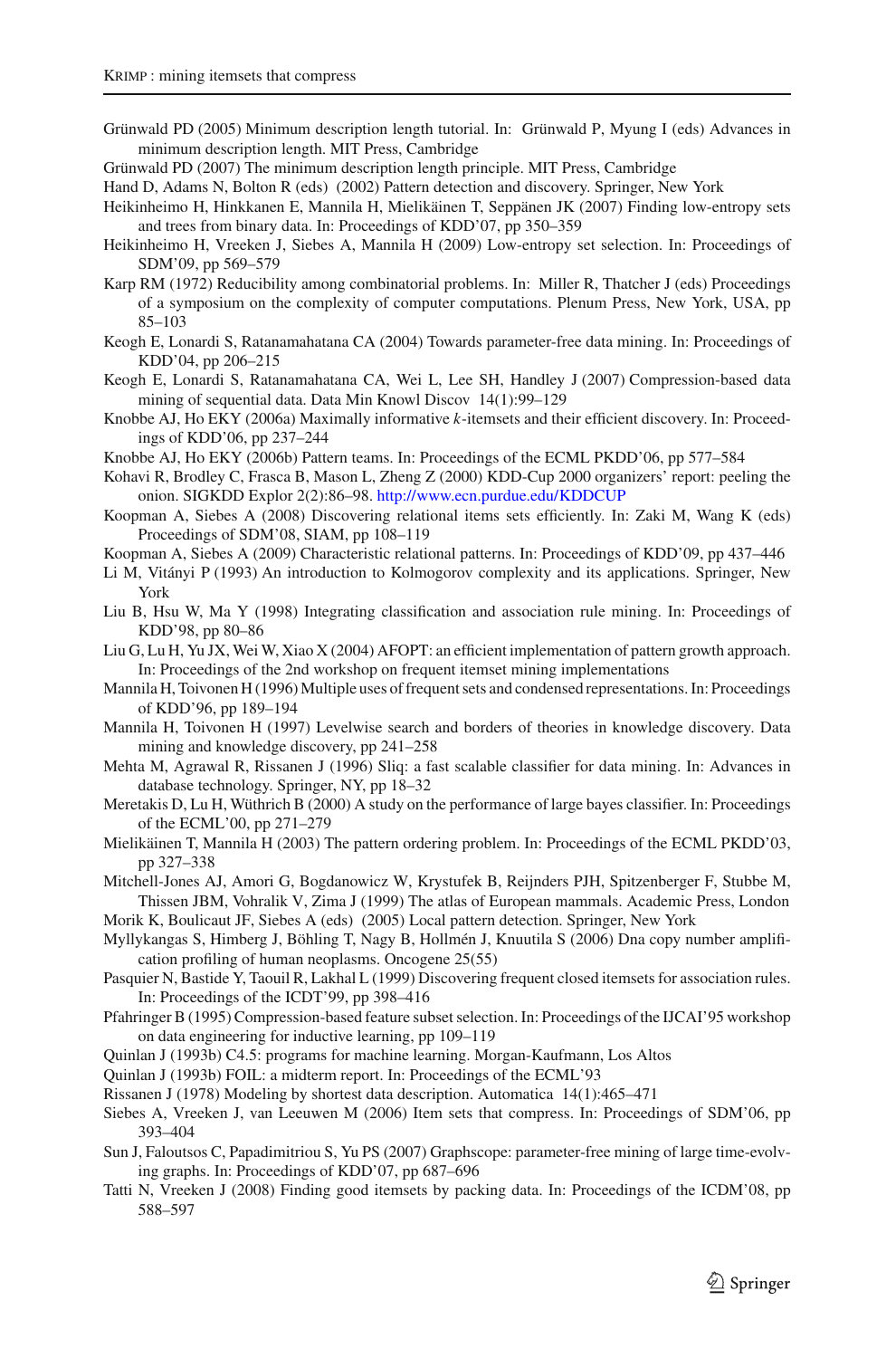Grünwald PD (2005) Minimum description length tutorial. In: Grünwald P, Myung I (eds) Advances in minimum description length. MIT Press, Cambridge

Grünwald PD (2007) The minimum description length principle. MIT Press, Cambridge

Hand D, Adams N, Bolton R (eds) (2002) Pattern detection and discovery. Springer, New York

Heikinheimo H, Hinkkanen E, Mannila H, Mielikäinen T, Seppänen JK (2007) Finding low-entropy sets and trees from binary data. In: Proceedings of KDD'07, pp 350–359

Heikinheimo H, Vreeken J, Siebes A, Mannila H (2009) Low-entropy set selection. In: Proceedings of SDM'09, pp 569–579

Karp RM (1972) Reducibility among combinatorial problems. In: Miller R, Thatcher J (eds) Proceedings of a symposium on the complexity of computer computations. Plenum Press, New York, USA, pp 85–103

Keogh E, Lonardi S, Ratanamahatana CA (2004) Towards parameter-free data mining. In: Proceedings of KDD'04, pp 206–215

Keogh E, Lonardi S, Ratanamahatana CA, Wei L, Lee SH, Handley J (2007) Compression-based data mining of sequential data. Data Min Knowl Discov 14(1):99–129

Knobbe AJ, Ho EKY (2006a) Maximally informative *k*-itemsets and their efficient discovery. In: Proceedings of KDD'06, pp 237–244

Knobbe AJ, Ho EKY (2006b) Pattern teams. In: Proceedings of the ECML PKDD'06, pp 577–584

Kohavi R, Brodley C, Frasca B, Mason L, Zheng Z (2000) KDD-Cup 2000 organizers' report: peeling the onion. SIGKDD Explor 2(2):86–98. http://www.ecn.purdue.edu/KDDCUP

Koopman A, Siebes A (2008) Discovering relational items sets efficiently. In: Zaki M, Wang K (eds) Proceedings of SDM'08, SIAM, pp 108–119

Koopman A, Siebes A (2009) Characteristic relational patterns. In: Proceedings of KDD'09, pp 437–446

Li M, Vitányi P (1993) An introduction to Kolmogorov complexity and its applications. Springer, New York

Liu B, Hsu W, Ma Y (1998) Integrating classification and association rule mining. In: Proceedings of KDD'98, pp 80–86

Liu G, Lu H, Yu JX, Wei W, Xiao X (2004) AFOPT: an efficient implementation of pattern growth approach. In: Proceedings of the 2nd workshop on frequent itemset mining implementations

Mannila H, Toivonen H (1996) Multiple uses of frequent sets and condensed representations. In: Proceedings of KDD'96, pp 189–194

Mannila H, Toivonen H (1997) Levelwise search and borders of theories in knowledge discovery. Data mining and knowledge discovery, pp 241–258

Mehta M, Agrawal R, Rissanen J (1996) Sliq: a fast scalable classifier for data mining. In: Advances in database technology. Springer, NY, pp 18–32

Meretakis D, Lu H, Wüthrich B (2000) A study on the performance of large bayes classifier. In: Proceedings of the ECML'00, pp 271–279

Mielikäinen T, Mannila H (2003) The pattern ordering problem. In: Proceedings of the ECML PKDD'03, pp 327–338

Mitchell-Jones AJ, Amori G, Bogdanowicz W, Krystufek B, Reijnders PJH, Spitzenberger F, Stubbe M, Thissen JBM, Vohralik V, Zima J (1999) The atlas of European mammals. Academic Press, London

Morik K, Boulicaut JF, Siebes A (eds) (2005) Local pattern detection. Springer, New York

Myllykangas S, Himberg J, Böhling T, Nagy B, Hollmén J, Knuutila S (2006) Dna copy number amplification profiling of human neoplasms. Oncogene 25(55)

Pasquier N, Bastide Y, Taouil R, Lakhal L (1999) Discovering frequent closed itemsets for association rules. In: Proceedings of the ICDT'99, pp 398–416

Pfahringer B (1995) Compression-based feature subset selection. In: Proceedings of the IJCAI'95 workshop on data engineering for inductive learning, pp 109–119

Quinlan J (1993b) C4.5: programs for machine learning. Morgan-Kaufmann, Los Altos

Quinlan J (1993b) FOIL: a midterm report. In: Proceedings of the ECML'93

Rissanen J (1978) Modeling by shortest data description. Automatica 14(1):465–471

Siebes A, Vreeken J, van Leeuwen M (2006) Item sets that compress. In: Proceedings of SDM'06, pp 393–404

Sun J, Faloutsos C, Papadimitriou S, Yu PS (2007) Graphscope: parameter-free mining of large time-evolving graphs. In: Proceedings of KDD'07, pp 687–696

Tatti N, Vreeken J (2008) Finding good itemsets by packing data. In: Proceedings of the ICDM'08, pp 588–597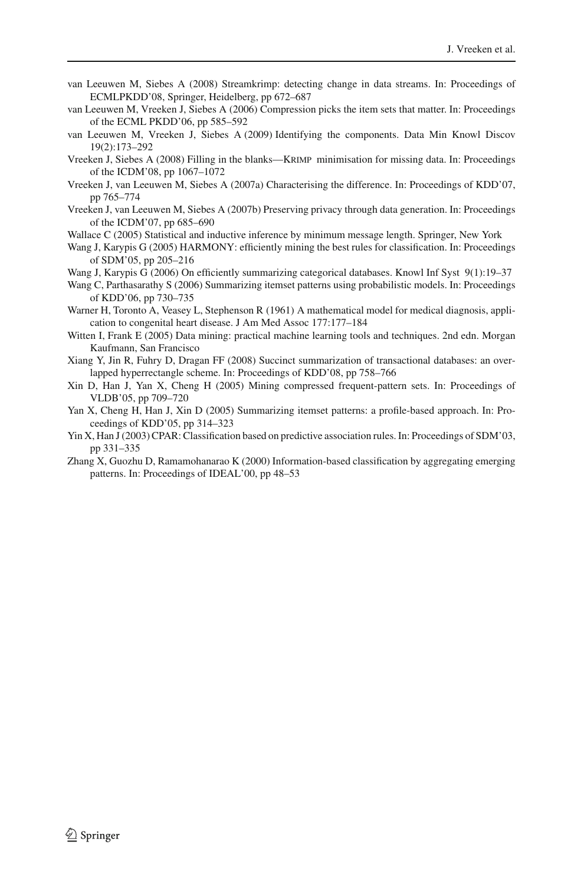van Leeuwen M, Siebes A (2008) Streamkrimp: detecting change in data streams. In: Proceedings of ECMLPKDD'08, Springer, Heidelberg, pp 672–687

van Leeuwen M, Vreeken J, Siebes A (2006) Compression picks the item sets that matter. In: Proceedings of the ECML PKDD'06, pp 585–592

van Leeuwen M, Vreeken J, Siebes A (2009) Identifying the components. Data Min Knowl Discov 19(2):173–292

Vreeken J, Siebes A (2008) Filling in the blanks—Krimp minimisation for missing data. In: Proceedings of the ICDM'08, pp 1067–1072

Vreeken J, van Leeuwen M, Siebes A (2007a) Characterising the difference. In: Proceedings of KDD'07, pp 765–774

Vreeken J, van Leeuwen M, Siebes A (2007b) Preserving privacy through data generation. In: Proceedings of the ICDM'07, pp 685–690

Wallace C (2005) Statistical and inductive inference by minimum message length. Springer, New York

Wang J, Karypis G (2005) HARMONY: efficiently mining the best rules for classification. In: Proceedings of SDM'05, pp 205–216

Wang J, Karypis G (2006) On efficiently summarizing categorical databases. Knowl Inf Syst 9(1):19–37

Wang C, Parthasarathy S (2006) Summarizing itemset patterns using probabilistic models. In: Proceedings of KDD'06, pp 730–735

Warner H, Toronto A, Veasey L, Stephenson R (1961) A mathematical model for medical diagnosis, application to congenital heart disease. J Am Med Assoc 177:177–184

Witten I, Frank E (2005) Data mining: practical machine learning tools and techniques. 2nd edn. Morgan Kaufmann, San Francisco

Xiang Y, Jin R, Fuhry D, Dragan FF (2008) Succinct summarization of transactional databases: an overlapped hyperrectangle scheme. In: Proceedings of KDD'08, pp 758–766

Xin D, Han J, Yan X, Cheng H (2005) Mining compressed frequent-pattern sets. In: Proceedings of VLDB'05, pp 709–720

Yan X, Cheng H, Han J, Xin D (2005) Summarizing itemset patterns: a profile-based approach. In: Proceedings of KDD'05, pp 314–323

Yin X, Han J (2003) CPAR: Classification based on predictive association rules. In: Proceedings of SDM'03, pp 331–335

Zhang X, Guozhu D, Ramamohanarao K (2000) Information-based classification by aggregating emerging patterns. In: Proceedings of IDEAL'00, pp 48–53